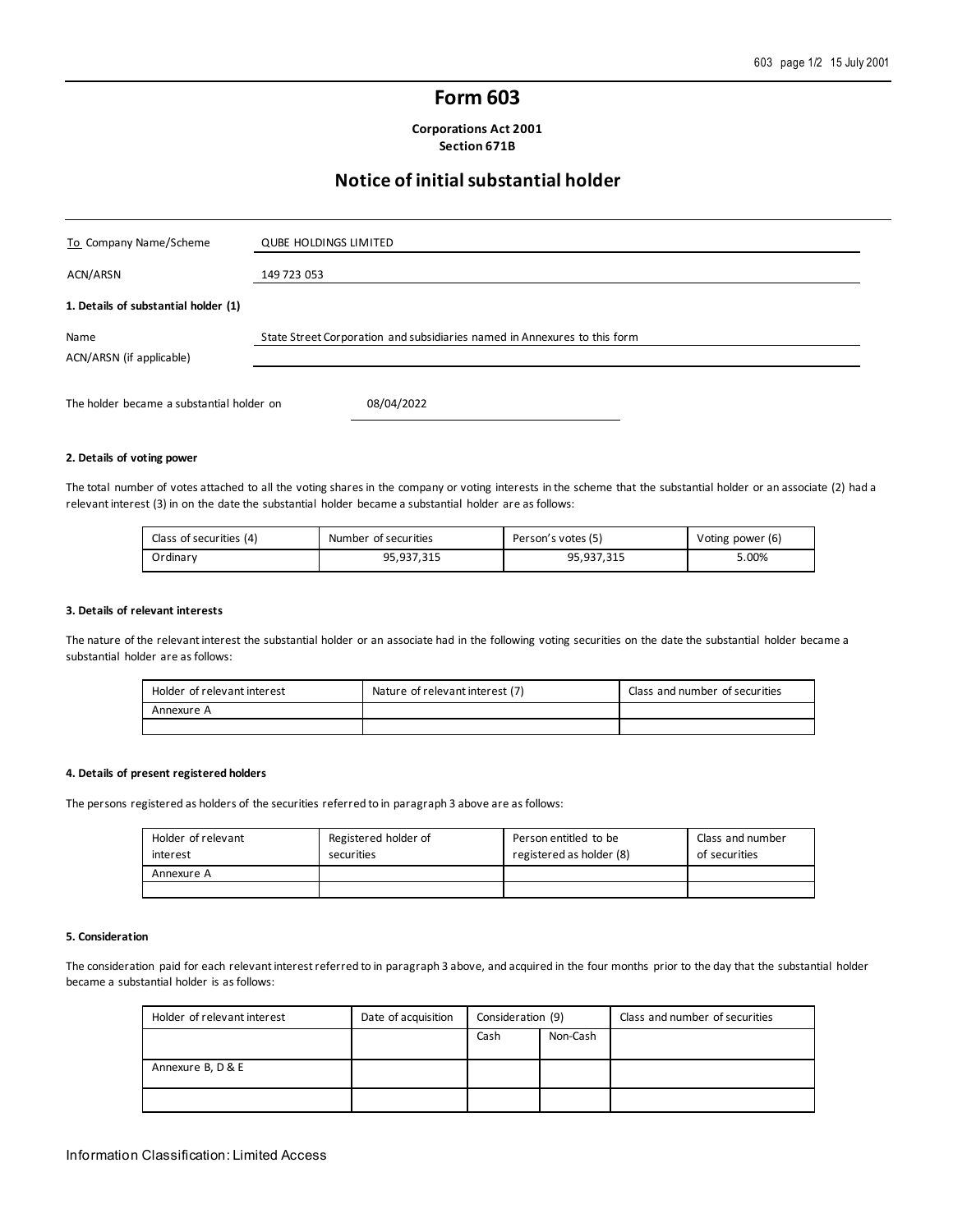# Form 603

**Corporations Act 2001**
**Section 671B**

## Notice of initial substantial holder

| To Company Name/Scheme | QUBE HOLDINGS LIMITED |
|---|---|
| ACN/ARSN | 149 723 053 |

**1. Details of substantial holder (1)**

| Name | State Street Corporation and subsidiaries named in Annexures to this form |
|---|---|
| ACN/ARSN (if applicable) | |

The holder became a substantial holder on 08/04/2022

**2. Details of voting power**

The total number of votes attached to all the voting shares in the company or voting interests in the scheme that the substantial holder or an associate (2) had a relevant interest (3) in on the date the substantial holder became a substantial holder are as follows:

| Class of securities (4) | Number of securities | Person's votes (5) | Voting power (6) |
|---|---|---|---|
| Ordinary | 95,937,315 | 95,937,315 | 5.00% |

**3. Details of relevant interests**

The nature of the relevant interest the substantial holder or an associate had in the following voting securities on the date the substantial holder became a substantial holder are as follows:

| Holder of relevant interest | Nature of relevant interest (7) | Class and number of securities |
|---|---|---|
| Annexure A | | |
| | | |

**4. Details of present registered holders**

The persons registered as holders of the securities referred to in paragraph 3 above are as follows:

| Holder of relevant interest | Registered holder of securities | Person entitled to be registered as holder (8) | Class and number of securities |
|---|---|---|---|
| Annexure A | | | |
| | | | |

**5. Consideration**

The consideration paid for each relevant interest referred to in paragraph 3 above, and acquired in the four months prior to the day that the substantial holder became a substantial holder is as follows:

| Holder of relevant interest | Date of acquisition | Consideration (9) | | Class and number of securities |
|---|---|---|---|---|
| | | Cash | Non-Cash | |
| Annexure B, D & E | | | | |
| | | | | |

Information Classification: Limited Access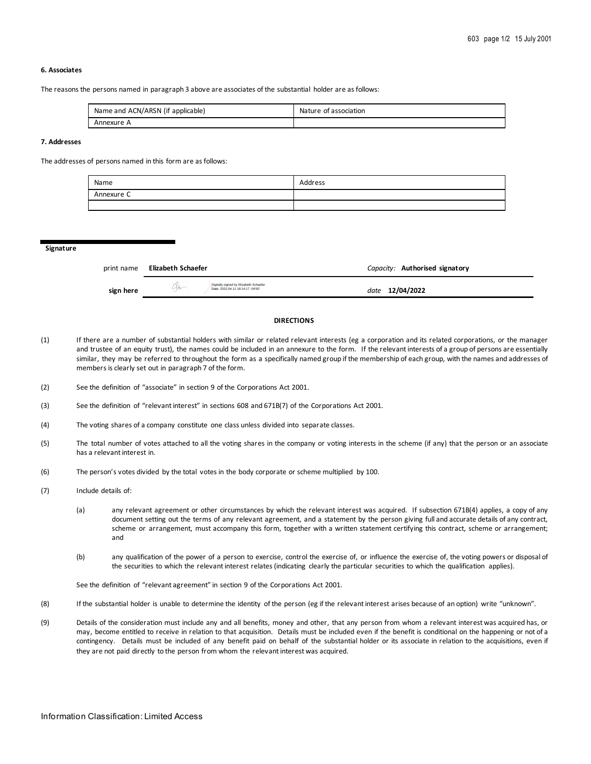### 6. Associates

The reasons the persons named in paragraph 3 above are associates of the substantial holder are as follows:

| Name and ACN/ARSN (if applicable) | Nature of association |
| --- | --- |
| Annexure A | |

### 7. Addresses

The addresses of persons named in this form are as follows:

| Name | Address |
| --- | --- |
| Annexure C | |
| | |

**Signature**

| | | | |
| --- | --- | --- | --- |
| print name | **Elizabeth Schaefer** | *Capacity:* **Authorised signatory** | |
| **sign here** | Digitally signed by Elizabeth Schaefer Date: 2022.04.11 18:14:17 -04'00' | *date* **12/04/2022** | |

**DIRECTIONS**

(1) If there are a number of substantial holders with similar or related relevant interests (eg a corporation and its related corporations, or the manager and trustee of an equity trust), the names could be included in an annexure to the form. If the relevant interests of a group of persons are essentially similar, they may be referred to throughout the form as a specifically named group if the membership of each group, with the names and addresses of members is clearly set out in paragraph 7 of the form.

(2) See the definition of "associate" in section 9 of the Corporations Act 2001.

(3) See the definition of "relevant interest" in sections 608 and 671B(7) of the Corporations Act 2001.

(4) The voting shares of a company constitute one class unless divided into separate classes.

(5) The total number of votes attached to all the voting shares in the company or voting interests in the scheme (if any) that the person or an associate has a relevant interest in.

(6) The person's votes divided by the total votes in the body corporate or scheme multiplied by 100.

(7) Include details of:

(a) any relevant agreement or other circumstances by which the relevant interest was acquired. If subsection 671B(4) applies, a copy of any document setting out the terms of any relevant agreement, and a statement by the person giving full and accurate details of any contract, scheme or arrangement, must accompany this form, together with a written statement certifying this contract, scheme or arrangement; and

(b) any qualification of the power of a person to exercise, control the exercise of, or influence the exercise of, the voting powers or disposal of the securities to which the relevant interest relates (indicating clearly the particular securities to which the qualification applies).

See the definition of "relevant agreement" in section 9 of the Corporations Act 2001.

(8) If the substantial holder is unable to determine the identity of the person (eg if the relevant interest arises because of an option) write "unknown".

(9) Details of the consideration must include any and all benefits, money and other, that any person from whom a relevant interest was acquired has, or may, become entitled to receive in relation to that acquisition. Details must be included even if the benefit is conditional on the happening or not of a contingency. Details must be included of any benefit paid on behalf of the substantial holder or its associate in relation to the acquisitions, even if they are not paid directly to the person from whom the relevant interest was acquired.

Information Classification: Limited Access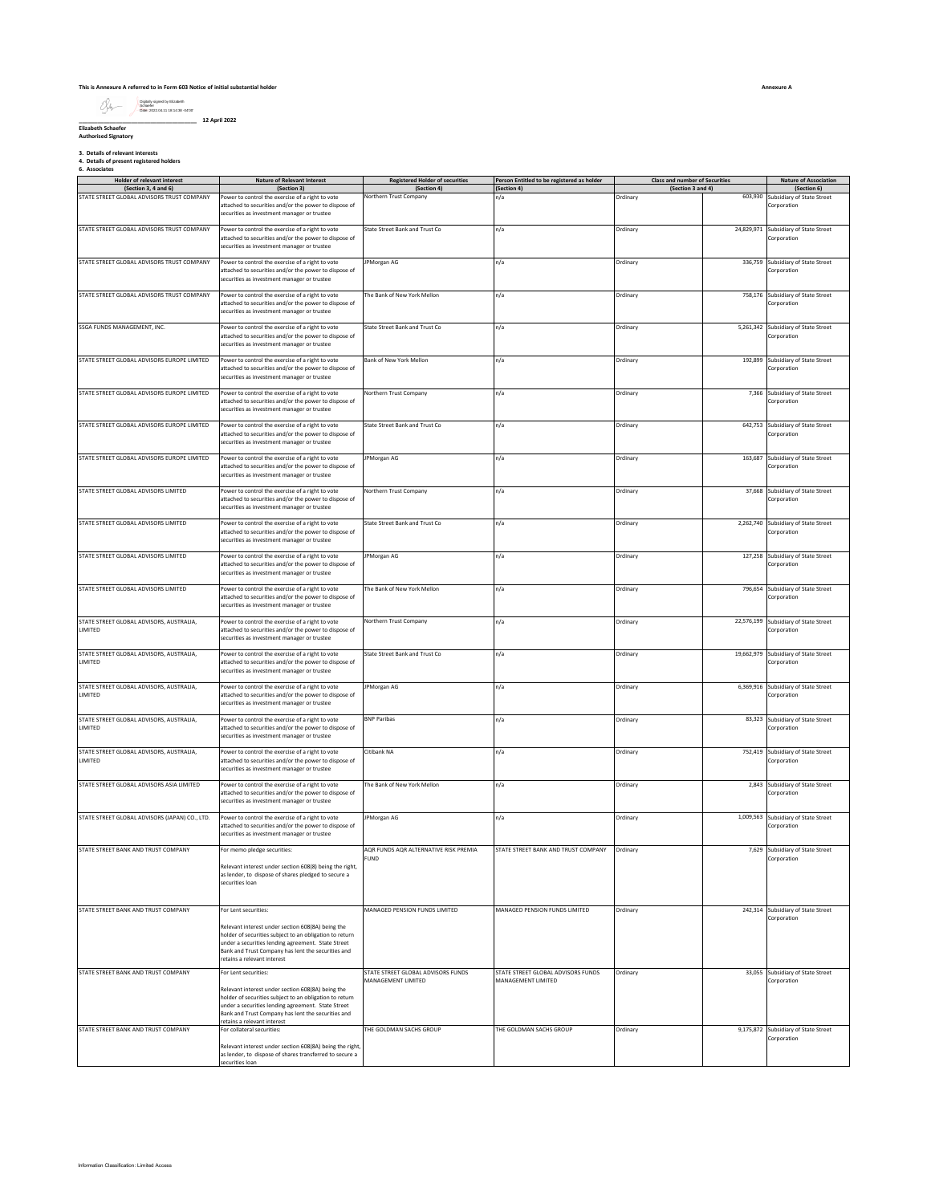This is Annexure A referred to in Form 603 Notice of initial substantial holder

Annexure A

Digitally signed by Elizabeth Schaefer
Date: 2022.04.11 18:14:36 -04'00'

12 April 2022

**Elizabeth Schaefer**
**Authorised Signatory**

**3. Details of relevant interests**
**4. Details of present registered holders**
**6. Associates**

| Holder of relevant interest (Section 3, 4 and 6) | Nature of Relevant Interest (Section 3) | Registered Holder of securities (Section 4) | Person Entitled to be registered as holder (Section 4) | Class and number of Securities (Section 3 and 4) | | Nature of Association (Section 6) |
|---|---|---|---|---|---|---|
| STATE STREET GLOBAL ADVISORS TRUST COMPANY | Power to control the exercise of a right to vote attached to securities and/or the power to dispose of securities as investment manager or trustee | Northern Trust Company | n/a | Ordinary | 603,930 | Subsidiary of State Street Corporation |
| STATE STREET GLOBAL ADVISORS TRUST COMPANY | Power to control the exercise of a right to vote attached to securities and/or the power to dispose of securities as investment manager or trustee | State Street Bank and Trust Co | n/a | Ordinary | 24,829,971 | Subsidiary of State Street Corporation |
| STATE STREET GLOBAL ADVISORS TRUST COMPANY | Power to control the exercise of a right to vote attached to securities and/or the power to dispose of securities as investment manager or trustee | JPMorgan AG | n/a | Ordinary | 336,759 | Subsidiary of State Street Corporation |
| STATE STREET GLOBAL ADVISORS TRUST COMPANY | Power to control the exercise of a right to vote attached to securities and/or the power to dispose of securities as investment manager or trustee | The Bank of New York Mellon | n/a | Ordinary | 758,176 | Subsidiary of State Street Corporation |
| SSGA FUNDS MANAGEMENT, INC. | Power to control the exercise of a right to vote attached to securities and/or the power to dispose of securities as investment manager or trustee | State Street Bank and Trust Co | n/a | Ordinary | 5,261,342 | Subsidiary of State Street Corporation |
| STATE STREET GLOBAL ADVISORS EUROPE LIMITED | Power to control the exercise of a right to vote attached to securities and/or the power to dispose of securities as investment manager or trustee | Bank of New York Mellon | n/a | Ordinary | 192,899 | Subsidiary of State Street Corporation |
| STATE STREET GLOBAL ADVISORS EUROPE LIMITED | Power to control the exercise of a right to vote attached to securities and/or the power to dispose of securities as investment manager or trustee | Northern Trust Company | n/a | Ordinary | 7,366 | Subsidiary of State Street Corporation |
| STATE STREET GLOBAL ADVISORS EUROPE LIMITED | Power to control the exercise of a right to vote attached to securities and/or the power to dispose of securities as investment manager or trustee | State Street Bank and Trust Co | n/a | Ordinary | 642,753 | Subsidiary of State Street Corporation |
| STATE STREET GLOBAL ADVISORS EUROPE LIMITED | Power to control the exercise of a right to vote attached to securities and/or the power to dispose of securities as investment manager or trustee | JPMorgan AG | n/a | Ordinary | 163,687 | Subsidiary of State Street Corporation |
| STATE STREET GLOBAL ADVISORS LIMITED | Power to control the exercise of a right to vote attached to securities and/or the power to dispose of securities as investment manager or trustee | Northern Trust Company | n/a | Ordinary | 37,668 | Subsidiary of State Street Corporation |
| STATE STREET GLOBAL ADVISORS LIMITED | Power to control the exercise of a right to vote attached to securities and/or the power to dispose of securities as investment manager or trustee | State Street Bank and Trust Co | n/a | Ordinary | 2,262,740 | Subsidiary of State Street Corporation |
| STATE STREET GLOBAL ADVISORS LIMITED | Power to control the exercise of a right to vote attached to securities and/or the power to dispose of securities as investment manager or trustee | JPMorgan AG | n/a | Ordinary | 127,258 | Subsidiary of State Street Corporation |
| STATE STREET GLOBAL ADVISORS LIMITED | Power to control the exercise of a right to vote attached to securities and/or the power to dispose of securities as investment manager or trustee | The Bank of New York Mellon | n/a | Ordinary | 796,654 | Subsidiary of State Street Corporation |
| STATE STREET GLOBAL ADVISORS, AUSTRALIA, LIMITED | Power to control the exercise of a right to vote attached to securities and/or the power to dispose of securities as investment manager or trustee | Northern Trust Company | n/a | Ordinary | 22,576,199 | Subsidiary of State Street Corporation |
| STATE STREET GLOBAL ADVISORS, AUSTRALIA, LIMITED | Power to control the exercise of a right to vote attached to securities and/or the power to dispose of securities as investment manager or trustee | State Street Bank and Trust Co | n/a | Ordinary | 19,662,979 | Subsidiary of State Street Corporation |
| STATE STREET GLOBAL ADVISORS, AUSTRALIA, LIMITED | Power to control the exercise of a right to vote attached to securities and/or the power to dispose of securities as investment manager or trustee | JPMorgan AG | n/a | Ordinary | 6,369,916 | Subsidiary of State Street Corporation |
| STATE STREET GLOBAL ADVISORS, AUSTRALIA, LIMITED | Power to control the exercise of a right to vote attached to securities and/or the power to dispose of securities as investment manager or trustee | BNP Paribas | n/a | Ordinary | 83,323 | Subsidiary of State Street Corporation |
| STATE STREET GLOBAL ADVISORS, AUSTRALIA, LIMITED | Power to control the exercise of a right to vote attached to securities and/or the power to dispose of securities as investment manager or trustee | Citibank NA | n/a | Ordinary | 752,419 | Subsidiary of State Street Corporation |
| STATE STREET GLOBAL ADVISORS ASIA LIMITED | Power to control the exercise of a right to vote attached to securities and/or the power to dispose of securities as investment manager or trustee | The Bank of New York Mellon | n/a | Ordinary | 2,843 | Subsidiary of State Street Corporation |
| STATE STREET GLOBAL ADVISORS (JAPAN) CO., LTD. | Power to control the exercise of a right to vote attached to securities and/or the power to dispose of securities as investment manager or trustee | JPMorgan AG | n/a | Ordinary | 1,009,563 | Subsidiary of State Street Corporation |
| STATE STREET BANK AND TRUST COMPANY | For memo pledge securities: Relevant interest under section 608(8) being the right, as lender, to dispose of shares pledged to secure a securities loan | AQR FUNDS AQR ALTERNATIVE RISK PREMIA FUND | STATE STREET BANK AND TRUST COMPANY | Ordinary | 7,629 | Subsidiary of State Street Corporation |
| STATE STREET BANK AND TRUST COMPANY | For Lent securities: Relevant interest under section 608(8A) being the holder of securities subject to an obligation to return under a securities lending agreement. State Street Bank and Trust Company has lent the securities and retains a relevant interest | MANAGED PENSION FUNDS LIMITED | MANAGED PENSION FUNDS LIMITED | Ordinary | 242,314 | Subsidiary of State Street Corporation |
| STATE STREET BANK AND TRUST COMPANY | For Lent securities: Relevant interest under section 608(8A) being the holder of securities subject to an obligation to return under a securities lending agreement. State Street Bank and Trust Company has lent the securities and retains a relevant interest | STATE STREET GLOBAL ADVISORS FUNDS MANAGEMENT LIMITED | STATE STREET GLOBAL ADVISORS FUNDS MANAGEMENT LIMITED | Ordinary | 33,055 | Subsidiary of State Street Corporation |
| STATE STREET BANK AND TRUST COMPANY | For collateral securities: Relevant interest under section 608(8A) being the right, as lender, to dispose of shares transferred to secure a securities loan | THE GOLDMAN SACHS GROUP | THE GOLDMAN SACHS GROUP | Ordinary | 9,175,872 | Subsidiary of State Street Corporation |

Information Classification: Limited Access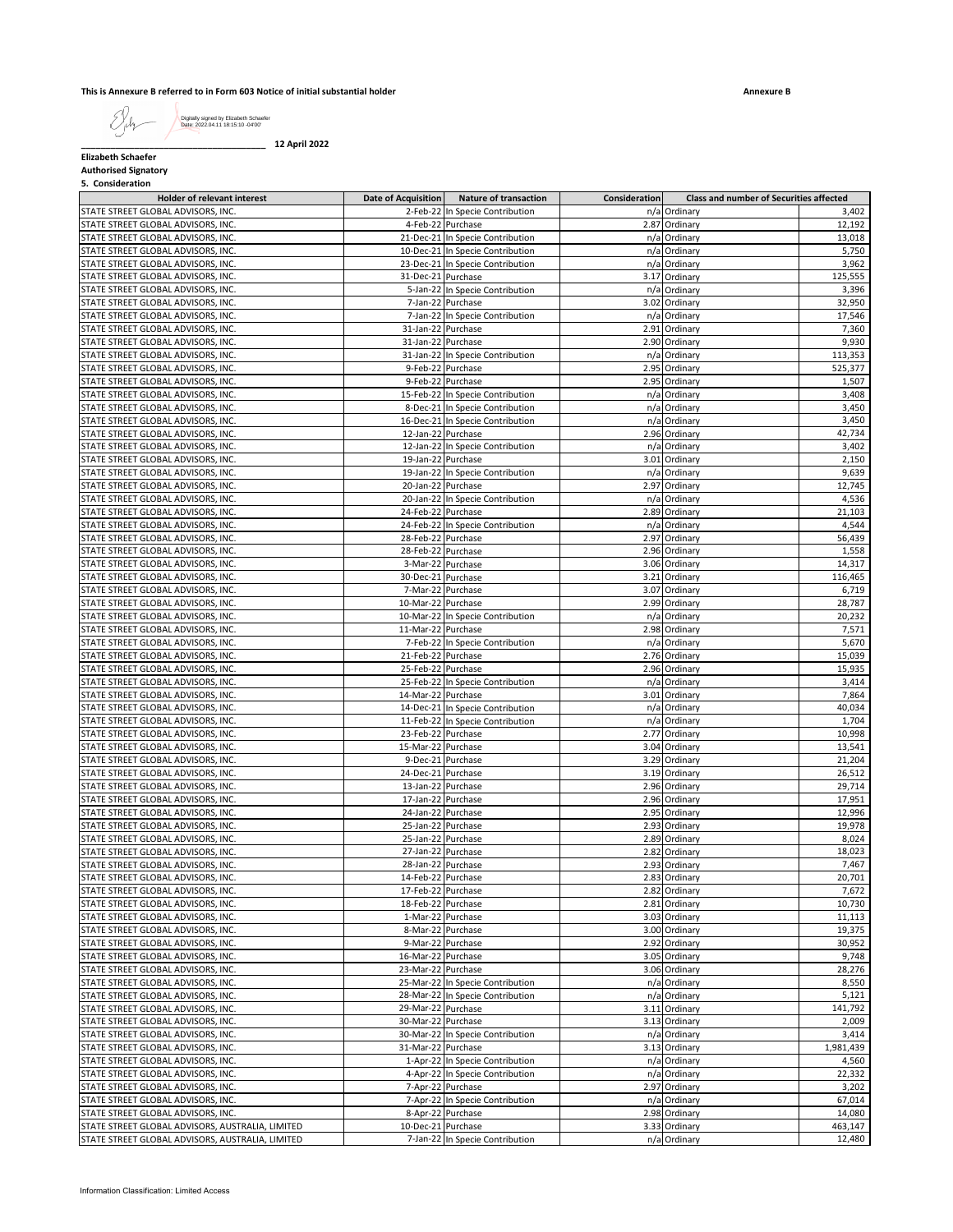This is Annexure B referred to in Form 603 Notice of initial substantial holder

Annexure B

Digitally signed by Elizabeth Schaefer
Date: 2022.04.11 18:15:10 -04'00'

_________________________________ 12 April 2022

**Elizabeth Schaefer**
**Authorised Signatory**
**5. Consideration**

| Holder of relevant interest | Date of Acquisition | Nature of transaction | Consideration | Class and number of Securities affected | |
|---|---|---|---|---|---|
| STATE STREET GLOBAL ADVISORS, INC. | 2-Feb-22 | In Specie Contribution | n/a | Ordinary | 3,402 |
| STATE STREET GLOBAL ADVISORS, INC. | 4-Feb-22 | Purchase | 2.87 | Ordinary | 12,192 |
| STATE STREET GLOBAL ADVISORS, INC. | 21-Dec-21 | In Specie Contribution | n/a | Ordinary | 13,018 |
| STATE STREET GLOBAL ADVISORS, INC. | 10-Dec-21 | In Specie Contribution | n/a | Ordinary | 5,750 |
| STATE STREET GLOBAL ADVISORS, INC. | 23-Dec-21 | In Specie Contribution | n/a | Ordinary | 3,962 |
| STATE STREET GLOBAL ADVISORS, INC. | 31-Dec-21 | Purchase | 3.17 | Ordinary | 125,555 |
| STATE STREET GLOBAL ADVISORS, INC. | 5-Jan-22 | In Specie Contribution | n/a | Ordinary | 3,396 |
| STATE STREET GLOBAL ADVISORS, INC. | 7-Jan-22 | Purchase | 3.02 | Ordinary | 32,950 |
| STATE STREET GLOBAL ADVISORS, INC. | 7-Jan-22 | In Specie Contribution | n/a | Ordinary | 17,546 |
| STATE STREET GLOBAL ADVISORS, INC. | 31-Jan-22 | Purchase | 2.91 | Ordinary | 7,360 |
| STATE STREET GLOBAL ADVISORS, INC. | 31-Jan-22 | Purchase | 2.90 | Ordinary | 9,930 |
| STATE STREET GLOBAL ADVISORS, INC. | 31-Jan-22 | In Specie Contribution | n/a | Ordinary | 113,353 |
| STATE STREET GLOBAL ADVISORS, INC. | 9-Feb-22 | Purchase | 2.95 | Ordinary | 525,377 |
| STATE STREET GLOBAL ADVISORS, INC. | 9-Feb-22 | Purchase | 2.95 | Ordinary | 1,507 |
| STATE STREET GLOBAL ADVISORS, INC. | 15-Feb-22 | In Specie Contribution | n/a | Ordinary | 3,408 |
| STATE STREET GLOBAL ADVISORS, INC. | 8-Dec-21 | In Specie Contribution | n/a | Ordinary | 3,450 |
| STATE STREET GLOBAL ADVISORS, INC. | 16-Dec-21 | In Specie Contribution | n/a | Ordinary | 3,450 |
| STATE STREET GLOBAL ADVISORS, INC. | 12-Jan-22 | Purchase | 2.96 | Ordinary | 42,734 |
| STATE STREET GLOBAL ADVISORS, INC. | 12-Jan-22 | In Specie Contribution | n/a | Ordinary | 3,402 |
| STATE STREET GLOBAL ADVISORS, INC. | 19-Jan-22 | Purchase | 3.01 | Ordinary | 2,150 |
| STATE STREET GLOBAL ADVISORS, INC. | 19-Jan-22 | In Specie Contribution | n/a | Ordinary | 9,639 |
| STATE STREET GLOBAL ADVISORS, INC. | 20-Jan-22 | Purchase | 2.97 | Ordinary | 12,745 |
| STATE STREET GLOBAL ADVISORS, INC. | 20-Jan-22 | In Specie Contribution | n/a | Ordinary | 4,536 |
| STATE STREET GLOBAL ADVISORS, INC. | 24-Feb-22 | Purchase | 2.89 | Ordinary | 21,103 |
| STATE STREET GLOBAL ADVISORS, INC. | 24-Feb-22 | In Specie Contribution | n/a | Ordinary | 4,544 |
| STATE STREET GLOBAL ADVISORS, INC. | 28-Feb-22 | Purchase | 2.97 | Ordinary | 56,439 |
| STATE STREET GLOBAL ADVISORS, INC. | 28-Feb-22 | Purchase | 2.96 | Ordinary | 1,558 |
| STATE STREET GLOBAL ADVISORS, INC. | 3-Mar-22 | Purchase | 3.06 | Ordinary | 14,317 |
| STATE STREET GLOBAL ADVISORS, INC. | 30-Dec-21 | Purchase | 3.21 | Ordinary | 116,465 |
| STATE STREET GLOBAL ADVISORS, INC. | 7-Mar-22 | Purchase | 3.07 | Ordinary | 6,719 |
| STATE STREET GLOBAL ADVISORS, INC. | 10-Mar-22 | Purchase | 2.99 | Ordinary | 28,787 |
| STATE STREET GLOBAL ADVISORS, INC. | 10-Mar-22 | In Specie Contribution | n/a | Ordinary | 20,232 |
| STATE STREET GLOBAL ADVISORS, INC. | 11-Mar-22 | Purchase | 2.98 | Ordinary | 7,571 |
| STATE STREET GLOBAL ADVISORS, INC. | 7-Feb-22 | In Specie Contribution | n/a | Ordinary | 5,670 |
| STATE STREET GLOBAL ADVISORS, INC. | 21-Feb-22 | Purchase | 2.76 | Ordinary | 15,039 |
| STATE STREET GLOBAL ADVISORS, INC. | 25-Feb-22 | Purchase | 2.96 | Ordinary | 15,935 |
| STATE STREET GLOBAL ADVISORS, INC. | 25-Feb-22 | In Specie Contribution | n/a | Ordinary | 3,414 |
| STATE STREET GLOBAL ADVISORS, INC. | 14-Mar-22 | Purchase | 3.01 | Ordinary | 7,864 |
| STATE STREET GLOBAL ADVISORS, INC. | 14-Dec-21 | In Specie Contribution | n/a | Ordinary | 40,034 |
| STATE STREET GLOBAL ADVISORS, INC. | 11-Feb-22 | In Specie Contribution | n/a | Ordinary | 1,704 |
| STATE STREET GLOBAL ADVISORS, INC. | 23-Feb-22 | Purchase | 2.77 | Ordinary | 10,998 |
| STATE STREET GLOBAL ADVISORS, INC. | 15-Mar-22 | Purchase | 3.04 | Ordinary | 13,541 |
| STATE STREET GLOBAL ADVISORS, INC. | 9-Dec-21 | Purchase | 3.29 | Ordinary | 21,204 |
| STATE STREET GLOBAL ADVISORS, INC. | 24-Dec-21 | Purchase | 3.19 | Ordinary | 26,512 |
| STATE STREET GLOBAL ADVISORS, INC. | 13-Jan-22 | Purchase | 2.96 | Ordinary | 29,714 |
| STATE STREET GLOBAL ADVISORS, INC. | 17-Jan-22 | Purchase | 2.96 | Ordinary | 17,951 |
| STATE STREET GLOBAL ADVISORS, INC. | 24-Jan-22 | Purchase | 2.95 | Ordinary | 12,996 |
| STATE STREET GLOBAL ADVISORS, INC. | 25-Jan-22 | Purchase | 2.93 | Ordinary | 19,978 |
| STATE STREET GLOBAL ADVISORS, INC. | 25-Jan-22 | Purchase | 2.89 | Ordinary | 8,024 |
| STATE STREET GLOBAL ADVISORS, INC. | 27-Jan-22 | Purchase | 2.82 | Ordinary | 18,023 |
| STATE STREET GLOBAL ADVISORS, INC. | 28-Jan-22 | Purchase | 2.93 | Ordinary | 7,467 |
| STATE STREET GLOBAL ADVISORS, INC. | 14-Feb-22 | Purchase | 2.83 | Ordinary | 20,701 |
| STATE STREET GLOBAL ADVISORS, INC. | 17-Feb-22 | Purchase | 2.82 | Ordinary | 7,672 |
| STATE STREET GLOBAL ADVISORS, INC. | 18-Feb-22 | Purchase | 2.81 | Ordinary | 10,730 |
| STATE STREET GLOBAL ADVISORS, INC. | 1-Mar-22 | Purchase | 3.03 | Ordinary | 11,113 |
| STATE STREET GLOBAL ADVISORS, INC. | 8-Mar-22 | Purchase | 3.00 | Ordinary | 19,375 |
| STATE STREET GLOBAL ADVISORS, INC. | 9-Mar-22 | Purchase | 2.92 | Ordinary | 30,952 |
| STATE STREET GLOBAL ADVISORS, INC. | 16-Mar-22 | Purchase | 3.05 | Ordinary | 9,748 |
| STATE STREET GLOBAL ADVISORS, INC. | 23-Mar-22 | Purchase | 3.06 | Ordinary | 28,276 |
| STATE STREET GLOBAL ADVISORS, INC. | 25-Mar-22 | In Specie Contribution | n/a | Ordinary | 8,550 |
| STATE STREET GLOBAL ADVISORS, INC. | 28-Mar-22 | In Specie Contribution | n/a | Ordinary | 5,121 |
| STATE STREET GLOBAL ADVISORS, INC. | 29-Mar-22 | Purchase | 3.11 | Ordinary | 141,792 |
| STATE STREET GLOBAL ADVISORS, INC. | 30-Mar-22 | Purchase | 3.13 | Ordinary | 2,009 |
| STATE STREET GLOBAL ADVISORS, INC. | 30-Mar-22 | In Specie Contribution | n/a | Ordinary | 3,414 |
| STATE STREET GLOBAL ADVISORS, INC. | 31-Mar-22 | Purchase | 3.13 | Ordinary | 1,981,439 |
| STATE STREET GLOBAL ADVISORS, INC. | 1-Apr-22 | In Specie Contribution | n/a | Ordinary | 4,560 |
| STATE STREET GLOBAL ADVISORS, INC. | 4-Apr-22 | In Specie Contribution | n/a | Ordinary | 22,332 |
| STATE STREET GLOBAL ADVISORS, INC. | 7-Apr-22 | Purchase | 2.97 | Ordinary | 3,202 |
| STATE STREET GLOBAL ADVISORS, INC. | 7-Apr-22 | In Specie Contribution | n/a | Ordinary | 67,014 |
| STATE STREET GLOBAL ADVISORS, INC. | 8-Apr-22 | Purchase | 2.98 | Ordinary | 14,080 |
| STATE STREET GLOBAL ADVISORS, AUSTRALIA, LIMITED | 10-Dec-21 | Purchase | 3.33 | Ordinary | 463,147 |
| STATE STREET GLOBAL ADVISORS, AUSTRALIA, LIMITED | 7-Jan-22 | In Specie Contribution | n/a | Ordinary | 12,480 |

Information Classification: Limited Access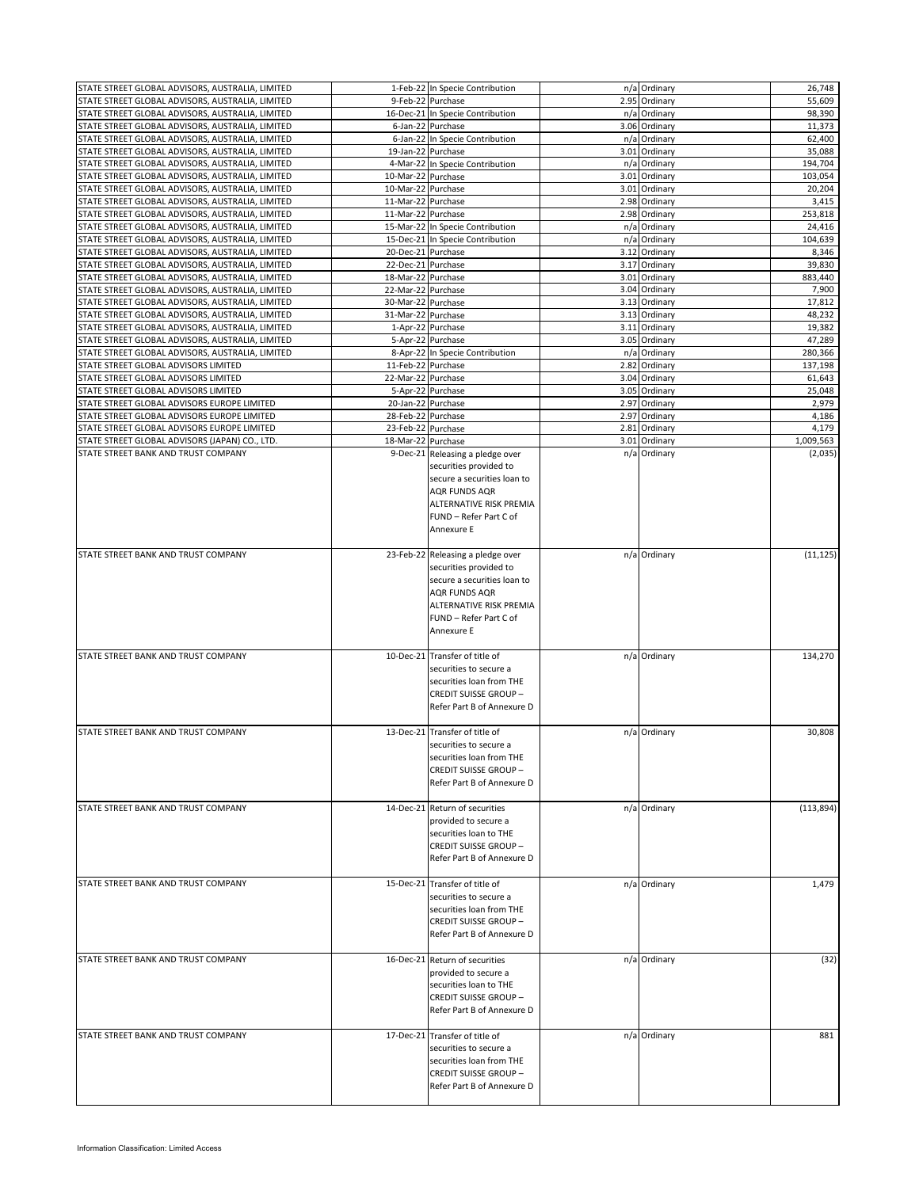| | | | | | |
|---|---|---|---|---|---|
| STATE STREET GLOBAL ADVISORS, AUSTRALIA, LIMITED | 1-Feb-22 | In Specie Contribution | n/a | Ordinary | 26,748 |
| STATE STREET GLOBAL ADVISORS, AUSTRALIA, LIMITED | 9-Feb-22 | Purchase | 2.95 | Ordinary | 55,609 |
| STATE STREET GLOBAL ADVISORS, AUSTRALIA, LIMITED | 16-Dec-21 | In Specie Contribution | n/a | Ordinary | 98,390 |
| STATE STREET GLOBAL ADVISORS, AUSTRALIA, LIMITED | 6-Jan-22 | Purchase | 3.06 | Ordinary | 11,373 |
| STATE STREET GLOBAL ADVISORS, AUSTRALIA, LIMITED | 6-Jan-22 | In Specie Contribution | n/a | Ordinary | 62,400 |
| STATE STREET GLOBAL ADVISORS, AUSTRALIA, LIMITED | 19-Jan-22 | Purchase | 3.01 | Ordinary | 35,088 |
| STATE STREET GLOBAL ADVISORS, AUSTRALIA, LIMITED | 4-Mar-22 | In Specie Contribution | n/a | Ordinary | 194,704 |
| STATE STREET GLOBAL ADVISORS, AUSTRALIA, LIMITED | 10-Mar-22 | Purchase | 3.01 | Ordinary | 103,054 |
| STATE STREET GLOBAL ADVISORS, AUSTRALIA, LIMITED | 10-Mar-22 | Purchase | 3.01 | Ordinary | 20,204 |
| STATE STREET GLOBAL ADVISORS, AUSTRALIA, LIMITED | 11-Mar-22 | Purchase | 2.98 | Ordinary | 3,415 |
| STATE STREET GLOBAL ADVISORS, AUSTRALIA, LIMITED | 11-Mar-22 | Purchase | 2.98 | Ordinary | 253,818 |
| STATE STREET GLOBAL ADVISORS, AUSTRALIA, LIMITED | 15-Mar-22 | In Specie Contribution | n/a | Ordinary | 24,416 |
| STATE STREET GLOBAL ADVISORS, AUSTRALIA, LIMITED | 15-Dec-21 | In Specie Contribution | n/a | Ordinary | 104,639 |
| STATE STREET GLOBAL ADVISORS, AUSTRALIA, LIMITED | 20-Dec-21 | Purchase | 3.12 | Ordinary | 8,346 |
| STATE STREET GLOBAL ADVISORS, AUSTRALIA, LIMITED | 22-Dec-21 | Purchase | 3.17 | Ordinary | 39,830 |
| STATE STREET GLOBAL ADVISORS, AUSTRALIA, LIMITED | 18-Mar-22 | Purchase | 3.01 | Ordinary | 883,440 |
| STATE STREET GLOBAL ADVISORS, AUSTRALIA, LIMITED | 22-Mar-22 | Purchase | 3.04 | Ordinary | 7,900 |
| STATE STREET GLOBAL ADVISORS, AUSTRALIA, LIMITED | 30-Mar-22 | Purchase | 3.13 | Ordinary | 17,812 |
| STATE STREET GLOBAL ADVISORS, AUSTRALIA, LIMITED | 31-Mar-22 | Purchase | 3.13 | Ordinary | 48,232 |
| STATE STREET GLOBAL ADVISORS, AUSTRALIA, LIMITED | 1-Apr-22 | Purchase | 3.11 | Ordinary | 19,382 |
| STATE STREET GLOBAL ADVISORS, AUSTRALIA, LIMITED | 5-Apr-22 | Purchase | 3.05 | Ordinary | 47,289 |
| STATE STREET GLOBAL ADVISORS, AUSTRALIA, LIMITED | 8-Apr-22 | In Specie Contribution | n/a | Ordinary | 280,366 |
| STATE STREET GLOBAL ADVISORS LIMITED | 11-Feb-22 | Purchase | 2.82 | Ordinary | 137,198 |
| STATE STREET GLOBAL ADVISORS LIMITED | 22-Mar-22 | Purchase | 3.04 | Ordinary | 61,643 |
| STATE STREET GLOBAL ADVISORS LIMITED | 5-Apr-22 | Purchase | 3.05 | Ordinary | 25,048 |
| STATE STREET GLOBAL ADVISORS EUROPE LIMITED | 20-Jan-22 | Purchase | 2.97 | Ordinary | 2,979 |
| STATE STREET GLOBAL ADVISORS EUROPE LIMITED | 28-Feb-22 | Purchase | 2.97 | Ordinary | 4,186 |
| STATE STREET GLOBAL ADVISORS EUROPE LIMITED | 23-Feb-22 | Purchase | 2.81 | Ordinary | 4,179 |
| STATE STREET GLOBAL ADVISORS (JAPAN) CO., LTD. | 18-Mar-22 | Purchase | 3.01 | Ordinary | 1,009,563 |
| STATE STREET BANK AND TRUST COMPANY | 9-Dec-21 | Releasing a pledge over securities provided to secure a securities loan to AQR FUNDS AQR ALTERNATIVE RISK PREMIA FUND – Refer Part C of Annexure E | n/a | Ordinary | (2,035) |
| STATE STREET BANK AND TRUST COMPANY | 23-Feb-22 | Releasing a pledge over securities provided to secure a securities loan to AQR FUNDS AQR ALTERNATIVE RISK PREMIA FUND – Refer Part C of Annexure E | n/a | Ordinary | (11,125) |
| STATE STREET BANK AND TRUST COMPANY | 10-Dec-21 | Transfer of title of securities to secure a securities loan from THE CREDIT SUISSE GROUP – Refer Part B of Annexure D | n/a | Ordinary | 134,270 |
| STATE STREET BANK AND TRUST COMPANY | 13-Dec-21 | Transfer of title of securities to secure a securities loan from THE CREDIT SUISSE GROUP – Refer Part B of Annexure D | n/a | Ordinary | 30,808 |
| STATE STREET BANK AND TRUST COMPANY | 14-Dec-21 | Return of securities provided to secure a securities loan to THE CREDIT SUISSE GROUP – Refer Part B of Annexure D | n/a | Ordinary | (113,894) |
| STATE STREET BANK AND TRUST COMPANY | 15-Dec-21 | Transfer of title of securities to secure a securities loan from THE CREDIT SUISSE GROUP – Refer Part B of Annexure D | n/a | Ordinary | 1,479 |
| STATE STREET BANK AND TRUST COMPANY | 16-Dec-21 | Return of securities provided to secure a securities loan to THE CREDIT SUISSE GROUP – Refer Part B of Annexure D | n/a | Ordinary | (32) |
| STATE STREET BANK AND TRUST COMPANY | 17-Dec-21 | Transfer of title of securities to secure a securities loan from THE CREDIT SUISSE GROUP – Refer Part B of Annexure D | n/a | Ordinary | 881 |

Information Classification: Limited Access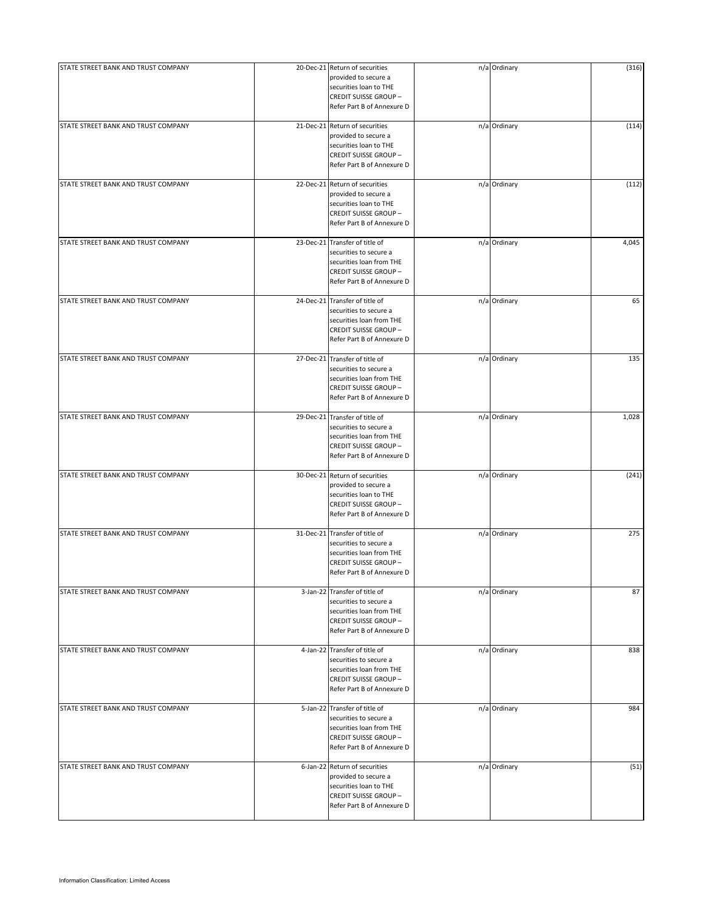| | | | | | |
|---|---|---|---|---|---|
| STATE STREET BANK AND TRUST COMPANY | 20-Dec-21 | Return of securities provided to secure a securities loan to THE CREDIT SUISSE GROUP – Refer Part B of Annexure D | n/a | Ordinary | (316) |
| STATE STREET BANK AND TRUST COMPANY | 21-Dec-21 | Return of securities provided to secure a securities loan to THE CREDIT SUISSE GROUP – Refer Part B of Annexure D | n/a | Ordinary | (114) |
| STATE STREET BANK AND TRUST COMPANY | 22-Dec-21 | Return of securities provided to secure a securities loan to THE CREDIT SUISSE GROUP – Refer Part B of Annexure D | n/a | Ordinary | (112) |
| STATE STREET BANK AND TRUST COMPANY | 23-Dec-21 | Transfer of title of securities to secure a securities loan from THE CREDIT SUISSE GROUP – Refer Part B of Annexure D | n/a | Ordinary | 4,045 |
| STATE STREET BANK AND TRUST COMPANY | 24-Dec-21 | Transfer of title of securities to secure a securities loan from THE CREDIT SUISSE GROUP – Refer Part B of Annexure D | n/a | Ordinary | 65 |
| STATE STREET BANK AND TRUST COMPANY | 27-Dec-21 | Transfer of title of securities to secure a securities loan from THE CREDIT SUISSE GROUP – Refer Part B of Annexure D | n/a | Ordinary | 135 |
| STATE STREET BANK AND TRUST COMPANY | 29-Dec-21 | Transfer of title of securities to secure a securities loan from THE CREDIT SUISSE GROUP – Refer Part B of Annexure D | n/a | Ordinary | 1,028 |
| STATE STREET BANK AND TRUST COMPANY | 30-Dec-21 | Return of securities provided to secure a securities loan to THE CREDIT SUISSE GROUP – Refer Part B of Annexure D | n/a | Ordinary | (241) |
| STATE STREET BANK AND TRUST COMPANY | 31-Dec-21 | Transfer of title of securities to secure a securities loan from THE CREDIT SUISSE GROUP – Refer Part B of Annexure D | n/a | Ordinary | 275 |
| STATE STREET BANK AND TRUST COMPANY | 3-Jan-22 | Transfer of title of securities to secure a securities loan from THE CREDIT SUISSE GROUP – Refer Part B of Annexure D | n/a | Ordinary | 87 |
| STATE STREET BANK AND TRUST COMPANY | 4-Jan-22 | Transfer of title of securities to secure a securities loan from THE CREDIT SUISSE GROUP – Refer Part B of Annexure D | n/a | Ordinary | 838 |
| STATE STREET BANK AND TRUST COMPANY | 5-Jan-22 | Transfer of title of securities to secure a securities loan from THE CREDIT SUISSE GROUP – Refer Part B of Annexure D | n/a | Ordinary | 984 |
| STATE STREET BANK AND TRUST COMPANY | 6-Jan-22 | Return of securities provided to secure a securities loan to THE CREDIT SUISSE GROUP – Refer Part B of Annexure D | n/a | Ordinary | (51) |

Information Classification: Limited Access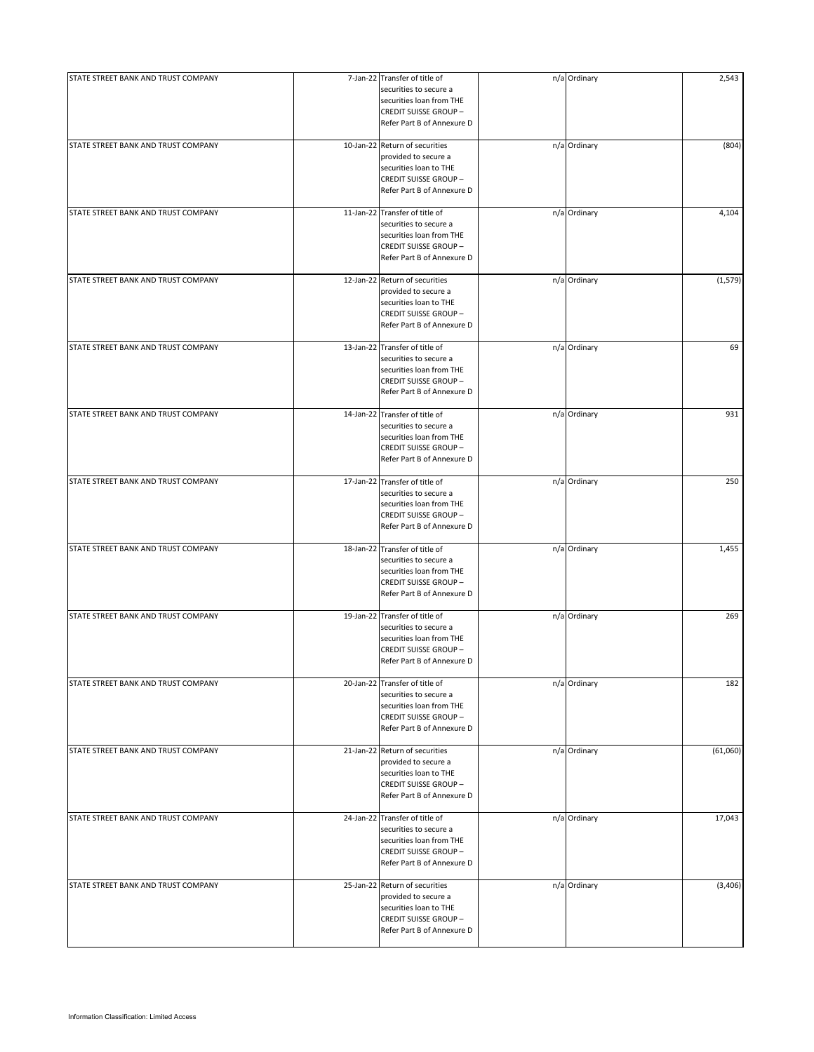| | | | | | |
|---|---|---|---|---|---|
| STATE STREET BANK AND TRUST COMPANY | 7-Jan-22 | Transfer of title of securities to secure a securities loan from THE CREDIT SUISSE GROUP – Refer Part B of Annexure D | n/a | Ordinary | 2,543 |
| STATE STREET BANK AND TRUST COMPANY | 10-Jan-22 | Return of securities provided to secure a securities loan to THE CREDIT SUISSE GROUP – Refer Part B of Annexure D | n/a | Ordinary | (804) |
| STATE STREET BANK AND TRUST COMPANY | 11-Jan-22 | Transfer of title of securities to secure a securities loan from THE CREDIT SUISSE GROUP – Refer Part B of Annexure D | n/a | Ordinary | 4,104 |
| STATE STREET BANK AND TRUST COMPANY | 12-Jan-22 | Return of securities provided to secure a securities loan to THE CREDIT SUISSE GROUP – Refer Part B of Annexure D | n/a | Ordinary | (1,579) |
| STATE STREET BANK AND TRUST COMPANY | 13-Jan-22 | Transfer of title of securities to secure a securities loan from THE CREDIT SUISSE GROUP – Refer Part B of Annexure D | n/a | Ordinary | 69 |
| STATE STREET BANK AND TRUST COMPANY | 14-Jan-22 | Transfer of title of securities to secure a securities loan from THE CREDIT SUISSE GROUP – Refer Part B of Annexure D | n/a | Ordinary | 931 |
| STATE STREET BANK AND TRUST COMPANY | 17-Jan-22 | Transfer of title of securities to secure a securities loan from THE CREDIT SUISSE GROUP – Refer Part B of Annexure D | n/a | Ordinary | 250 |
| STATE STREET BANK AND TRUST COMPANY | 18-Jan-22 | Transfer of title of securities to secure a securities loan from THE CREDIT SUISSE GROUP – Refer Part B of Annexure D | n/a | Ordinary | 1,455 |
| STATE STREET BANK AND TRUST COMPANY | 19-Jan-22 | Transfer of title of securities to secure a securities loan from THE CREDIT SUISSE GROUP – Refer Part B of Annexure D | n/a | Ordinary | 269 |
| STATE STREET BANK AND TRUST COMPANY | 20-Jan-22 | Transfer of title of securities to secure a securities loan from THE CREDIT SUISSE GROUP – Refer Part B of Annexure D | n/a | Ordinary | 182 |
| STATE STREET BANK AND TRUST COMPANY | 21-Jan-22 | Return of securities provided to secure a securities loan to THE CREDIT SUISSE GROUP – Refer Part B of Annexure D | n/a | Ordinary | (61,060) |
| STATE STREET BANK AND TRUST COMPANY | 24-Jan-22 | Transfer of title of securities to secure a securities loan from THE CREDIT SUISSE GROUP – Refer Part B of Annexure D | n/a | Ordinary | 17,043 |
| STATE STREET BANK AND TRUST COMPANY | 25-Jan-22 | Return of securities provided to secure a securities loan to THE CREDIT SUISSE GROUP – Refer Part B of Annexure D | n/a | Ordinary | (3,406) |

Information Classification: Limited Access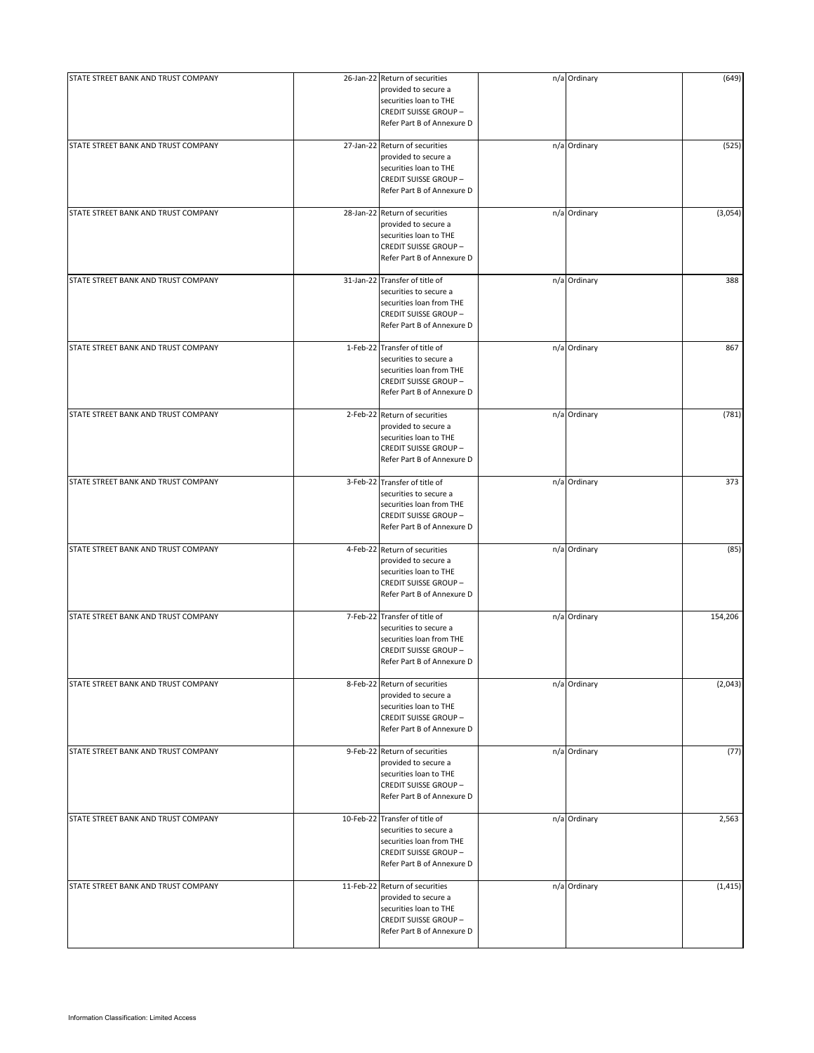| | | | | | |
|---|---|---|---|---|---|
| STATE STREET BANK AND TRUST COMPANY | 26-Jan-22 | Return of securities provided to secure a securities loan to THE CREDIT SUISSE GROUP – Refer Part B of Annexure D | n/a | Ordinary | (649) |
| STATE STREET BANK AND TRUST COMPANY | 27-Jan-22 | Return of securities provided to secure a securities loan to THE CREDIT SUISSE GROUP – Refer Part B of Annexure D | n/a | Ordinary | (525) |
| STATE STREET BANK AND TRUST COMPANY | 28-Jan-22 | Return of securities provided to secure a securities loan to THE CREDIT SUISSE GROUP – Refer Part B of Annexure D | n/a | Ordinary | (3,054) |
| STATE STREET BANK AND TRUST COMPANY | 31-Jan-22 | Transfer of title of securities to secure a securities loan from THE CREDIT SUISSE GROUP – Refer Part B of Annexure D | n/a | Ordinary | 388 |
| STATE STREET BANK AND TRUST COMPANY | 1-Feb-22 | Transfer of title of securities to secure a securities loan from THE CREDIT SUISSE GROUP – Refer Part B of Annexure D | n/a | Ordinary | 867 |
| STATE STREET BANK AND TRUST COMPANY | 2-Feb-22 | Return of securities provided to secure a securities loan to THE CREDIT SUISSE GROUP – Refer Part B of Annexure D | n/a | Ordinary | (781) |
| STATE STREET BANK AND TRUST COMPANY | 3-Feb-22 | Transfer of title of securities to secure a securities loan from THE CREDIT SUISSE GROUP – Refer Part B of Annexure D | n/a | Ordinary | 373 |
| STATE STREET BANK AND TRUST COMPANY | 4-Feb-22 | Return of securities provided to secure a securities loan to THE CREDIT SUISSE GROUP – Refer Part B of Annexure D | n/a | Ordinary | (85) |
| STATE STREET BANK AND TRUST COMPANY | 7-Feb-22 | Transfer of title of securities to secure a securities loan from THE CREDIT SUISSE GROUP – Refer Part B of Annexure D | n/a | Ordinary | 154,206 |
| STATE STREET BANK AND TRUST COMPANY | 8-Feb-22 | Return of securities provided to secure a securities loan to THE CREDIT SUISSE GROUP – Refer Part B of Annexure D | n/a | Ordinary | (2,043) |
| STATE STREET BANK AND TRUST COMPANY | 9-Feb-22 | Return of securities provided to secure a securities loan to THE CREDIT SUISSE GROUP – Refer Part B of Annexure D | n/a | Ordinary | (77) |
| STATE STREET BANK AND TRUST COMPANY | 10-Feb-22 | Transfer of title of securities to secure a securities loan from THE CREDIT SUISSE GROUP – Refer Part B of Annexure D | n/a | Ordinary | 2,563 |
| STATE STREET BANK AND TRUST COMPANY | 11-Feb-22 | Return of securities provided to secure a securities loan to THE CREDIT SUISSE GROUP – Refer Part B of Annexure D | n/a | Ordinary | (1,415) |

Information Classification: Limited Access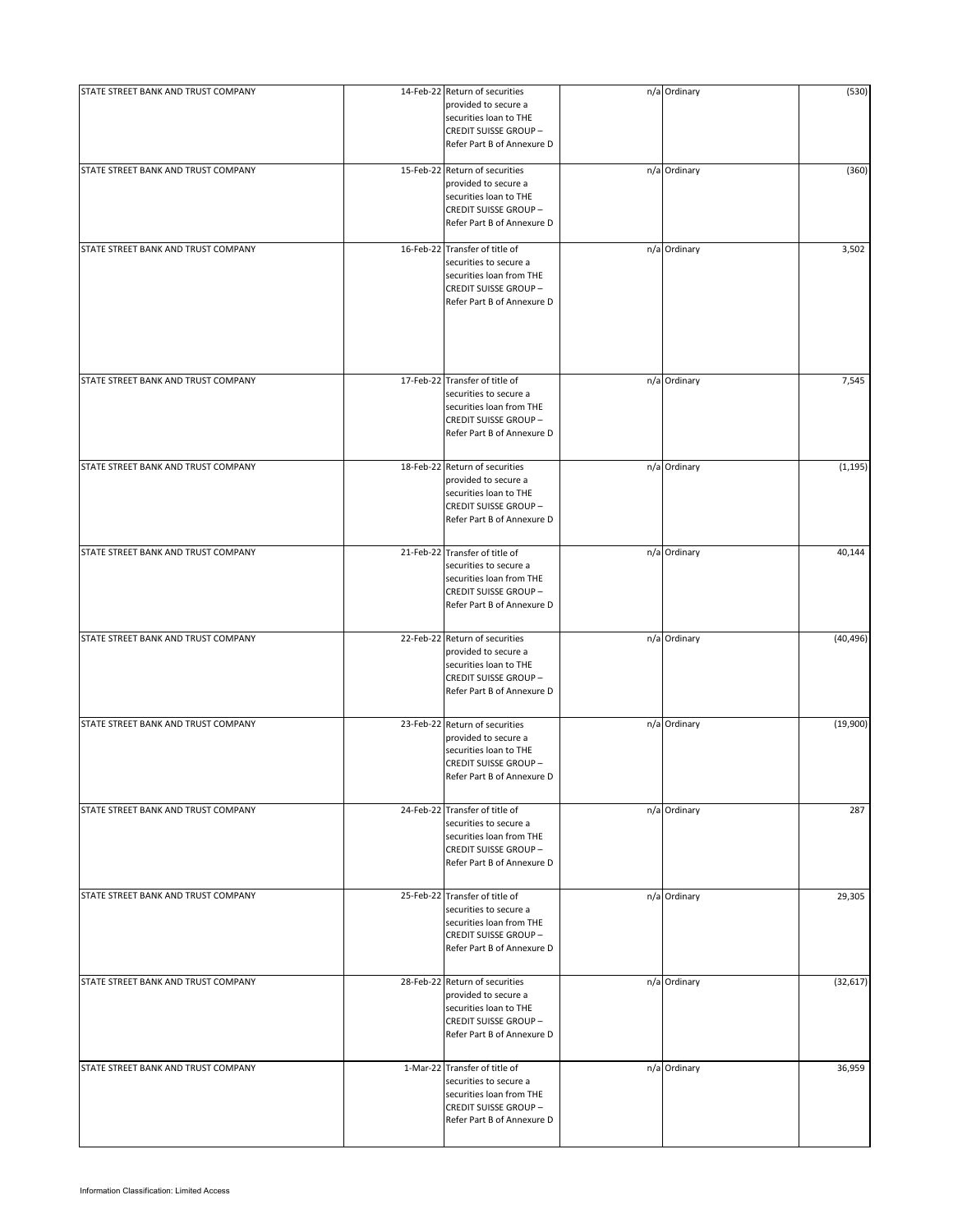| | | | | | |
|---|---|---|---|---|---|
| STATE STREET BANK AND TRUST COMPANY | 14-Feb-22 | Return of securities provided to secure a securities loan to THE CREDIT SUISSE GROUP – Refer Part B of Annexure D | n/a | Ordinary | (530) |
| STATE STREET BANK AND TRUST COMPANY | 15-Feb-22 | Return of securities provided to secure a securities loan to THE CREDIT SUISSE GROUP – Refer Part B of Annexure D | n/a | Ordinary | (360) |
| STATE STREET BANK AND TRUST COMPANY | 16-Feb-22 | Transfer of title of securities to secure a securities loan from THE CREDIT SUISSE GROUP – Refer Part B of Annexure D | n/a | Ordinary | 3,502 |
| STATE STREET BANK AND TRUST COMPANY | 17-Feb-22 | Transfer of title of securities to secure a securities loan from THE CREDIT SUISSE GROUP – Refer Part B of Annexure D | n/a | Ordinary | 7,545 |
| STATE STREET BANK AND TRUST COMPANY | 18-Feb-22 | Return of securities provided to secure a securities loan to THE CREDIT SUISSE GROUP – Refer Part B of Annexure D | n/a | Ordinary | (1,195) |
| STATE STREET BANK AND TRUST COMPANY | 21-Feb-22 | Transfer of title of securities to secure a securities loan from THE CREDIT SUISSE GROUP – Refer Part B of Annexure D | n/a | Ordinary | 40,144 |
| STATE STREET BANK AND TRUST COMPANY | 22-Feb-22 | Return of securities provided to secure a securities loan to THE CREDIT SUISSE GROUP – Refer Part B of Annexure D | n/a | Ordinary | (40,496) |
| STATE STREET BANK AND TRUST COMPANY | 23-Feb-22 | Return of securities provided to secure a securities loan to THE CREDIT SUISSE GROUP – Refer Part B of Annexure D | n/a | Ordinary | (19,900) |
| STATE STREET BANK AND TRUST COMPANY | 24-Feb-22 | Transfer of title of securities to secure a securities loan from THE CREDIT SUISSE GROUP – Refer Part B of Annexure D | n/a | Ordinary | 287 |
| STATE STREET BANK AND TRUST COMPANY | 25-Feb-22 | Transfer of title of securities to secure a securities loan from THE CREDIT SUISSE GROUP – Refer Part B of Annexure D | n/a | Ordinary | 29,305 |
| STATE STREET BANK AND TRUST COMPANY | 28-Feb-22 | Return of securities provided to secure a securities loan to THE CREDIT SUISSE GROUP – Refer Part B of Annexure D | n/a | Ordinary | (32,617) |
| STATE STREET BANK AND TRUST COMPANY | 1-Mar-22 | Transfer of title of securities to secure a securities loan from THE CREDIT SUISSE GROUP – Refer Part B of Annexure D | n/a | Ordinary | 36,959 |

Information Classification: Limited Access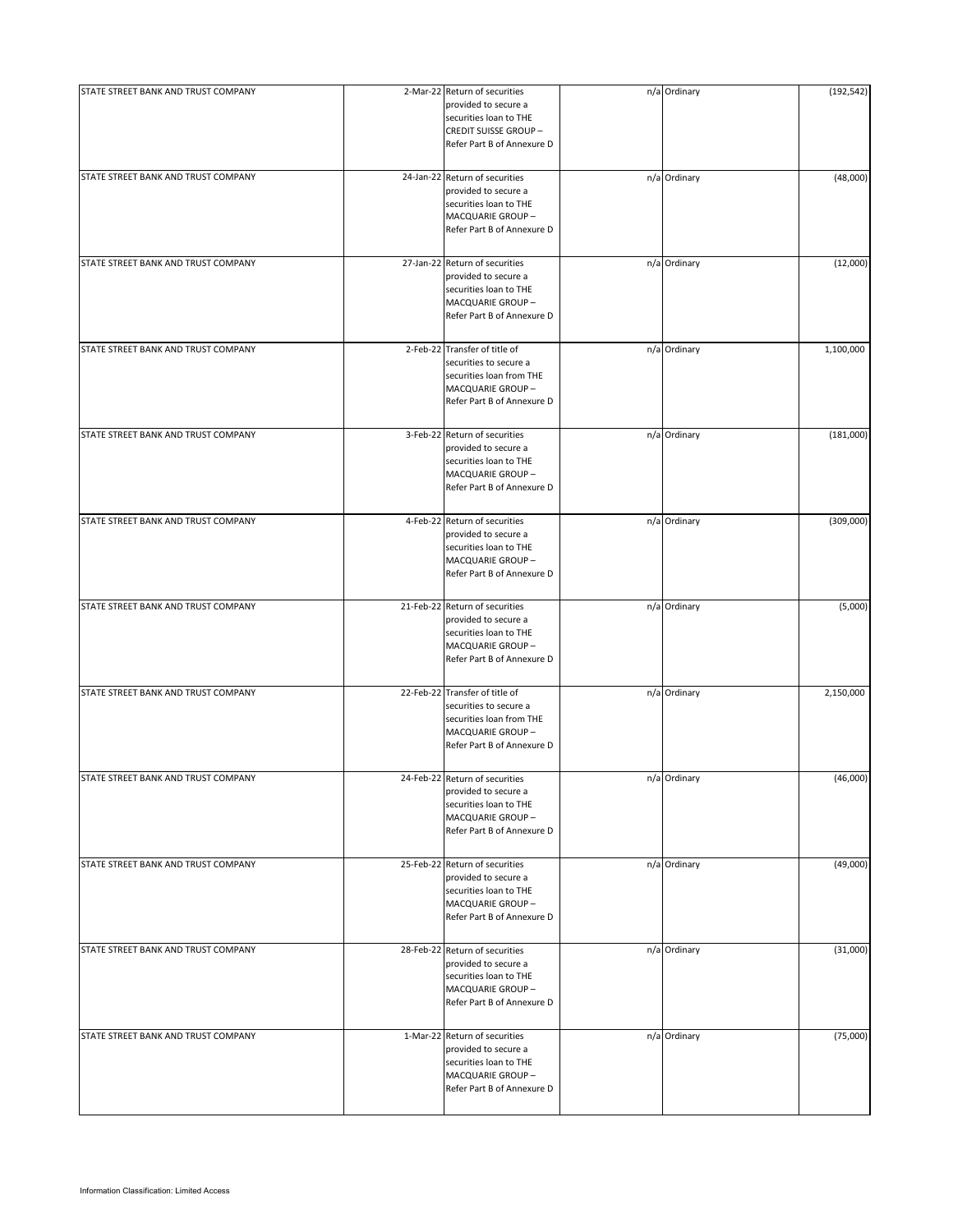| | | | | | |
|---|---|---|---|---|---|
| STATE STREET BANK AND TRUST COMPANY | 2-Mar-22 | Return of securities provided to secure a securities loan to THE CREDIT SUISSE GROUP – Refer Part B of Annexure D | n/a | Ordinary | (192,542) |
| STATE STREET BANK AND TRUST COMPANY | 24-Jan-22 | Return of securities provided to secure a securities loan to THE MACQUARIE GROUP – Refer Part B of Annexure D | n/a | Ordinary | (48,000) |
| STATE STREET BANK AND TRUST COMPANY | 27-Jan-22 | Return of securities provided to secure a securities loan to THE MACQUARIE GROUP – Refer Part B of Annexure D | n/a | Ordinary | (12,000) |
| STATE STREET BANK AND TRUST COMPANY | 2-Feb-22 | Transfer of title of securities to secure a securities loan from THE MACQUARIE GROUP – Refer Part B of Annexure D | n/a | Ordinary | 1,100,000 |
| STATE STREET BANK AND TRUST COMPANY | 3-Feb-22 | Return of securities provided to secure a securities loan to THE MACQUARIE GROUP – Refer Part B of Annexure D | n/a | Ordinary | (181,000) |
| STATE STREET BANK AND TRUST COMPANY | 4-Feb-22 | Return of securities provided to secure a securities loan to THE MACQUARIE GROUP – Refer Part B of Annexure D | n/a | Ordinary | (309,000) |
| STATE STREET BANK AND TRUST COMPANY | 21-Feb-22 | Return of securities provided to secure a securities loan to THE MACQUARIE GROUP – Refer Part B of Annexure D | n/a | Ordinary | (5,000) |
| STATE STREET BANK AND TRUST COMPANY | 22-Feb-22 | Transfer of title of securities to secure a securities loan from THE MACQUARIE GROUP – Refer Part B of Annexure D | n/a | Ordinary | 2,150,000 |
| STATE STREET BANK AND TRUST COMPANY | 24-Feb-22 | Return of securities provided to secure a securities loan to THE MACQUARIE GROUP – Refer Part B of Annexure D | n/a | Ordinary | (46,000) |
| STATE STREET BANK AND TRUST COMPANY | 25-Feb-22 | Return of securities provided to secure a securities loan to THE MACQUARIE GROUP – Refer Part B of Annexure D | n/a | Ordinary | (49,000) |
| STATE STREET BANK AND TRUST COMPANY | 28-Feb-22 | Return of securities provided to secure a securities loan to THE MACQUARIE GROUP – Refer Part B of Annexure D | n/a | Ordinary | (31,000) |
| STATE STREET BANK AND TRUST COMPANY | 1-Mar-22 | Return of securities provided to secure a securities loan to THE MACQUARIE GROUP – Refer Part B of Annexure D | n/a | Ordinary | (75,000) |

Information Classification: Limited Access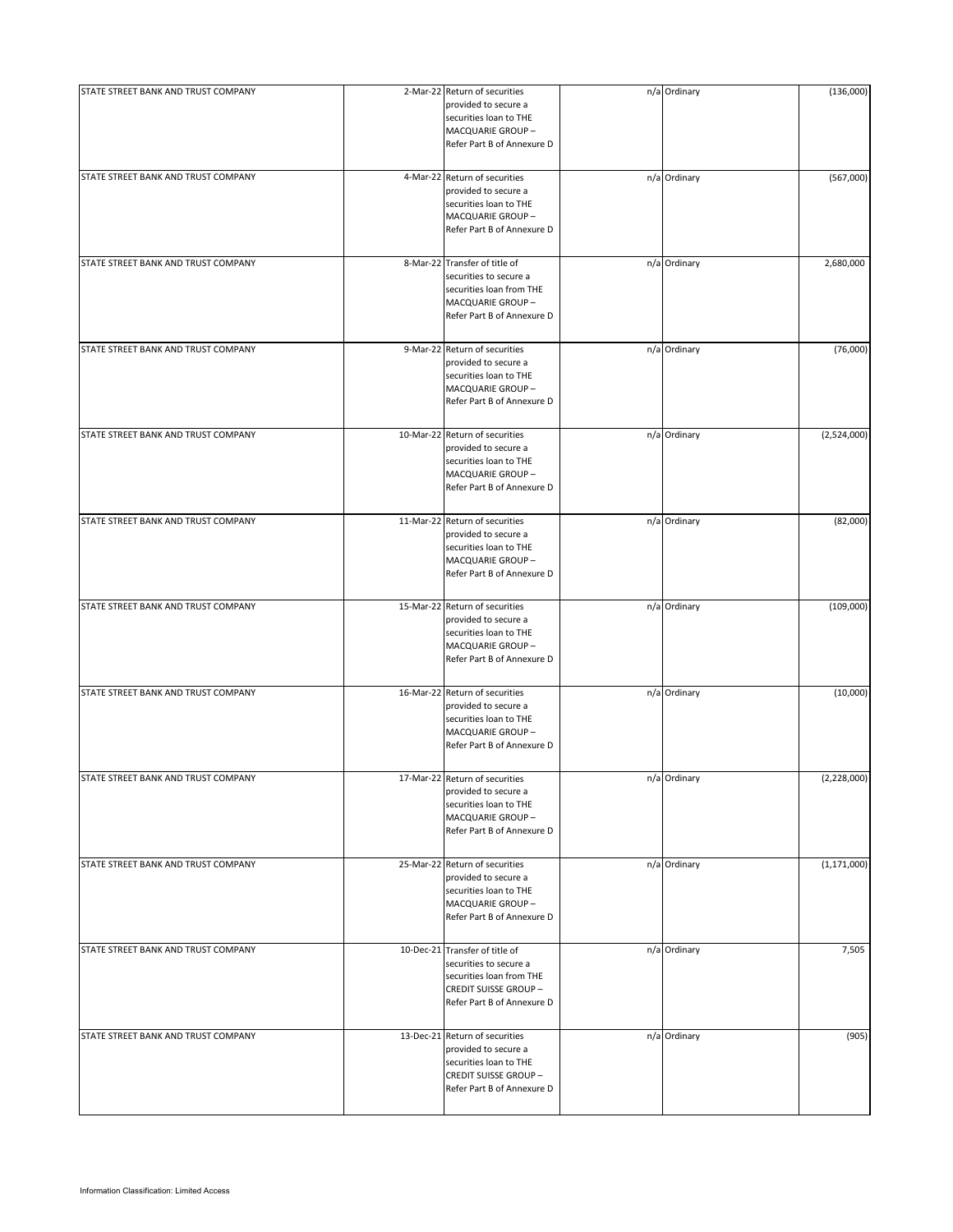| | | | | | |
|---|---|---|---|---|---|
| STATE STREET BANK AND TRUST COMPANY | 2-Mar-22 | Return of securities provided to secure a securities loan to THE MACQUARIE GROUP – Refer Part B of Annexure D | n/a | Ordinary | (136,000) |
| STATE STREET BANK AND TRUST COMPANY | 4-Mar-22 | Return of securities provided to secure a securities loan to THE MACQUARIE GROUP – Refer Part B of Annexure D | n/a | Ordinary | (567,000) |
| STATE STREET BANK AND TRUST COMPANY | 8-Mar-22 | Transfer of title of securities to secure a securities loan from THE MACQUARIE GROUP – Refer Part B of Annexure D | n/a | Ordinary | 2,680,000 |
| STATE STREET BANK AND TRUST COMPANY | 9-Mar-22 | Return of securities provided to secure a securities loan to THE MACQUARIE GROUP – Refer Part B of Annexure D | n/a | Ordinary | (76,000) |
| STATE STREET BANK AND TRUST COMPANY | 10-Mar-22 | Return of securities provided to secure a securities loan to THE MACQUARIE GROUP – Refer Part B of Annexure D | n/a | Ordinary | (2,524,000) |
| STATE STREET BANK AND TRUST COMPANY | 11-Mar-22 | Return of securities provided to secure a securities loan to THE MACQUARIE GROUP – Refer Part B of Annexure D | n/a | Ordinary | (82,000) |
| STATE STREET BANK AND TRUST COMPANY | 15-Mar-22 | Return of securities provided to secure a securities loan to THE MACQUARIE GROUP – Refer Part B of Annexure D | n/a | Ordinary | (109,000) |
| STATE STREET BANK AND TRUST COMPANY | 16-Mar-22 | Return of securities provided to secure a securities loan to THE MACQUARIE GROUP – Refer Part B of Annexure D | n/a | Ordinary | (10,000) |
| STATE STREET BANK AND TRUST COMPANY | 17-Mar-22 | Return of securities provided to secure a securities loan to THE MACQUARIE GROUP – Refer Part B of Annexure D | n/a | Ordinary | (2,228,000) |
| STATE STREET BANK AND TRUST COMPANY | 25-Mar-22 | Return of securities provided to secure a securities loan to THE MACQUARIE GROUP – Refer Part B of Annexure D | n/a | Ordinary | (1,171,000) |
| STATE STREET BANK AND TRUST COMPANY | 10-Dec-21 | Transfer of title of securities to secure a securities loan from THE CREDIT SUISSE GROUP – Refer Part B of Annexure D | n/a | Ordinary | 7,505 |
| STATE STREET BANK AND TRUST COMPANY | 13-Dec-21 | Return of securities provided to secure a securities loan to THE CREDIT SUISSE GROUP – Refer Part B of Annexure D | n/a | Ordinary | (905) |

Information Classification: Limited Access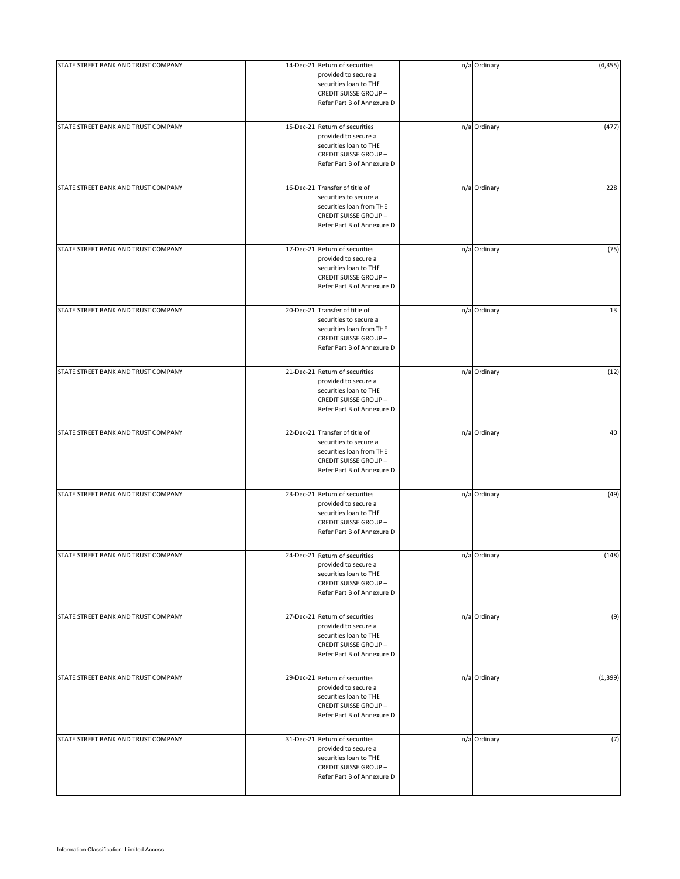| | | | | | |
|---|---|---|---|---|---|
| STATE STREET BANK AND TRUST COMPANY | 14-Dec-21 | Return of securities provided to secure a securities loan to THE CREDIT SUISSE GROUP – Refer Part B of Annexure D | n/a | Ordinary | (4,355) |
| STATE STREET BANK AND TRUST COMPANY | 15-Dec-21 | Return of securities provided to secure a securities loan to THE CREDIT SUISSE GROUP – Refer Part B of Annexure D | n/a | Ordinary | (477) |
| STATE STREET BANK AND TRUST COMPANY | 16-Dec-21 | Transfer of title of securities to secure a securities loan from THE CREDIT SUISSE GROUP – Refer Part B of Annexure D | n/a | Ordinary | 228 |
| STATE STREET BANK AND TRUST COMPANY | 17-Dec-21 | Return of securities provided to secure a securities loan to THE CREDIT SUISSE GROUP – Refer Part B of Annexure D | n/a | Ordinary | (75) |
| STATE STREET BANK AND TRUST COMPANY | 20-Dec-21 | Transfer of title of securities to secure a securities loan from THE CREDIT SUISSE GROUP – Refer Part B of Annexure D | n/a | Ordinary | 13 |
| STATE STREET BANK AND TRUST COMPANY | 21-Dec-21 | Return of securities provided to secure a securities loan to THE CREDIT SUISSE GROUP – Refer Part B of Annexure D | n/a | Ordinary | (12) |
| STATE STREET BANK AND TRUST COMPANY | 22-Dec-21 | Transfer of title of securities to secure a securities loan from THE CREDIT SUISSE GROUP – Refer Part B of Annexure D | n/a | Ordinary | 40 |
| STATE STREET BANK AND TRUST COMPANY | 23-Dec-21 | Return of securities provided to secure a securities loan to THE CREDIT SUISSE GROUP – Refer Part B of Annexure D | n/a | Ordinary | (49) |
| STATE STREET BANK AND TRUST COMPANY | 24-Dec-21 | Return of securities provided to secure a securities loan to THE CREDIT SUISSE GROUP – Refer Part B of Annexure D | n/a | Ordinary | (148) |
| STATE STREET BANK AND TRUST COMPANY | 27-Dec-21 | Return of securities provided to secure a securities loan to THE CREDIT SUISSE GROUP – Refer Part B of Annexure D | n/a | Ordinary | (9) |
| STATE STREET BANK AND TRUST COMPANY | 29-Dec-21 | Return of securities provided to secure a securities loan to THE CREDIT SUISSE GROUP – Refer Part B of Annexure D | n/a | Ordinary | (1,399) |
| STATE STREET BANK AND TRUST COMPANY | 31-Dec-21 | Return of securities provided to secure a securities loan to THE CREDIT SUISSE GROUP – Refer Part B of Annexure D | n/a | Ordinary | (7) |

Information Classification: Limited Access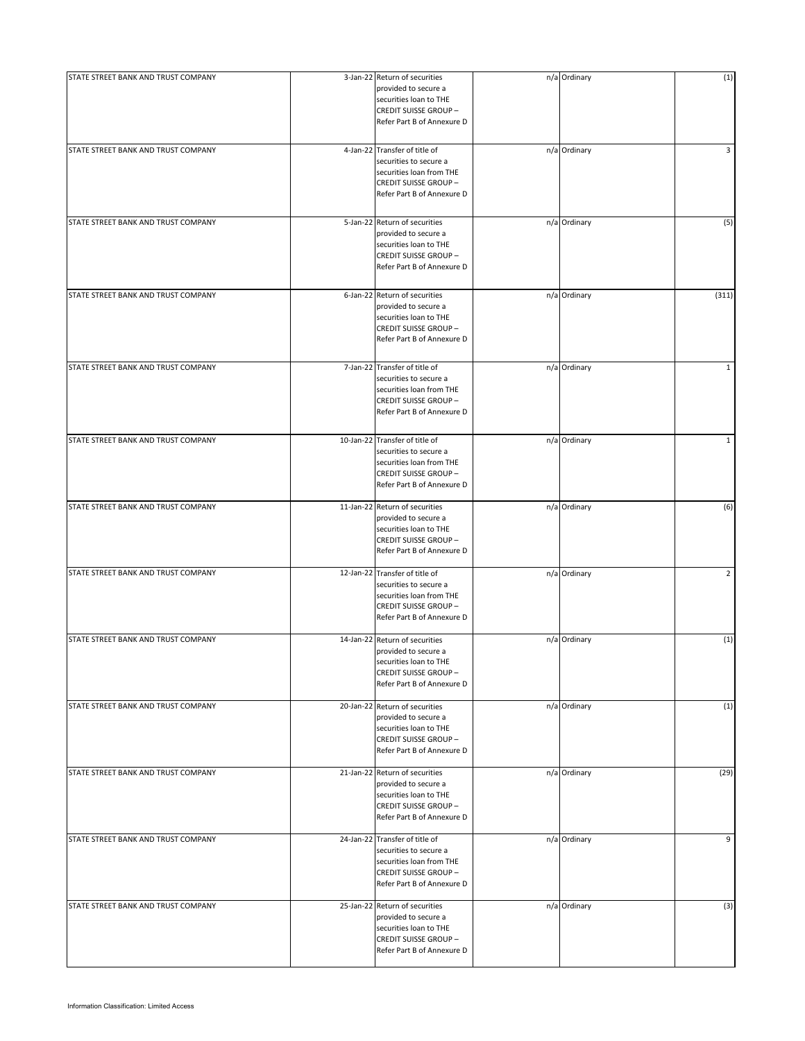| | | | | | |
|---|---|---|---|---|---|
| STATE STREET BANK AND TRUST COMPANY | 3-Jan-22 | Return of securities provided to secure a securities loan to THE CREDIT SUISSE GROUP – Refer Part B of Annexure D | n/a | Ordinary | (1) |
| STATE STREET BANK AND TRUST COMPANY | 4-Jan-22 | Transfer of title of securities to secure a securities loan from THE CREDIT SUISSE GROUP – Refer Part B of Annexure D | n/a | Ordinary | 3 |
| STATE STREET BANK AND TRUST COMPANY | 5-Jan-22 | Return of securities provided to secure a securities loan to THE CREDIT SUISSE GROUP – Refer Part B of Annexure D | n/a | Ordinary | (5) |
| STATE STREET BANK AND TRUST COMPANY | 6-Jan-22 | Return of securities provided to secure a securities loan to THE CREDIT SUISSE GROUP – Refer Part B of Annexure D | n/a | Ordinary | (311) |
| STATE STREET BANK AND TRUST COMPANY | 7-Jan-22 | Transfer of title of securities to secure a securities loan from THE CREDIT SUISSE GROUP – Refer Part B of Annexure D | n/a | Ordinary | 1 |
| STATE STREET BANK AND TRUST COMPANY | 10-Jan-22 | Transfer of title of securities to secure a securities loan from THE CREDIT SUISSE GROUP – Refer Part B of Annexure D | n/a | Ordinary | 1 |
| STATE STREET BANK AND TRUST COMPANY | 11-Jan-22 | Return of securities provided to secure a securities loan to THE CREDIT SUISSE GROUP – Refer Part B of Annexure D | n/a | Ordinary | (6) |
| STATE STREET BANK AND TRUST COMPANY | 12-Jan-22 | Transfer of title of securities to secure a securities loan from THE CREDIT SUISSE GROUP – Refer Part B of Annexure D | n/a | Ordinary | 2 |
| STATE STREET BANK AND TRUST COMPANY | 14-Jan-22 | Return of securities provided to secure a securities loan to THE CREDIT SUISSE GROUP – Refer Part B of Annexure D | n/a | Ordinary | (1) |
| STATE STREET BANK AND TRUST COMPANY | 20-Jan-22 | Return of securities provided to secure a securities loan to THE CREDIT SUISSE GROUP – Refer Part B of Annexure D | n/a | Ordinary | (1) |
| STATE STREET BANK AND TRUST COMPANY | 21-Jan-22 | Return of securities provided to secure a securities loan to THE CREDIT SUISSE GROUP – Refer Part B of Annexure D | n/a | Ordinary | (29) |
| STATE STREET BANK AND TRUST COMPANY | 24-Jan-22 | Transfer of title of securities to secure a securities loan from THE CREDIT SUISSE GROUP – Refer Part B of Annexure D | n/a | Ordinary | 9 |
| STATE STREET BANK AND TRUST COMPANY | 25-Jan-22 | Return of securities provided to secure a securities loan to THE CREDIT SUISSE GROUP – Refer Part B of Annexure D | n/a | Ordinary | (3) |

Information Classification: Limited Access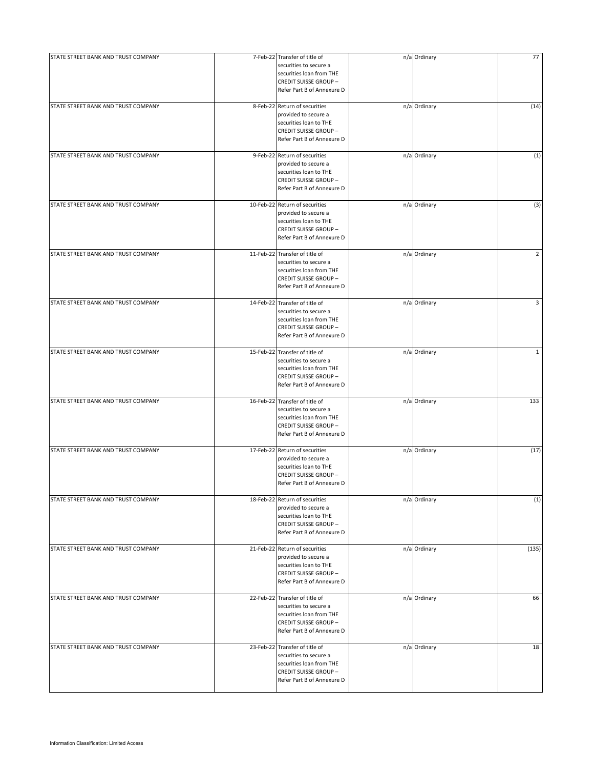| | | | | | |
|---|---|---|---|---|---|
| STATE STREET BANK AND TRUST COMPANY | 7-Feb-22 | Transfer of title of securities to secure a securities loan from THE CREDIT SUISSE GROUP – Refer Part B of Annexure D | n/a | Ordinary | 77 |
| STATE STREET BANK AND TRUST COMPANY | 8-Feb-22 | Return of securities provided to secure a securities loan to THE CREDIT SUISSE GROUP – Refer Part B of Annexure D | n/a | Ordinary | (14) |
| STATE STREET BANK AND TRUST COMPANY | 9-Feb-22 | Return of securities provided to secure a securities loan to THE CREDIT SUISSE GROUP – Refer Part B of Annexure D | n/a | Ordinary | (1) |
| STATE STREET BANK AND TRUST COMPANY | 10-Feb-22 | Return of securities provided to secure a securities loan to THE CREDIT SUISSE GROUP – Refer Part B of Annexure D | n/a | Ordinary | (3) |
| STATE STREET BANK AND TRUST COMPANY | 11-Feb-22 | Transfer of title of securities to secure a securities loan from THE CREDIT SUISSE GROUP – Refer Part B of Annexure D | n/a | Ordinary | 2 |
| STATE STREET BANK AND TRUST COMPANY | 14-Feb-22 | Transfer of title of securities to secure a securities loan from THE CREDIT SUISSE GROUP – Refer Part B of Annexure D | n/a | Ordinary | 3 |
| STATE STREET BANK AND TRUST COMPANY | 15-Feb-22 | Transfer of title of securities to secure a securities loan from THE CREDIT SUISSE GROUP – Refer Part B of Annexure D | n/a | Ordinary | 1 |
| STATE STREET BANK AND TRUST COMPANY | 16-Feb-22 | Transfer of title of securities to secure a securities loan from THE CREDIT SUISSE GROUP – Refer Part B of Annexure D | n/a | Ordinary | 133 |
| STATE STREET BANK AND TRUST COMPANY | 17-Feb-22 | Return of securities provided to secure a securities loan to THE CREDIT SUISSE GROUP – Refer Part B of Annexure D | n/a | Ordinary | (17) |
| STATE STREET BANK AND TRUST COMPANY | 18-Feb-22 | Return of securities provided to secure a securities loan to THE CREDIT SUISSE GROUP – Refer Part B of Annexure D | n/a | Ordinary | (1) |
| STATE STREET BANK AND TRUST COMPANY | 21-Feb-22 | Return of securities provided to secure a securities loan to THE CREDIT SUISSE GROUP – Refer Part B of Annexure D | n/a | Ordinary | (135) |
| STATE STREET BANK AND TRUST COMPANY | 22-Feb-22 | Transfer of title of securities to secure a securities loan from THE CREDIT SUISSE GROUP – Refer Part B of Annexure D | n/a | Ordinary | 66 |
| STATE STREET BANK AND TRUST COMPANY | 23-Feb-22 | Transfer of title of securities to secure a securities loan from THE CREDIT SUISSE GROUP – Refer Part B of Annexure D | n/a | Ordinary | 18 |

Information Classification: Limited Access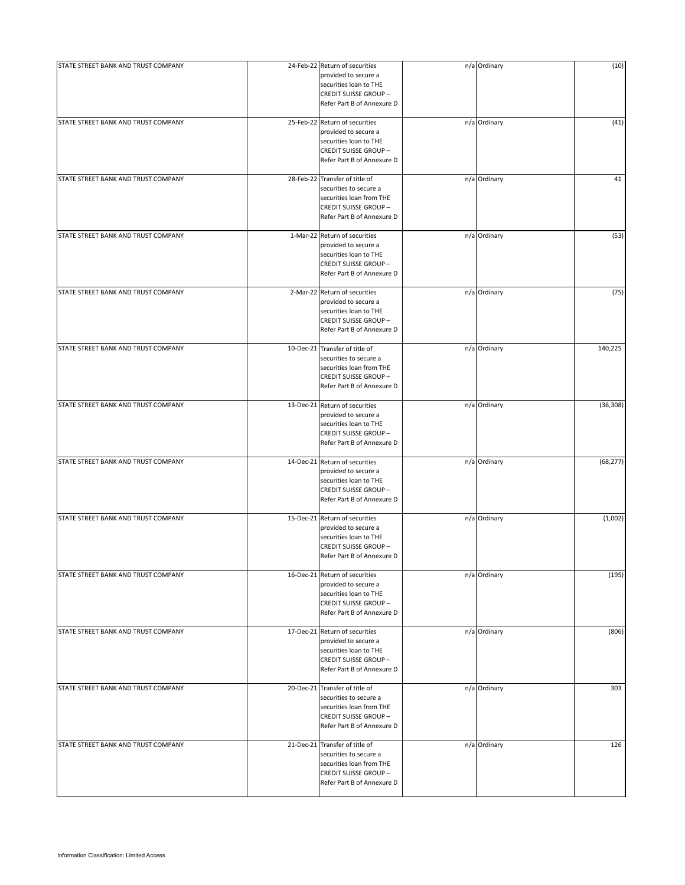| | | | | | |
|---|---|---|---|---|---|
| STATE STREET BANK AND TRUST COMPANY | 24-Feb-22 | Return of securities provided to secure a securities loan to THE CREDIT SUISSE GROUP – Refer Part B of Annexure D | n/a | Ordinary | (10) |
| STATE STREET BANK AND TRUST COMPANY | 25-Feb-22 | Return of securities provided to secure a securities loan to THE CREDIT SUISSE GROUP – Refer Part B of Annexure D | n/a | Ordinary | (41) |
| STATE STREET BANK AND TRUST COMPANY | 28-Feb-22 | Transfer of title of securities to secure a securities loan from THE CREDIT SUISSE GROUP – Refer Part B of Annexure D | n/a | Ordinary | 41 |
| STATE STREET BANK AND TRUST COMPANY | 1-Mar-22 | Return of securities provided to secure a securities loan to THE CREDIT SUISSE GROUP – Refer Part B of Annexure D | n/a | Ordinary | (53) |
| STATE STREET BANK AND TRUST COMPANY | 2-Mar-22 | Return of securities provided to secure a securities loan to THE CREDIT SUISSE GROUP – Refer Part B of Annexure D | n/a | Ordinary | (75) |
| STATE STREET BANK AND TRUST COMPANY | 10-Dec-21 | Transfer of title of securities to secure a securities loan from THE CREDIT SUISSE GROUP – Refer Part B of Annexure D | n/a | Ordinary | 140,225 |
| STATE STREET BANK AND TRUST COMPANY | 13-Dec-21 | Return of securities provided to secure a securities loan to THE CREDIT SUISSE GROUP – Refer Part B of Annexure D | n/a | Ordinary | (36,308) |
| STATE STREET BANK AND TRUST COMPANY | 14-Dec-21 | Return of securities provided to secure a securities loan to THE CREDIT SUISSE GROUP – Refer Part B of Annexure D | n/a | Ordinary | (68,277) |
| STATE STREET BANK AND TRUST COMPANY | 15-Dec-21 | Return of securities provided to secure a securities loan to THE CREDIT SUISSE GROUP – Refer Part B of Annexure D | n/a | Ordinary | (1,002) |
| STATE STREET BANK AND TRUST COMPANY | 16-Dec-21 | Return of securities provided to secure a securities loan to THE CREDIT SUISSE GROUP – Refer Part B of Annexure D | n/a | Ordinary | (195) |
| STATE STREET BANK AND TRUST COMPANY | 17-Dec-21 | Return of securities provided to secure a securities loan to THE CREDIT SUISSE GROUP – Refer Part B of Annexure D | n/a | Ordinary | (806) |
| STATE STREET BANK AND TRUST COMPANY | 20-Dec-21 | Transfer of title of securities to secure a securities loan from THE CREDIT SUISSE GROUP – Refer Part B of Annexure D | n/a | Ordinary | 303 |
| STATE STREET BANK AND TRUST COMPANY | 21-Dec-21 | Transfer of title of securities to secure a securities loan from THE CREDIT SUISSE GROUP – Refer Part B of Annexure D | n/a | Ordinary | 126 |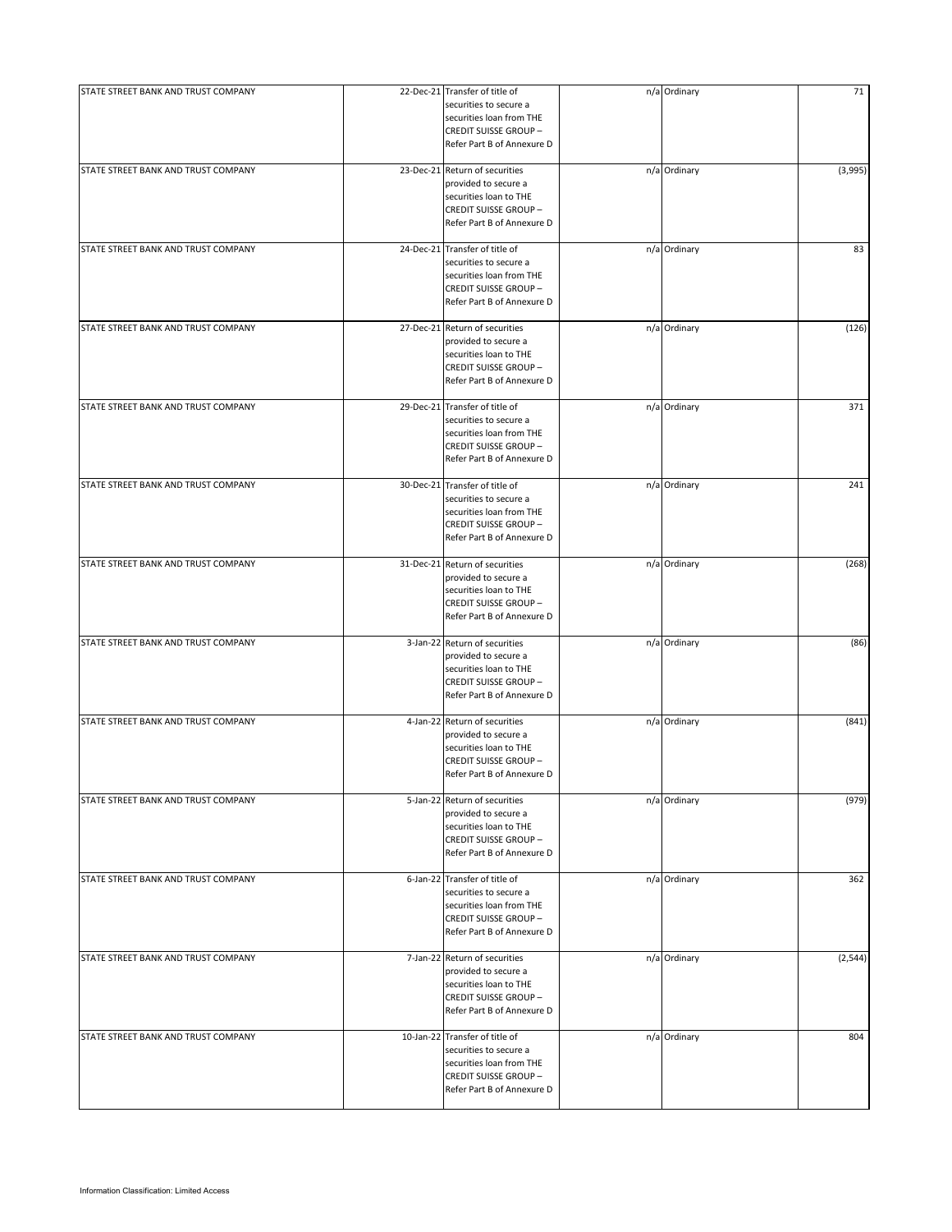| | | | | | |
|---|---|---|---|---|---|
| STATE STREET BANK AND TRUST COMPANY | 22-Dec-21 | Transfer of title of securities to secure a securities loan from THE CREDIT SUISSE GROUP – Refer Part B of Annexure D | n/a | Ordinary | 71 |
| STATE STREET BANK AND TRUST COMPANY | 23-Dec-21 | Return of securities provided to secure a securities loan to THE CREDIT SUISSE GROUP – Refer Part B of Annexure D | n/a | Ordinary | (3,995) |
| STATE STREET BANK AND TRUST COMPANY | 24-Dec-21 | Transfer of title of securities to secure a securities loan from THE CREDIT SUISSE GROUP – Refer Part B of Annexure D | n/a | Ordinary | 83 |
| STATE STREET BANK AND TRUST COMPANY | 27-Dec-21 | Return of securities provided to secure a securities loan to THE CREDIT SUISSE GROUP – Refer Part B of Annexure D | n/a | Ordinary | (126) |
| STATE STREET BANK AND TRUST COMPANY | 29-Dec-21 | Transfer of title of securities to secure a securities loan from THE CREDIT SUISSE GROUP – Refer Part B of Annexure D | n/a | Ordinary | 371 |
| STATE STREET BANK AND TRUST COMPANY | 30-Dec-21 | Transfer of title of securities to secure a securities loan from THE CREDIT SUISSE GROUP – Refer Part B of Annexure D | n/a | Ordinary | 241 |
| STATE STREET BANK AND TRUST COMPANY | 31-Dec-21 | Return of securities provided to secure a securities loan to THE CREDIT SUISSE GROUP – Refer Part B of Annexure D | n/a | Ordinary | (268) |
| STATE STREET BANK AND TRUST COMPANY | 3-Jan-22 | Return of securities provided to secure a securities loan to THE CREDIT SUISSE GROUP – Refer Part B of Annexure D | n/a | Ordinary | (86) |
| STATE STREET BANK AND TRUST COMPANY | 4-Jan-22 | Return of securities provided to secure a securities loan to THE CREDIT SUISSE GROUP – Refer Part B of Annexure D | n/a | Ordinary | (841) |
| STATE STREET BANK AND TRUST COMPANY | 5-Jan-22 | Return of securities provided to secure a securities loan to THE CREDIT SUISSE GROUP – Refer Part B of Annexure D | n/a | Ordinary | (979) |
| STATE STREET BANK AND TRUST COMPANY | 6-Jan-22 | Transfer of title of securities to secure a securities loan from THE CREDIT SUISSE GROUP – Refer Part B of Annexure D | n/a | Ordinary | 362 |
| STATE STREET BANK AND TRUST COMPANY | 7-Jan-22 | Return of securities provided to secure a securities loan to THE CREDIT SUISSE GROUP – Refer Part B of Annexure D | n/a | Ordinary | (2,544) |
| STATE STREET BANK AND TRUST COMPANY | 10-Jan-22 | Transfer of title of securities to secure a securities loan from THE CREDIT SUISSE GROUP – Refer Part B of Annexure D | n/a | Ordinary | 804 |

Information Classification: Limited Access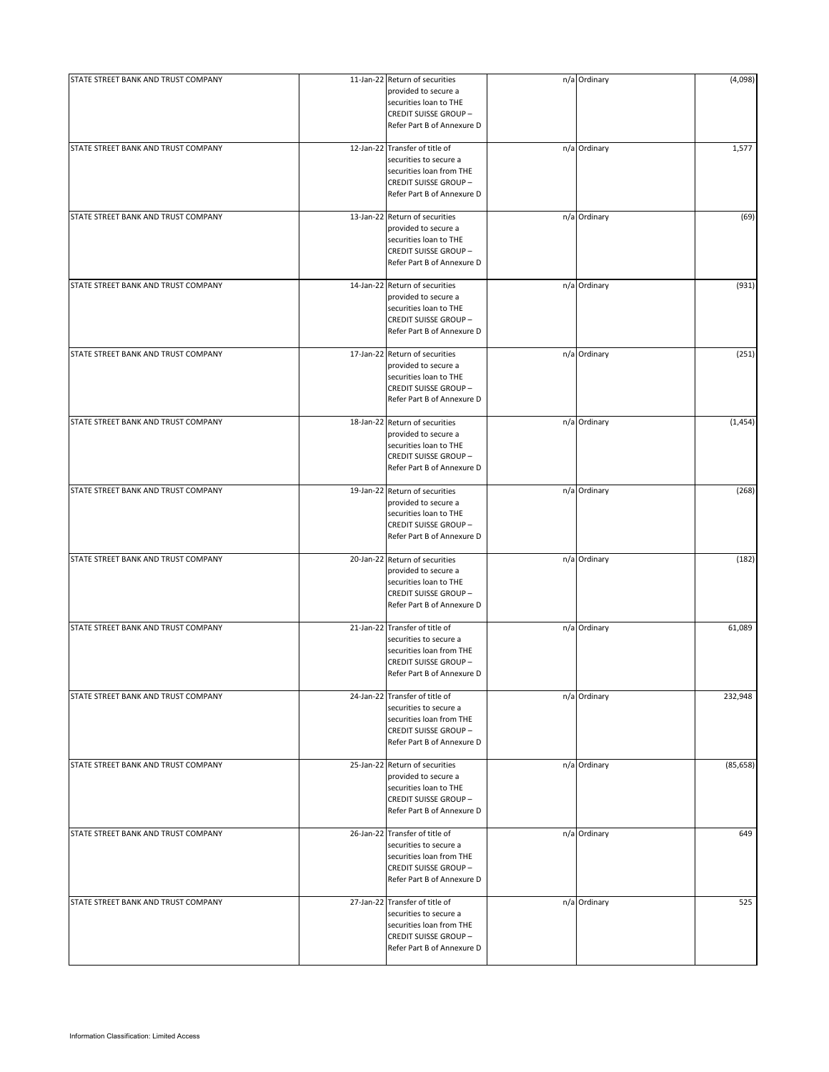| | | | | | |
|---|---|---|---|---|---|
| STATE STREET BANK AND TRUST COMPANY | 11-Jan-22 | Return of securities provided to secure a securities loan to THE CREDIT SUISSE GROUP – Refer Part B of Annexure D | n/a | Ordinary | (4,098) |
| STATE STREET BANK AND TRUST COMPANY | 12-Jan-22 | Transfer of title of securities to secure a securities loan from THE CREDIT SUISSE GROUP – Refer Part B of Annexure D | n/a | Ordinary | 1,577 |
| STATE STREET BANK AND TRUST COMPANY | 13-Jan-22 | Return of securities provided to secure a securities loan to THE CREDIT SUISSE GROUP – Refer Part B of Annexure D | n/a | Ordinary | (69) |
| STATE STREET BANK AND TRUST COMPANY | 14-Jan-22 | Return of securities provided to secure a securities loan to THE CREDIT SUISSE GROUP – Refer Part B of Annexure D | n/a | Ordinary | (931) |
| STATE STREET BANK AND TRUST COMPANY | 17-Jan-22 | Return of securities provided to secure a securities loan to THE CREDIT SUISSE GROUP – Refer Part B of Annexure D | n/a | Ordinary | (251) |
| STATE STREET BANK AND TRUST COMPANY | 18-Jan-22 | Return of securities provided to secure a securities loan to THE CREDIT SUISSE GROUP – Refer Part B of Annexure D | n/a | Ordinary | (1,454) |
| STATE STREET BANK AND TRUST COMPANY | 19-Jan-22 | Return of securities provided to secure a securities loan to THE CREDIT SUISSE GROUP – Refer Part B of Annexure D | n/a | Ordinary | (268) |
| STATE STREET BANK AND TRUST COMPANY | 20-Jan-22 | Return of securities provided to secure a securities loan to THE CREDIT SUISSE GROUP – Refer Part B of Annexure D | n/a | Ordinary | (182) |
| STATE STREET BANK AND TRUST COMPANY | 21-Jan-22 | Transfer of title of securities to secure a securities loan from THE CREDIT SUISSE GROUP – Refer Part B of Annexure D | n/a | Ordinary | 61,089 |
| STATE STREET BANK AND TRUST COMPANY | 24-Jan-22 | Transfer of title of securities to secure a securities loan from THE CREDIT SUISSE GROUP – Refer Part B of Annexure D | n/a | Ordinary | 232,948 |
| STATE STREET BANK AND TRUST COMPANY | 25-Jan-22 | Return of securities provided to secure a securities loan to THE CREDIT SUISSE GROUP – Refer Part B of Annexure D | n/a | Ordinary | (85,658) |
| STATE STREET BANK AND TRUST COMPANY | 26-Jan-22 | Transfer of title of securities to secure a securities loan from THE CREDIT SUISSE GROUP – Refer Part B of Annexure D | n/a | Ordinary | 649 |
| STATE STREET BANK AND TRUST COMPANY | 27-Jan-22 | Transfer of title of securities to secure a securities loan from THE CREDIT SUISSE GROUP – Refer Part B of Annexure D | n/a | Ordinary | 525 |

Information Classification: Limited Access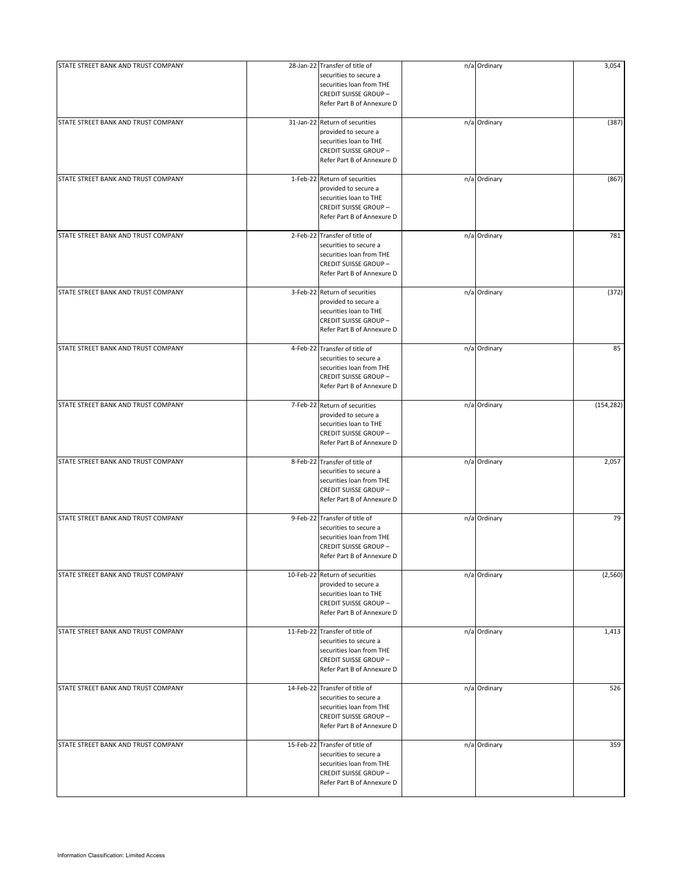| | | | | | |
|---|---|---|---|---|---|
| STATE STREET BANK AND TRUST COMPANY | 28-Jan-22 | Transfer of title of securities to secure a securities loan from THE CREDIT SUISSE GROUP – Refer Part B of Annexure D | n/a | Ordinary | 3,054 |
| STATE STREET BANK AND TRUST COMPANY | 31-Jan-22 | Return of securities provided to secure a securities loan to THE CREDIT SUISSE GROUP – Refer Part B of Annexure D | n/a | Ordinary | (387) |
| STATE STREET BANK AND TRUST COMPANY | 1-Feb-22 | Return of securities provided to secure a securities loan to THE CREDIT SUISSE GROUP – Refer Part B of Annexure D | n/a | Ordinary | (867) |
| STATE STREET BANK AND TRUST COMPANY | 2-Feb-22 | Transfer of title of securities to secure a securities loan from THE CREDIT SUISSE GROUP – Refer Part B of Annexure D | n/a | Ordinary | 781 |
| STATE STREET BANK AND TRUST COMPANY | 3-Feb-22 | Return of securities provided to secure a securities loan to THE CREDIT SUISSE GROUP – Refer Part B of Annexure D | n/a | Ordinary | (372) |
| STATE STREET BANK AND TRUST COMPANY | 4-Feb-22 | Transfer of title of securities to secure a securities loan from THE CREDIT SUISSE GROUP – Refer Part B of Annexure D | n/a | Ordinary | 85 |
| STATE STREET BANK AND TRUST COMPANY | 7-Feb-22 | Return of securities provided to secure a securities loan to THE CREDIT SUISSE GROUP – Refer Part B of Annexure D | n/a | Ordinary | (154,282) |
| STATE STREET BANK AND TRUST COMPANY | 8-Feb-22 | Transfer of title of securities to secure a securities loan from THE CREDIT SUISSE GROUP – Refer Part B of Annexure D | n/a | Ordinary | 2,057 |
| STATE STREET BANK AND TRUST COMPANY | 9-Feb-22 | Transfer of title of securities to secure a securities loan from THE CREDIT SUISSE GROUP – Refer Part B of Annexure D | n/a | Ordinary | 79 |
| STATE STREET BANK AND TRUST COMPANY | 10-Feb-22 | Return of securities provided to secure a securities loan to THE CREDIT SUISSE GROUP – Refer Part B of Annexure D | n/a | Ordinary | (2,560) |
| STATE STREET BANK AND TRUST COMPANY | 11-Feb-22 | Transfer of title of securities to secure a securities loan from THE CREDIT SUISSE GROUP – Refer Part B of Annexure D | n/a | Ordinary | 1,413 |
| STATE STREET BANK AND TRUST COMPANY | 14-Feb-22 | Transfer of title of securities to secure a securities loan from THE CREDIT SUISSE GROUP – Refer Part B of Annexure D | n/a | Ordinary | 526 |
| STATE STREET BANK AND TRUST COMPANY | 15-Feb-22 | Transfer of title of securities to secure a securities loan from THE CREDIT SUISSE GROUP – Refer Part B of Annexure D | n/a | Ordinary | 359 |

Information Classification: Limited Access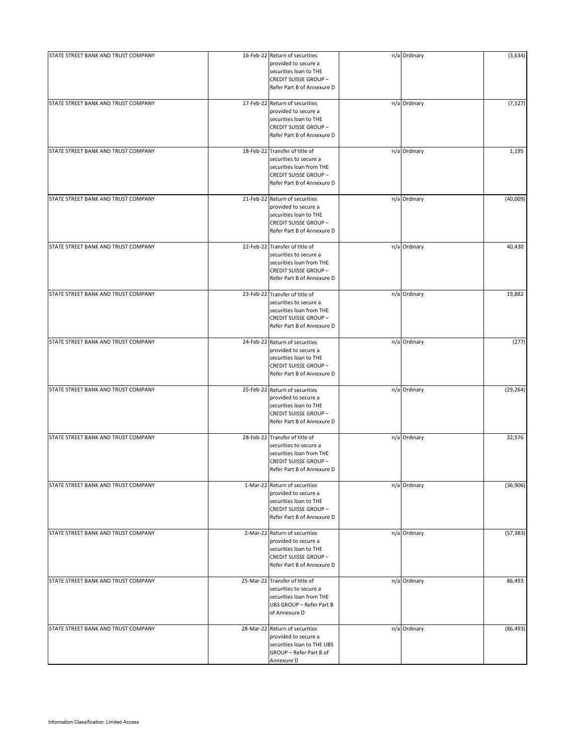| | | | | | |
|---|---|---|---|---|---|
| STATE STREET BANK AND TRUST COMPANY | 16-Feb-22 | Return of securities provided to secure a securities loan to THE CREDIT SUISSE GROUP – Refer Part B of Annexure D | n/a | Ordinary | (3,634) |
| STATE STREET BANK AND TRUST COMPANY | 17-Feb-22 | Return of securities provided to secure a securities loan to THE CREDIT SUISSE GROUP – Refer Part B of Annexure D | n/a | Ordinary | (7,527) |
| STATE STREET BANK AND TRUST COMPANY | 18-Feb-22 | Transfer of title of securities to secure a securities loan from THE CREDIT SUISSE GROUP – Refer Part B of Annexure D | n/a | Ordinary | 1,195 |
| STATE STREET BANK AND TRUST COMPANY | 21-Feb-22 | Return of securities provided to secure a securities loan to THE CREDIT SUISSE GROUP – Refer Part B of Annexure D | n/a | Ordinary | (40,009) |
| STATE STREET BANK AND TRUST COMPANY | 22-Feb-22 | Transfer of title of securities to secure a securities loan from THE CREDIT SUISSE GROUP – Refer Part B of Annexure D | n/a | Ordinary | 40,430 |
| STATE STREET BANK AND TRUST COMPANY | 23-Feb-22 | Transfer of title of securities to secure a securities loan from THE CREDIT SUISSE GROUP – Refer Part B of Annexure D | n/a | Ordinary | 19,882 |
| STATE STREET BANK AND TRUST COMPANY | 24-Feb-22 | Return of securities provided to secure a securities loan to THE CREDIT SUISSE GROUP – Refer Part B of Annexure D | n/a | Ordinary | (277) |
| STATE STREET BANK AND TRUST COMPANY | 25-Feb-22 | Return of securities provided to secure a securities loan to THE CREDIT SUISSE GROUP – Refer Part B of Annexure D | n/a | Ordinary | (29,264) |
| STATE STREET BANK AND TRUST COMPANY | 28-Feb-22 | Transfer of title of securities to secure a securities loan from THE CREDIT SUISSE GROUP – Refer Part B of Annexure D | n/a | Ordinary | 32,576 |
| STATE STREET BANK AND TRUST COMPANY | 1-Mar-22 | Return of securities provided to secure a securities loan to THE CREDIT SUISSE GROUP – Refer Part B of Annexure D | n/a | Ordinary | (36,906) |
| STATE STREET BANK AND TRUST COMPANY | 2-Mar-22 | Return of securities provided to secure a securities loan to THE CREDIT SUISSE GROUP – Refer Part B of Annexure D | n/a | Ordinary | (57,383) |
| STATE STREET BANK AND TRUST COMPANY | 25-Mar-22 | Transfer of title of securities to secure a securities loan from THE UBS GROUP – Refer Part B of Annexure D | n/a | Ordinary | 86,493 |
| STATE STREET BANK AND TRUST COMPANY | 28-Mar-22 | Return of securities provided to secure a securities loan to THE UBS GROUP – Refer Part B of Annexure D | n/a | Ordinary | (86,493) |

Information Classification: Limited Access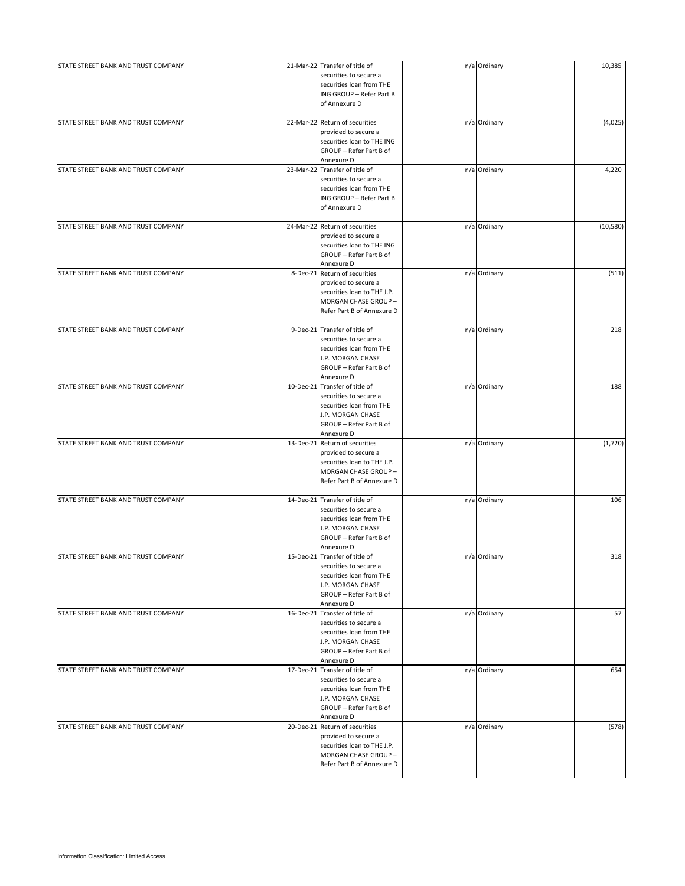| | | | | | |
|---|---|---|---|---|---|
| STATE STREET BANK AND TRUST COMPANY | 21-Mar-22 | Transfer of title of securities to secure a securities loan from THE ING GROUP – Refer Part B of Annexure D | n/a | Ordinary | 10,385 |
| STATE STREET BANK AND TRUST COMPANY | 22-Mar-22 | Return of securities provided to secure a securities loan to THE ING GROUP – Refer Part B of Annexure D | n/a | Ordinary | (4,025) |
| STATE STREET BANK AND TRUST COMPANY | 23-Mar-22 | Transfer of title of securities to secure a securities loan from THE ING GROUP – Refer Part B of Annexure D | n/a | Ordinary | 4,220 |
| STATE STREET BANK AND TRUST COMPANY | 24-Mar-22 | Return of securities provided to secure a securities loan to THE ING GROUP – Refer Part B of Annexure D | n/a | Ordinary | (10,580) |
| STATE STREET BANK AND TRUST COMPANY | 8-Dec-21 | Return of securities provided to secure a securities loan to THE J.P. MORGAN CHASE GROUP – Refer Part B of Annexure D | n/a | Ordinary | (511) |
| STATE STREET BANK AND TRUST COMPANY | 9-Dec-21 | Transfer of title of securities to secure a securities loan from THE J.P. MORGAN CHASE GROUP – Refer Part B of Annexure D | n/a | Ordinary | 218 |
| STATE STREET BANK AND TRUST COMPANY | 10-Dec-21 | Transfer of title of securities to secure a securities loan from THE J.P. MORGAN CHASE GROUP – Refer Part B of Annexure D | n/a | Ordinary | 188 |
| STATE STREET BANK AND TRUST COMPANY | 13-Dec-21 | Return of securities provided to secure a securities loan to THE J.P. MORGAN CHASE GROUP – Refer Part B of Annexure D | n/a | Ordinary | (1,720) |
| STATE STREET BANK AND TRUST COMPANY | 14-Dec-21 | Transfer of title of securities to secure a securities loan from THE J.P. MORGAN CHASE GROUP – Refer Part B of Annexure D | n/a | Ordinary | 106 |
| STATE STREET BANK AND TRUST COMPANY | 15-Dec-21 | Transfer of title of securities to secure a securities loan from THE J.P. MORGAN CHASE GROUP – Refer Part B of Annexure D | n/a | Ordinary | 318 |
| STATE STREET BANK AND TRUST COMPANY | 16-Dec-21 | Transfer of title of securities to secure a securities loan from THE J.P. MORGAN CHASE GROUP – Refer Part B of Annexure D | n/a | Ordinary | 57 |
| STATE STREET BANK AND TRUST COMPANY | 17-Dec-21 | Transfer of title of securities to secure a securities loan from THE J.P. MORGAN CHASE GROUP – Refer Part B of Annexure D | n/a | Ordinary | 654 |
| STATE STREET BANK AND TRUST COMPANY | 20-Dec-21 | Return of securities provided to secure a securities loan to THE J.P. MORGAN CHASE GROUP – Refer Part B of Annexure D | n/a | Ordinary | (578) |

Information Classification: Limited Access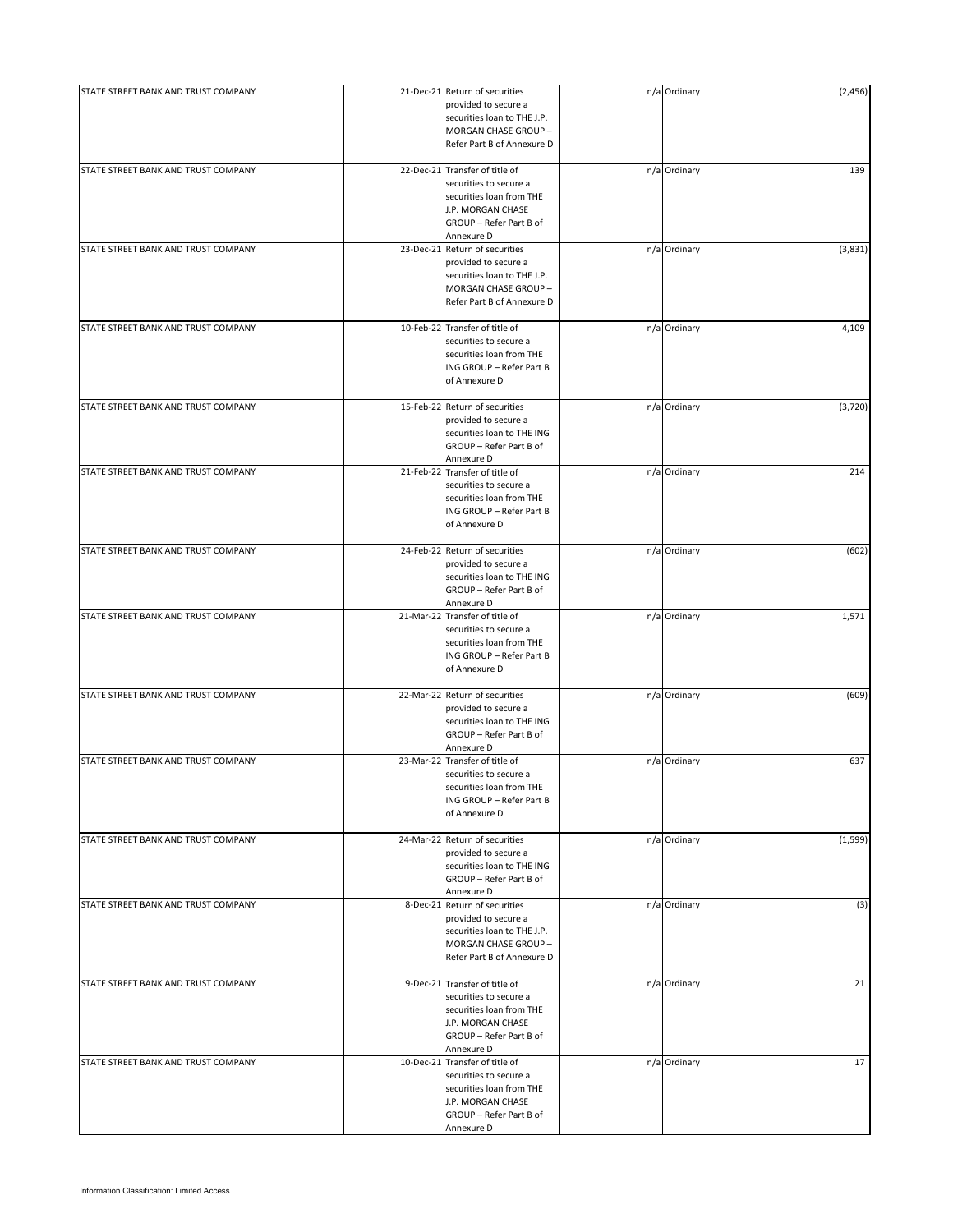| | | | | | |
|---|---|---|---|---|---|
| STATE STREET BANK AND TRUST COMPANY | 21-Dec-21 | Return of securities provided to secure a securities loan to THE J.P. MORGAN CHASE GROUP – Refer Part B of Annexure D | n/a | Ordinary | (2,456) |
| STATE STREET BANK AND TRUST COMPANY | 22-Dec-21 | Transfer of title of securities to secure a securities loan from THE J.P. MORGAN CHASE GROUP – Refer Part B of Annexure D | n/a | Ordinary | 139 |
| STATE STREET BANK AND TRUST COMPANY | 23-Dec-21 | Return of securities provided to secure a securities loan to THE J.P. MORGAN CHASE GROUP – Refer Part B of Annexure D | n/a | Ordinary | (3,831) |
| STATE STREET BANK AND TRUST COMPANY | 10-Feb-22 | Transfer of title of securities to secure a securities loan from THE ING GROUP – Refer Part B of Annexure D | n/a | Ordinary | 4,109 |
| STATE STREET BANK AND TRUST COMPANY | 15-Feb-22 | Return of securities provided to secure a securities loan to THE ING GROUP – Refer Part B of Annexure D | n/a | Ordinary | (3,720) |
| STATE STREET BANK AND TRUST COMPANY | 21-Feb-22 | Transfer of title of securities to secure a securities loan from THE ING GROUP – Refer Part B of Annexure D | n/a | Ordinary | 214 |
| STATE STREET BANK AND TRUST COMPANY | 24-Feb-22 | Return of securities provided to secure a securities loan to THE ING GROUP – Refer Part B of Annexure D | n/a | Ordinary | (602) |
| STATE STREET BANK AND TRUST COMPANY | 21-Mar-22 | Transfer of title of securities to secure a securities loan from THE ING GROUP – Refer Part B of Annexure D | n/a | Ordinary | 1,571 |
| STATE STREET BANK AND TRUST COMPANY | 22-Mar-22 | Return of securities provided to secure a securities loan to THE ING GROUP – Refer Part B of Annexure D | n/a | Ordinary | (609) |
| STATE STREET BANK AND TRUST COMPANY | 23-Mar-22 | Transfer of title of securities to secure a securities loan from THE ING GROUP – Refer Part B of Annexure D | n/a | Ordinary | 637 |
| STATE STREET BANK AND TRUST COMPANY | 24-Mar-22 | Return of securities provided to secure a securities loan to THE ING GROUP – Refer Part B of Annexure D | n/a | Ordinary | (1,599) |
| STATE STREET BANK AND TRUST COMPANY | 8-Dec-21 | Return of securities provided to secure a securities loan to THE J.P. MORGAN CHASE GROUP – Refer Part B of Annexure D | n/a | Ordinary | (3) |
| STATE STREET BANK AND TRUST COMPANY | 9-Dec-21 | Transfer of title of securities to secure a securities loan from THE J.P. MORGAN CHASE GROUP – Refer Part B of Annexure D | n/a | Ordinary | 21 |
| STATE STREET BANK AND TRUST COMPANY | 10-Dec-21 | Transfer of title of securities to secure a securities loan from THE J.P. MORGAN CHASE GROUP – Refer Part B of Annexure D | n/a | Ordinary | 17 |

Information Classification: Limited Access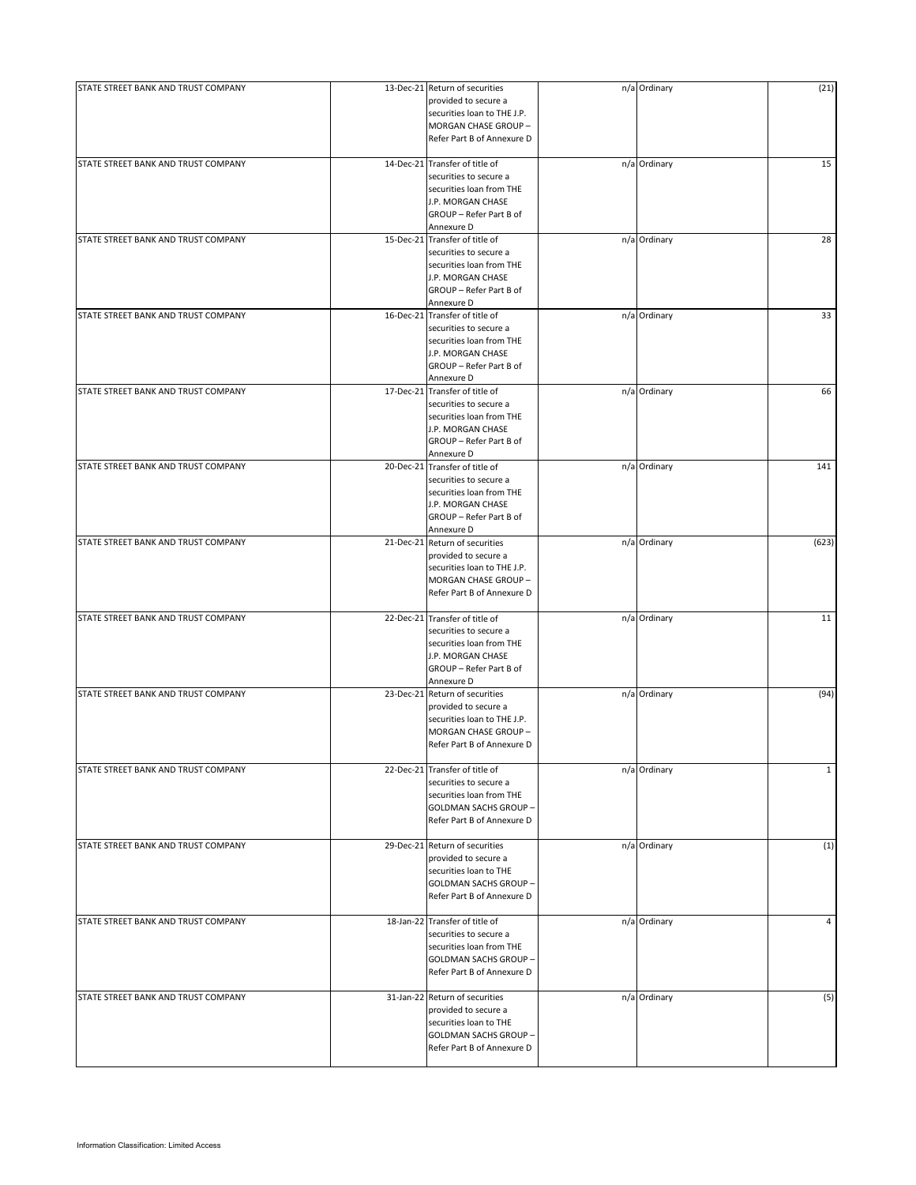| | | | | | |
|---|---|---|---|---|---|
| STATE STREET BANK AND TRUST COMPANY | 13-Dec-21 | Return of securities provided to secure a securities loan to THE J.P. MORGAN CHASE GROUP – Refer Part B of Annexure D | n/a | Ordinary | (21) |
| STATE STREET BANK AND TRUST COMPANY | 14-Dec-21 | Transfer of title of securities to secure a securities loan from THE J.P. MORGAN CHASE GROUP – Refer Part B of Annexure D | n/a | Ordinary | 15 |
| STATE STREET BANK AND TRUST COMPANY | 15-Dec-21 | Transfer of title of securities to secure a securities loan from THE J.P. MORGAN CHASE GROUP – Refer Part B of Annexure D | n/a | Ordinary | 28 |
| STATE STREET BANK AND TRUST COMPANY | 16-Dec-21 | Transfer of title of securities to secure a securities loan from THE J.P. MORGAN CHASE GROUP – Refer Part B of Annexure D | n/a | Ordinary | 33 |
| STATE STREET BANK AND TRUST COMPANY | 17-Dec-21 | Transfer of title of securities to secure a securities loan from THE J.P. MORGAN CHASE GROUP – Refer Part B of Annexure D | n/a | Ordinary | 66 |
| STATE STREET BANK AND TRUST COMPANY | 20-Dec-21 | Transfer of title of securities to secure a securities loan from THE J.P. MORGAN CHASE GROUP – Refer Part B of Annexure D | n/a | Ordinary | 141 |
| STATE STREET BANK AND TRUST COMPANY | 21-Dec-21 | Return of securities provided to secure a securities loan to THE J.P. MORGAN CHASE GROUP – Refer Part B of Annexure D | n/a | Ordinary | (623) |
| STATE STREET BANK AND TRUST COMPANY | 22-Dec-21 | Transfer of title of securities to secure a securities loan from THE J.P. MORGAN CHASE GROUP – Refer Part B of Annexure D | n/a | Ordinary | 11 |
| STATE STREET BANK AND TRUST COMPANY | 23-Dec-21 | Return of securities provided to secure a securities loan to THE J.P. MORGAN CHASE GROUP – Refer Part B of Annexure D | n/a | Ordinary | (94) |
| STATE STREET BANK AND TRUST COMPANY | 22-Dec-21 | Transfer of title of securities to secure a securities loan from THE GOLDMAN SACHS GROUP – Refer Part B of Annexure D | n/a | Ordinary | 1 |
| STATE STREET BANK AND TRUST COMPANY | 29-Dec-21 | Return of securities provided to secure a securities loan to THE GOLDMAN SACHS GROUP – Refer Part B of Annexure D | n/a | Ordinary | (1) |
| STATE STREET BANK AND TRUST COMPANY | 18-Jan-22 | Transfer of title of securities to secure a securities loan from THE GOLDMAN SACHS GROUP – Refer Part B of Annexure D | n/a | Ordinary | 4 |
| STATE STREET BANK AND TRUST COMPANY | 31-Jan-22 | Return of securities provided to secure a securities loan to THE GOLDMAN SACHS GROUP – Refer Part B of Annexure D | n/a | Ordinary | (5) |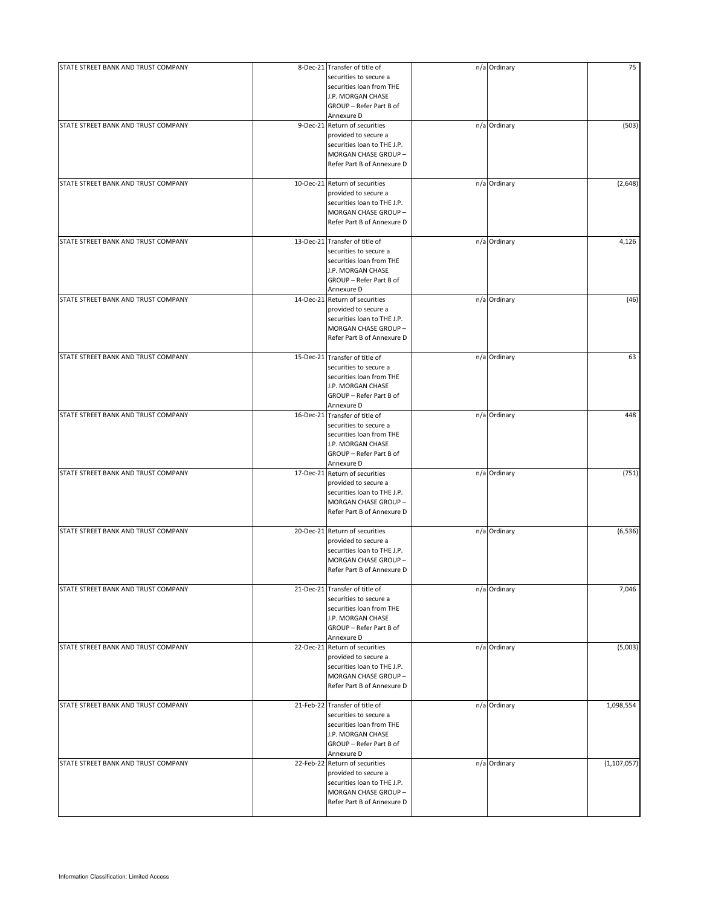| | | | | | |
|---|---|---|---|---|---|
| STATE STREET BANK AND TRUST COMPANY | 8-Dec-21 | Transfer of title of securities to secure a securities loan from THE J.P. MORGAN CHASE GROUP – Refer Part B of Annexure D | n/a | Ordinary | 75 |
| STATE STREET BANK AND TRUST COMPANY | 9-Dec-21 | Return of securities provided to secure a securities loan to THE J.P. MORGAN CHASE GROUP – Refer Part B of Annexure D | n/a | Ordinary | (503) |
| STATE STREET BANK AND TRUST COMPANY | 10-Dec-21 | Return of securities provided to secure a securities loan to THE J.P. MORGAN CHASE GROUP – Refer Part B of Annexure D | n/a | Ordinary | (2,648) |
| STATE STREET BANK AND TRUST COMPANY | 13-Dec-21 | Transfer of title of securities to secure a securities loan from THE J.P. MORGAN CHASE GROUP – Refer Part B of Annexure D | n/a | Ordinary | 4,126 |
| STATE STREET BANK AND TRUST COMPANY | 14-Dec-21 | Return of securities provided to secure a securities loan to THE J.P. MORGAN CHASE GROUP – Refer Part B of Annexure D | n/a | Ordinary | (46) |
| STATE STREET BANK AND TRUST COMPANY | 15-Dec-21 | Transfer of title of securities to secure a securities loan from THE J.P. MORGAN CHASE GROUP – Refer Part B of Annexure D | n/a | Ordinary | 63 |
| STATE STREET BANK AND TRUST COMPANY | 16-Dec-21 | Transfer of title of securities to secure a securities loan from THE J.P. MORGAN CHASE GROUP – Refer Part B of Annexure D | n/a | Ordinary | 448 |
| STATE STREET BANK AND TRUST COMPANY | 17-Dec-21 | Return of securities provided to secure a securities loan to THE J.P. MORGAN CHASE GROUP – Refer Part B of Annexure D | n/a | Ordinary | (751) |
| STATE STREET BANK AND TRUST COMPANY | 20-Dec-21 | Return of securities provided to secure a securities loan to THE J.P. MORGAN CHASE GROUP – Refer Part B of Annexure D | n/a | Ordinary | (6,536) |
| STATE STREET BANK AND TRUST COMPANY | 21-Dec-21 | Transfer of title of securities to secure a securities loan from THE J.P. MORGAN CHASE GROUP – Refer Part B of Annexure D | n/a | Ordinary | 7,046 |
| STATE STREET BANK AND TRUST COMPANY | 22-Dec-21 | Return of securities provided to secure a securities loan to THE J.P. MORGAN CHASE GROUP – Refer Part B of Annexure D | n/a | Ordinary | (5,003) |
| STATE STREET BANK AND TRUST COMPANY | 21-Feb-22 | Transfer of title of securities to secure a securities loan from THE J.P. MORGAN CHASE GROUP – Refer Part B of Annexure D | n/a | Ordinary | 1,098,554 |
| STATE STREET BANK AND TRUST COMPANY | 22-Feb-22 | Return of securities provided to secure a securities loan to THE J.P. MORGAN CHASE GROUP – Refer Part B of Annexure D | n/a | Ordinary | (1,107,057) |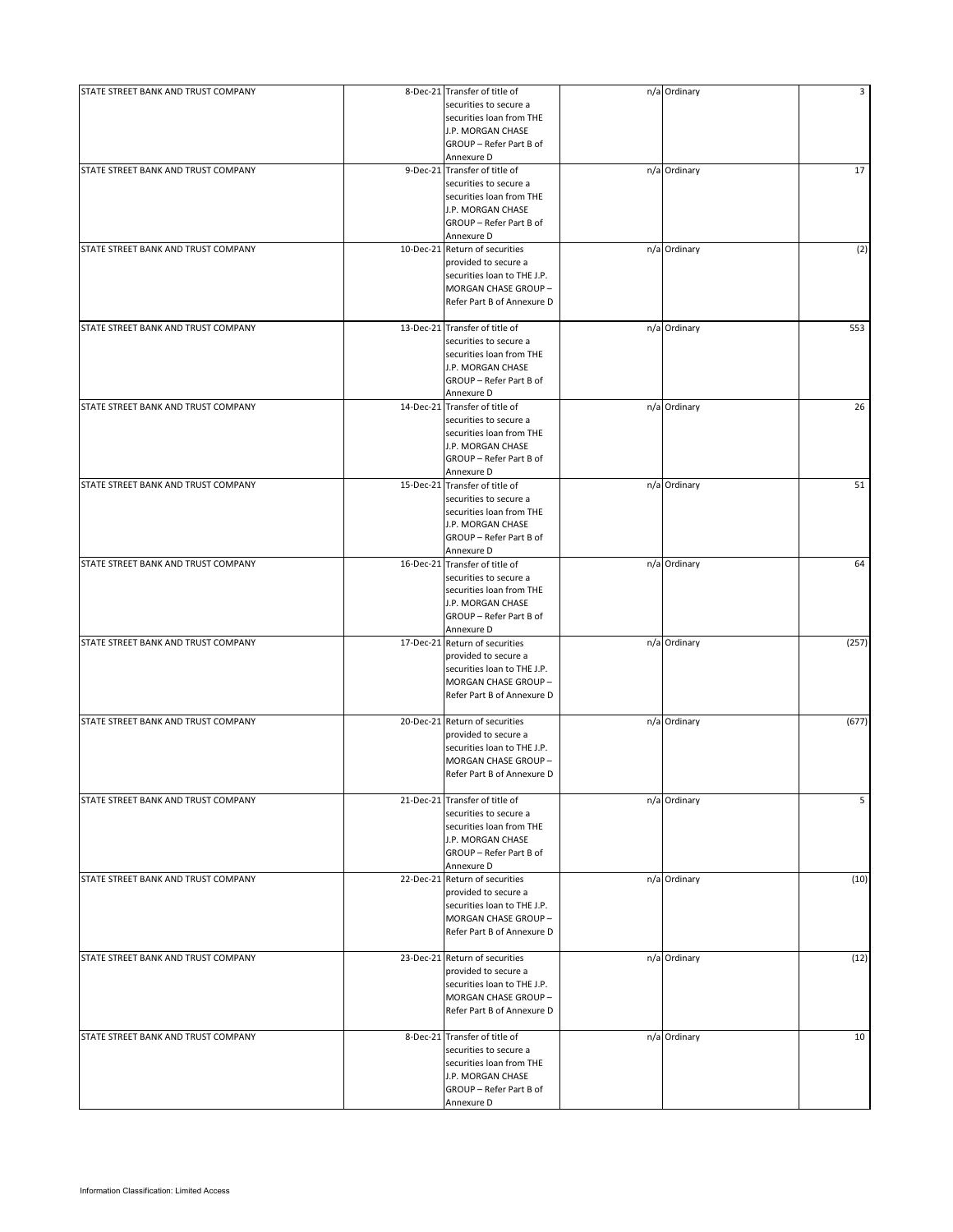| | | | | | |
|---|---|---|---|---|---|
| STATE STREET BANK AND TRUST COMPANY | 8-Dec-21 | Transfer of title of securities to secure a securities loan from THE J.P. MORGAN CHASE GROUP – Refer Part B of Annexure D | n/a | Ordinary | 3 |
| STATE STREET BANK AND TRUST COMPANY | 9-Dec-21 | Transfer of title of securities to secure a securities loan from THE J.P. MORGAN CHASE GROUP – Refer Part B of Annexure D | n/a | Ordinary | 17 |
| STATE STREET BANK AND TRUST COMPANY | 10-Dec-21 | Return of securities provided to secure a securities loan to THE J.P. MORGAN CHASE GROUP – Refer Part B of Annexure D | n/a | Ordinary | (2) |
| STATE STREET BANK AND TRUST COMPANY | 13-Dec-21 | Transfer of title of securities to secure a securities loan from THE J.P. MORGAN CHASE GROUP – Refer Part B of Annexure D | n/a | Ordinary | 553 |
| STATE STREET BANK AND TRUST COMPANY | 14-Dec-21 | Transfer of title of securities to secure a securities loan from THE J.P. MORGAN CHASE GROUP – Refer Part B of Annexure D | n/a | Ordinary | 26 |
| STATE STREET BANK AND TRUST COMPANY | 15-Dec-21 | Transfer of title of securities to secure a securities loan from THE J.P. MORGAN CHASE GROUP – Refer Part B of Annexure D | n/a | Ordinary | 51 |
| STATE STREET BANK AND TRUST COMPANY | 16-Dec-21 | Transfer of title of securities to secure a securities loan from THE J.P. MORGAN CHASE GROUP – Refer Part B of Annexure D | n/a | Ordinary | 64 |
| STATE STREET BANK AND TRUST COMPANY | 17-Dec-21 | Return of securities provided to secure a securities loan to THE J.P. MORGAN CHASE GROUP – Refer Part B of Annexure D | n/a | Ordinary | (257) |
| STATE STREET BANK AND TRUST COMPANY | 20-Dec-21 | Return of securities provided to secure a securities loan to THE J.P. MORGAN CHASE GROUP – Refer Part B of Annexure D | n/a | Ordinary | (677) |
| STATE STREET BANK AND TRUST COMPANY | 21-Dec-21 | Transfer of title of securities to secure a securities loan from THE J.P. MORGAN CHASE GROUP – Refer Part B of Annexure D | n/a | Ordinary | 5 |
| STATE STREET BANK AND TRUST COMPANY | 22-Dec-21 | Return of securities provided to secure a securities loan to THE J.P. MORGAN CHASE GROUP – Refer Part B of Annexure D | n/a | Ordinary | (10) |
| STATE STREET BANK AND TRUST COMPANY | 23-Dec-21 | Return of securities provided to secure a securities loan to THE J.P. MORGAN CHASE GROUP – Refer Part B of Annexure D | n/a | Ordinary | (12) |
| STATE STREET BANK AND TRUST COMPANY | 8-Dec-21 | Transfer of title of securities to secure a securities loan from THE J.P. MORGAN CHASE GROUP – Refer Part B of Annexure D | n/a | Ordinary | 10 |

Information Classification: Limited Access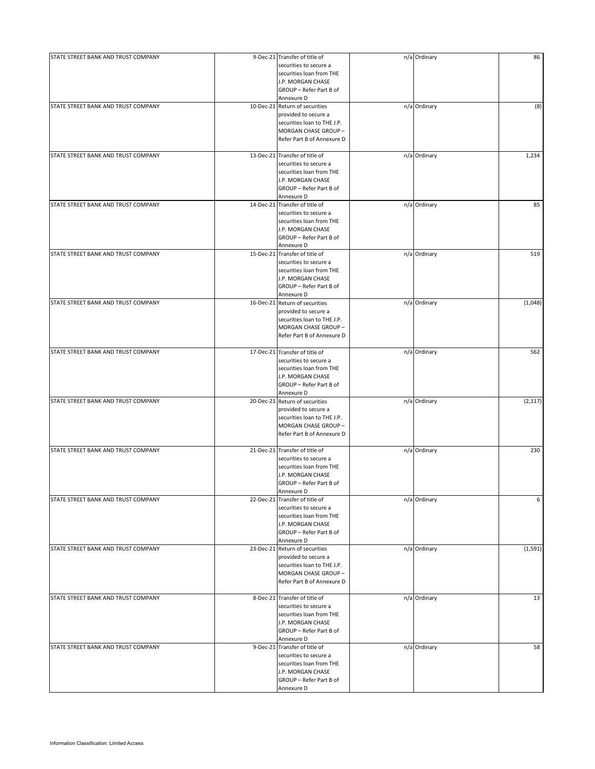| | | | | | |
|---|---|---|---|---|---|
| STATE STREET BANK AND TRUST COMPANY | 9-Dec-21 | Transfer of title of securities to secure a securities loan from THE J.P. MORGAN CHASE GROUP – Refer Part B of Annexure D | n/a | Ordinary | 86 |
| STATE STREET BANK AND TRUST COMPANY | 10-Dec-21 | Return of securities provided to secure a securities loan to THE J.P. MORGAN CHASE GROUP – Refer Part B of Annexure D | n/a | Ordinary | (8) |
| STATE STREET BANK AND TRUST COMPANY | 13-Dec-21 | Transfer of title of securities to secure a securities loan from THE J.P. MORGAN CHASE GROUP – Refer Part B of Annexure D | n/a | Ordinary | 1,234 |
| STATE STREET BANK AND TRUST COMPANY | 14-Dec-21 | Transfer of title of securities to secure a securities loan from THE J.P. MORGAN CHASE GROUP – Refer Part B of Annexure D | n/a | Ordinary | 85 |
| STATE STREET BANK AND TRUST COMPANY | 15-Dec-21 | Transfer of title of securities to secure a securities loan from THE J.P. MORGAN CHASE GROUP – Refer Part B of Annexure D | n/a | Ordinary | 519 |
| STATE STREET BANK AND TRUST COMPANY | 16-Dec-21 | Return of securities provided to secure a securities loan to THE J.P. MORGAN CHASE GROUP – Refer Part B of Annexure D | n/a | Ordinary | (1,048) |
| STATE STREET BANK AND TRUST COMPANY | 17-Dec-21 | Transfer of title of securities to secure a securities loan from THE J.P. MORGAN CHASE GROUP – Refer Part B of Annexure D | n/a | Ordinary | 562 |
| STATE STREET BANK AND TRUST COMPANY | 20-Dec-21 | Return of securities provided to secure a securities loan to THE J.P. MORGAN CHASE GROUP – Refer Part B of Annexure D | n/a | Ordinary | (2,117) |
| STATE STREET BANK AND TRUST COMPANY | 21-Dec-21 | Transfer of title of securities to secure a securities loan from THE J.P. MORGAN CHASE GROUP – Refer Part B of Annexure D | n/a | Ordinary | 230 |
| STATE STREET BANK AND TRUST COMPANY | 22-Dec-21 | Transfer of title of securities to secure a securities loan from THE J.P. MORGAN CHASE GROUP – Refer Part B of Annexure D | n/a | Ordinary | 6 |
| STATE STREET BANK AND TRUST COMPANY | 23-Dec-21 | Return of securities provided to secure a securities loan to THE J.P. MORGAN CHASE GROUP – Refer Part B of Annexure D | n/a | Ordinary | (1,591) |
| STATE STREET BANK AND TRUST COMPANY | 8-Dec-21 | Transfer of title of securities to secure a securities loan from THE J.P. MORGAN CHASE GROUP – Refer Part B of Annexure D | n/a | Ordinary | 13 |
| STATE STREET BANK AND TRUST COMPANY | 9-Dec-21 | Transfer of title of securities to secure a securities loan from THE J.P. MORGAN CHASE GROUP – Refer Part B of Annexure D | n/a | Ordinary | 58 |

Information Classification: Limited Access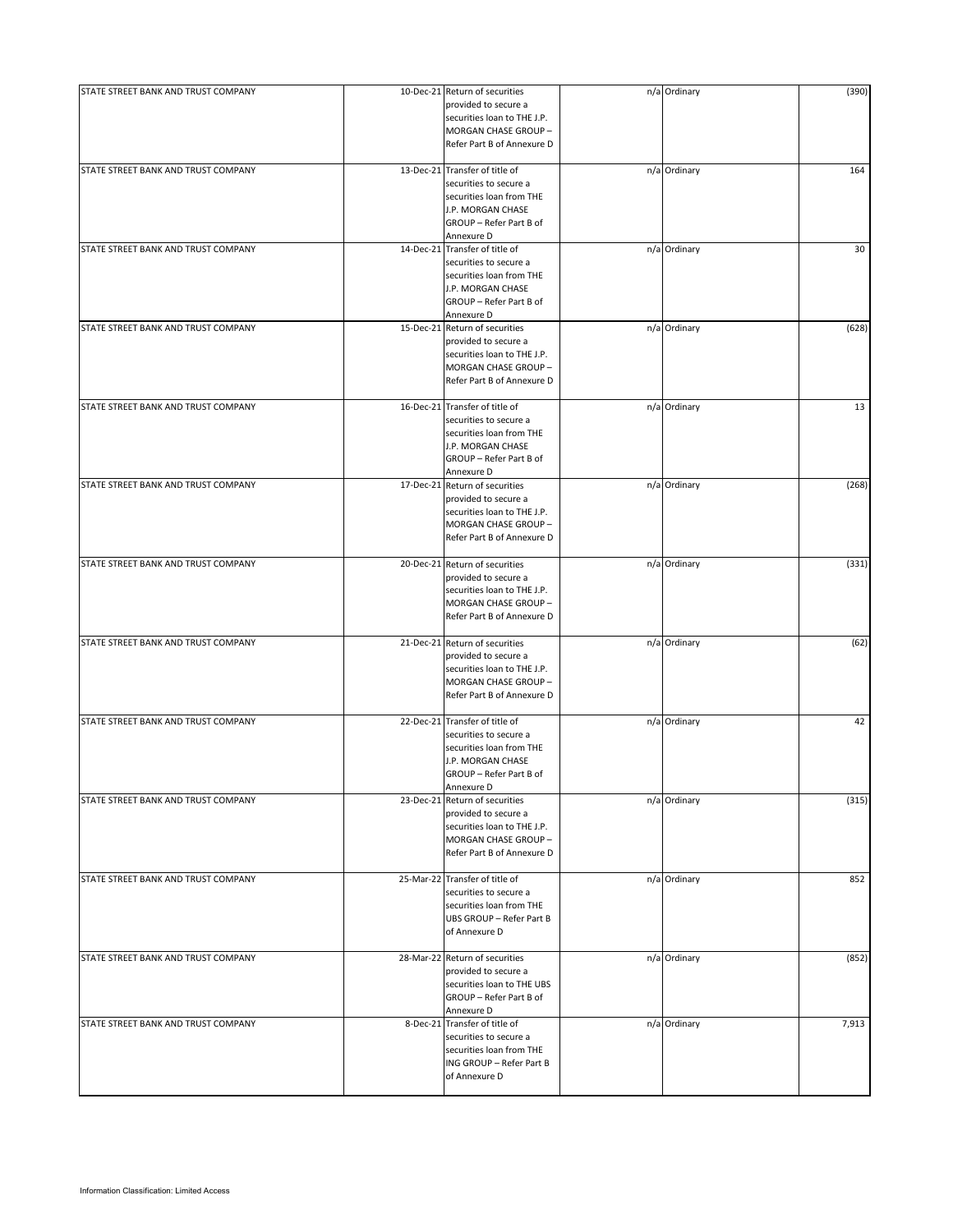| | | | | | |
|---|---|---|---|---|---|
| STATE STREET BANK AND TRUST COMPANY | 10-Dec-21 | Return of securities provided to secure a securities loan to THE J.P. MORGAN CHASE GROUP – Refer Part B of Annexure D | n/a | Ordinary | (390) |
| STATE STREET BANK AND TRUST COMPANY | 13-Dec-21 | Transfer of title of securities to secure a securities loan from THE J.P. MORGAN CHASE GROUP – Refer Part B of Annexure D | n/a | Ordinary | 164 |
| STATE STREET BANK AND TRUST COMPANY | 14-Dec-21 | Transfer of title of securities to secure a securities loan from THE J.P. MORGAN CHASE GROUP – Refer Part B of Annexure D | n/a | Ordinary | 30 |
| STATE STREET BANK AND TRUST COMPANY | 15-Dec-21 | Return of securities provided to secure a securities loan to THE J.P. MORGAN CHASE GROUP – Refer Part B of Annexure D | n/a | Ordinary | (628) |
| STATE STREET BANK AND TRUST COMPANY | 16-Dec-21 | Transfer of title of securities to secure a securities loan from THE J.P. MORGAN CHASE GROUP – Refer Part B of Annexure D | n/a | Ordinary | 13 |
| STATE STREET BANK AND TRUST COMPANY | 17-Dec-21 | Return of securities provided to secure a securities loan to THE J.P. MORGAN CHASE GROUP – Refer Part B of Annexure D | n/a | Ordinary | (268) |
| STATE STREET BANK AND TRUST COMPANY | 20-Dec-21 | Return of securities provided to secure a securities loan to THE J.P. MORGAN CHASE GROUP – Refer Part B of Annexure D | n/a | Ordinary | (331) |
| STATE STREET BANK AND TRUST COMPANY | 21-Dec-21 | Return of securities provided to secure a securities loan to THE J.P. MORGAN CHASE GROUP – Refer Part B of Annexure D | n/a | Ordinary | (62) |
| STATE STREET BANK AND TRUST COMPANY | 22-Dec-21 | Transfer of title of securities to secure a securities loan from THE J.P. MORGAN CHASE GROUP – Refer Part B of Annexure D | n/a | Ordinary | 42 |
| STATE STREET BANK AND TRUST COMPANY | 23-Dec-21 | Return of securities provided to secure a securities loan to THE J.P. MORGAN CHASE GROUP – Refer Part B of Annexure D | n/a | Ordinary | (315) |
| STATE STREET BANK AND TRUST COMPANY | 25-Mar-22 | Transfer of title of securities to secure a securities loan from THE UBS GROUP – Refer Part B of Annexure D | n/a | Ordinary | 852 |
| STATE STREET BANK AND TRUST COMPANY | 28-Mar-22 | Return of securities provided to secure a securities loan to THE UBS GROUP – Refer Part B of Annexure D | n/a | Ordinary | (852) |
| STATE STREET BANK AND TRUST COMPANY | 8-Dec-21 | Transfer of title of securities to secure a securities loan from THE ING GROUP – Refer Part B of Annexure D | n/a | Ordinary | 7,913 |

Information Classification: Limited Access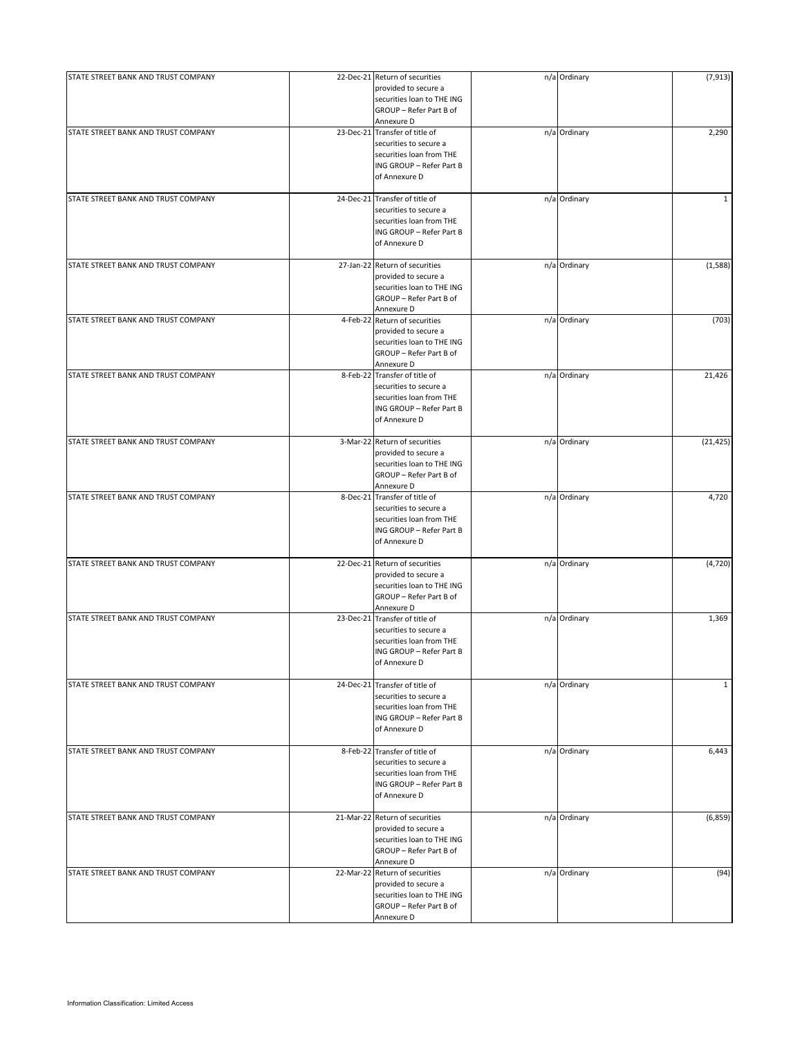| | | | | | |
|---|---|---|---|---|---|
| STATE STREET BANK AND TRUST COMPANY | 22-Dec-21 | Return of securities provided to secure a securities loan to THE ING GROUP – Refer Part B of Annexure D | n/a | Ordinary | (7,913) |
| STATE STREET BANK AND TRUST COMPANY | 23-Dec-21 | Transfer of title of securities to secure a securities loan from THE ING GROUP – Refer Part B of Annexure D | n/a | Ordinary | 2,290 |
| STATE STREET BANK AND TRUST COMPANY | 24-Dec-21 | Transfer of title of securities to secure a securities loan from THE ING GROUP – Refer Part B of Annexure D | n/a | Ordinary | 1 |
| STATE STREET BANK AND TRUST COMPANY | 27-Jan-22 | Return of securities provided to secure a securities loan to THE ING GROUP – Refer Part B of Annexure D | n/a | Ordinary | (1,588) |
| STATE STREET BANK AND TRUST COMPANY | 4-Feb-22 | Return of securities provided to secure a securities loan to THE ING GROUP – Refer Part B of Annexure D | n/a | Ordinary | (703) |
| STATE STREET BANK AND TRUST COMPANY | 8-Feb-22 | Transfer of title of securities to secure a securities loan from THE ING GROUP – Refer Part B of Annexure D | n/a | Ordinary | 21,426 |
| STATE STREET BANK AND TRUST COMPANY | 3-Mar-22 | Return of securities provided to secure a securities loan to THE ING GROUP – Refer Part B of Annexure D | n/a | Ordinary | (21,425) |
| STATE STREET BANK AND TRUST COMPANY | 8-Dec-21 | Transfer of title of securities to secure a securities loan from THE ING GROUP – Refer Part B of Annexure D | n/a | Ordinary | 4,720 |
| STATE STREET BANK AND TRUST COMPANY | 22-Dec-21 | Return of securities provided to secure a securities loan to THE ING GROUP – Refer Part B of Annexure D | n/a | Ordinary | (4,720) |
| STATE STREET BANK AND TRUST COMPANY | 23-Dec-21 | Transfer of title of securities to secure a securities loan from THE ING GROUP – Refer Part B of Annexure D | n/a | Ordinary | 1,369 |
| STATE STREET BANK AND TRUST COMPANY | 24-Dec-21 | Transfer of title of securities to secure a securities loan from THE ING GROUP – Refer Part B of Annexure D | n/a | Ordinary | 1 |
| STATE STREET BANK AND TRUST COMPANY | 8-Feb-22 | Transfer of title of securities to secure a securities loan from THE ING GROUP – Refer Part B of Annexure D | n/a | Ordinary | 6,443 |
| STATE STREET BANK AND TRUST COMPANY | 21-Mar-22 | Return of securities provided to secure a securities loan to THE ING GROUP – Refer Part B of Annexure D | n/a | Ordinary | (6,859) |
| STATE STREET BANK AND TRUST COMPANY | 22-Mar-22 | Return of securities provided to secure a securities loan to THE ING GROUP – Refer Part B of Annexure D | n/a | Ordinary | (94) |

Information Classification: Limited Access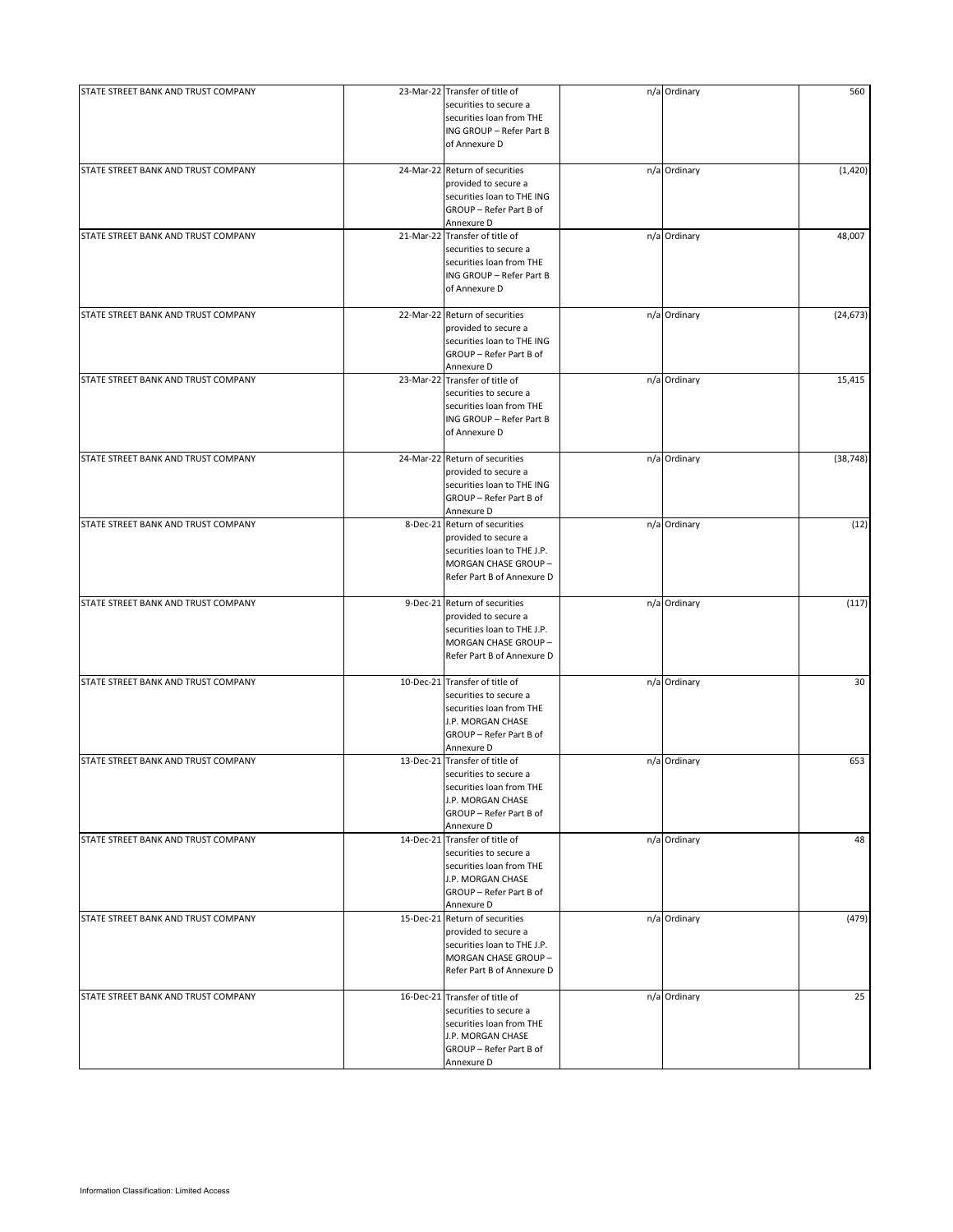| | | | | | |
|---|---|---|---|---|---|
| STATE STREET BANK AND TRUST COMPANY | 23-Mar-22 | Transfer of title of securities to secure a securities loan from THE ING GROUP – Refer Part B of Annexure D | n/a | Ordinary | 560 |
| STATE STREET BANK AND TRUST COMPANY | 24-Mar-22 | Return of securities provided to secure a securities loan to THE ING GROUP – Refer Part B of Annexure D | n/a | Ordinary | (1,420) |
| STATE STREET BANK AND TRUST COMPANY | 21-Mar-22 | Transfer of title of securities to secure a securities loan from THE ING GROUP – Refer Part B of Annexure D | n/a | Ordinary | 48,007 |
| STATE STREET BANK AND TRUST COMPANY | 22-Mar-22 | Return of securities provided to secure a securities loan to THE ING GROUP – Refer Part B of Annexure D | n/a | Ordinary | (24,673) |
| STATE STREET BANK AND TRUST COMPANY | 23-Mar-22 | Transfer of title of securities to secure a securities loan from THE ING GROUP – Refer Part B of Annexure D | n/a | Ordinary | 15,415 |
| STATE STREET BANK AND TRUST COMPANY | 24-Mar-22 | Return of securities provided to secure a securities loan to THE ING GROUP – Refer Part B of Annexure D | n/a | Ordinary | (38,748) |
| STATE STREET BANK AND TRUST COMPANY | 8-Dec-21 | Return of securities provided to secure a securities loan to THE J.P. MORGAN CHASE GROUP – Refer Part B of Annexure D | n/a | Ordinary | (12) |
| STATE STREET BANK AND TRUST COMPANY | 9-Dec-21 | Return of securities provided to secure a securities loan to THE J.P. MORGAN CHASE GROUP – Refer Part B of Annexure D | n/a | Ordinary | (117) |
| STATE STREET BANK AND TRUST COMPANY | 10-Dec-21 | Transfer of title of securities to secure a securities loan from THE J.P. MORGAN CHASE GROUP – Refer Part B of Annexure D | n/a | Ordinary | 30 |
| STATE STREET BANK AND TRUST COMPANY | 13-Dec-21 | Transfer of title of securities to secure a securities loan from THE J.P. MORGAN CHASE GROUP – Refer Part B of Annexure D | n/a | Ordinary | 653 |
| STATE STREET BANK AND TRUST COMPANY | 14-Dec-21 | Transfer of title of securities to secure a securities loan from THE J.P. MORGAN CHASE GROUP – Refer Part B of Annexure D | n/a | Ordinary | 48 |
| STATE STREET BANK AND TRUST COMPANY | 15-Dec-21 | Return of securities provided to secure a securities loan to THE J.P. MORGAN CHASE GROUP – Refer Part B of Annexure D | n/a | Ordinary | (479) |
| STATE STREET BANK AND TRUST COMPANY | 16-Dec-21 | Transfer of title of securities to secure a securities loan from THE J.P. MORGAN CHASE GROUP – Refer Part B of Annexure D | n/a | Ordinary | 25 |

Information Classification: Limited Access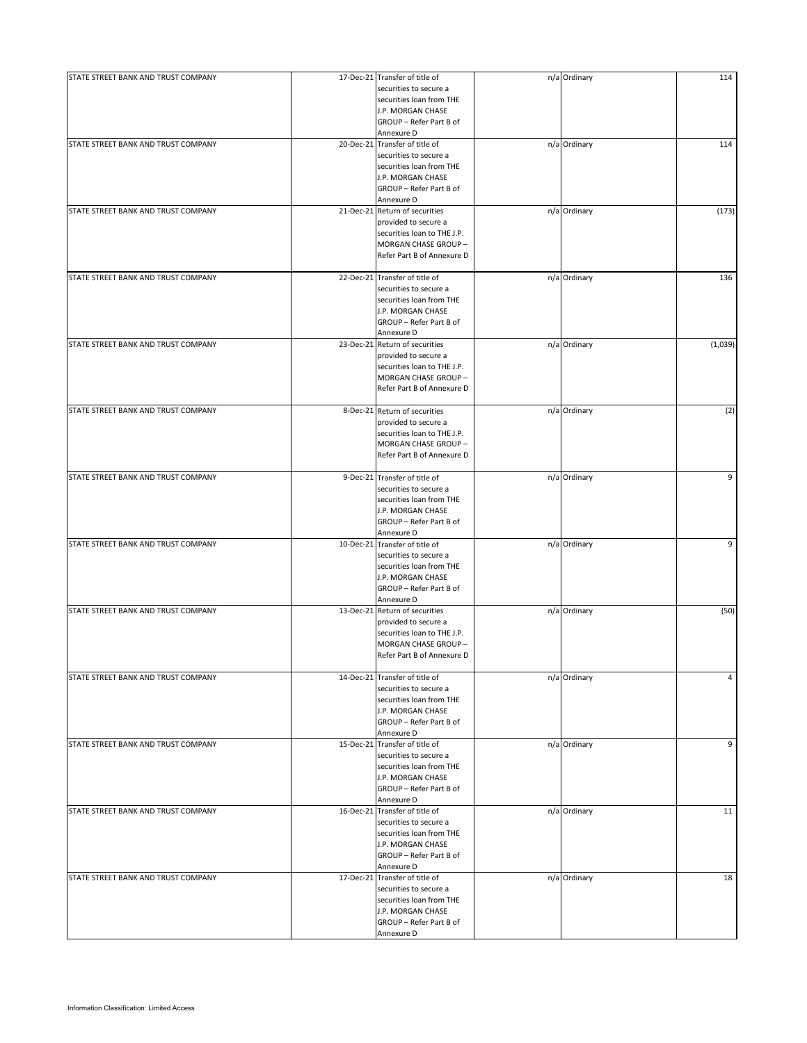| STATE STREET BANK AND TRUST COMPANY | 17-Dec-21 | Transfer of title of securities to secure a securities loan from THE J.P. MORGAN CHASE GROUP – Refer Part B of Annexure D | n/a | Ordinary | 114 |
|---|---|---|---|---|---|
| STATE STREET BANK AND TRUST COMPANY | 20-Dec-21 | Transfer of title of securities to secure a securities loan from THE J.P. MORGAN CHASE GROUP – Refer Part B of Annexure D | n/a | Ordinary | 114 |
| STATE STREET BANK AND TRUST COMPANY | 21-Dec-21 | Return of securities provided to secure a securities loan to THE J.P. MORGAN CHASE GROUP – Refer Part B of Annexure D | n/a | Ordinary | (173) |
| STATE STREET BANK AND TRUST COMPANY | 22-Dec-21 | Transfer of title of securities to secure a securities loan from THE J.P. MORGAN CHASE GROUP – Refer Part B of Annexure D | n/a | Ordinary | 136 |
| STATE STREET BANK AND TRUST COMPANY | 23-Dec-21 | Return of securities provided to secure a securities loan to THE J.P. MORGAN CHASE GROUP – Refer Part B of Annexure D | n/a | Ordinary | (1,039) |
| STATE STREET BANK AND TRUST COMPANY | 8-Dec-21 | Return of securities provided to secure a securities loan to THE J.P. MORGAN CHASE GROUP – Refer Part B of Annexure D | n/a | Ordinary | (2) |
| STATE STREET BANK AND TRUST COMPANY | 9-Dec-21 | Transfer of title of securities to secure a securities loan from THE J.P. MORGAN CHASE GROUP – Refer Part B of Annexure D | n/a | Ordinary | 9 |
| STATE STREET BANK AND TRUST COMPANY | 10-Dec-21 | Transfer of title of securities to secure a securities loan from THE J.P. MORGAN CHASE GROUP – Refer Part B of Annexure D | n/a | Ordinary | 9 |
| STATE STREET BANK AND TRUST COMPANY | 13-Dec-21 | Return of securities provided to secure a securities loan to THE J.P. MORGAN CHASE GROUP – Refer Part B of Annexure D | n/a | Ordinary | (50) |
| STATE STREET BANK AND TRUST COMPANY | 14-Dec-21 | Transfer of title of securities to secure a securities loan from THE J.P. MORGAN CHASE GROUP – Refer Part B of Annexure D | n/a | Ordinary | 4 |
| STATE STREET BANK AND TRUST COMPANY | 15-Dec-21 | Transfer of title of securities to secure a securities loan from THE J.P. MORGAN CHASE GROUP – Refer Part B of Annexure D | n/a | Ordinary | 9 |
| STATE STREET BANK AND TRUST COMPANY | 16-Dec-21 | Transfer of title of securities to secure a securities loan from THE J.P. MORGAN CHASE GROUP – Refer Part B of Annexure D | n/a | Ordinary | 11 |
| STATE STREET BANK AND TRUST COMPANY | 17-Dec-21 | Transfer of title of securities to secure a securities loan from THE J.P. MORGAN CHASE GROUP – Refer Part B of Annexure D | n/a | Ordinary | 18 |

Information Classification: Limited Access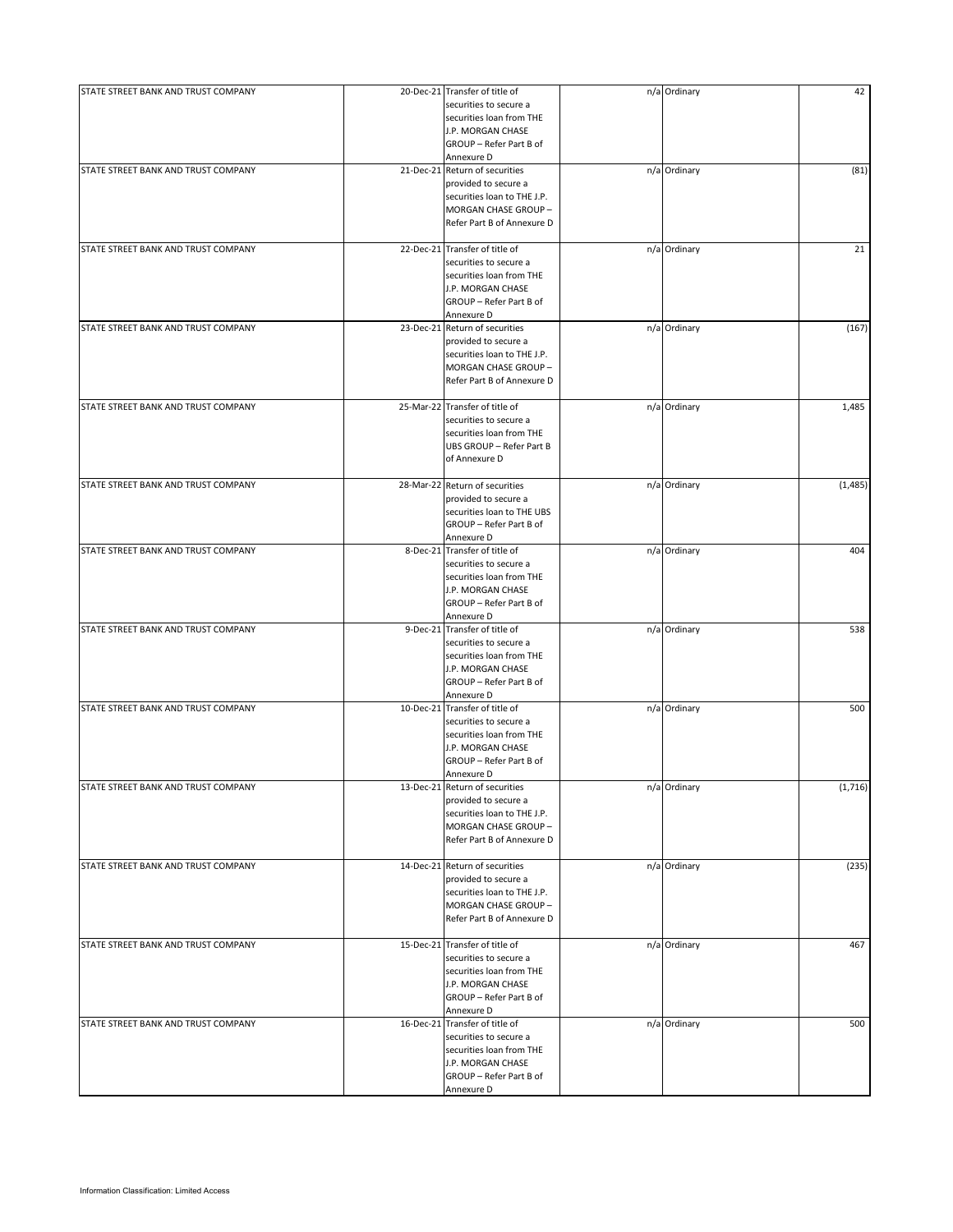| | | | | | |
|---|---|---|---|---|---|
| STATE STREET BANK AND TRUST COMPANY | 20-Dec-21 | Transfer of title of securities to secure a securities loan from THE J.P. MORGAN CHASE GROUP – Refer Part B of Annexure D | n/a | Ordinary | 42 |
| STATE STREET BANK AND TRUST COMPANY | 21-Dec-21 | Return of securities provided to secure a securities loan to THE J.P. MORGAN CHASE GROUP – Refer Part B of Annexure D | n/a | Ordinary | (81) |
| STATE STREET BANK AND TRUST COMPANY | 22-Dec-21 | Transfer of title of securities to secure a securities loan from THE J.P. MORGAN CHASE GROUP – Refer Part B of Annexure D | n/a | Ordinary | 21 |
| STATE STREET BANK AND TRUST COMPANY | 23-Dec-21 | Return of securities provided to secure a securities loan to THE J.P. MORGAN CHASE GROUP – Refer Part B of Annexure D | n/a | Ordinary | (167) |
| STATE STREET BANK AND TRUST COMPANY | 25-Mar-22 | Transfer of title of securities to secure a securities loan from THE UBS GROUP – Refer Part B of Annexure D | n/a | Ordinary | 1,485 |
| STATE STREET BANK AND TRUST COMPANY | 28-Mar-22 | Return of securities provided to secure a securities loan to THE UBS GROUP – Refer Part B of Annexure D | n/a | Ordinary | (1,485) |
| STATE STREET BANK AND TRUST COMPANY | 8-Dec-21 | Transfer of title of securities to secure a securities loan from THE J.P. MORGAN CHASE GROUP – Refer Part B of Annexure D | n/a | Ordinary | 404 |
| STATE STREET BANK AND TRUST COMPANY | 9-Dec-21 | Transfer of title of securities to secure a securities loan from THE J.P. MORGAN CHASE GROUP – Refer Part B of Annexure D | n/a | Ordinary | 538 |
| STATE STREET BANK AND TRUST COMPANY | 10-Dec-21 | Transfer of title of securities to secure a securities loan from THE J.P. MORGAN CHASE GROUP – Refer Part B of Annexure D | n/a | Ordinary | 500 |
| STATE STREET BANK AND TRUST COMPANY | 13-Dec-21 | Return of securities provided to secure a securities loan to THE J.P. MORGAN CHASE GROUP – Refer Part B of Annexure D | n/a | Ordinary | (1,716) |
| STATE STREET BANK AND TRUST COMPANY | 14-Dec-21 | Return of securities provided to secure a securities loan to THE J.P. MORGAN CHASE GROUP – Refer Part B of Annexure D | n/a | Ordinary | (235) |
| STATE STREET BANK AND TRUST COMPANY | 15-Dec-21 | Transfer of title of securities to secure a securities loan from THE J.P. MORGAN CHASE GROUP – Refer Part B of Annexure D | n/a | Ordinary | 467 |
| STATE STREET BANK AND TRUST COMPANY | 16-Dec-21 | Transfer of title of securities to secure a securities loan from THE J.P. MORGAN CHASE GROUP – Refer Part B of Annexure D | n/a | Ordinary | 500 |

Information Classification: Limited Access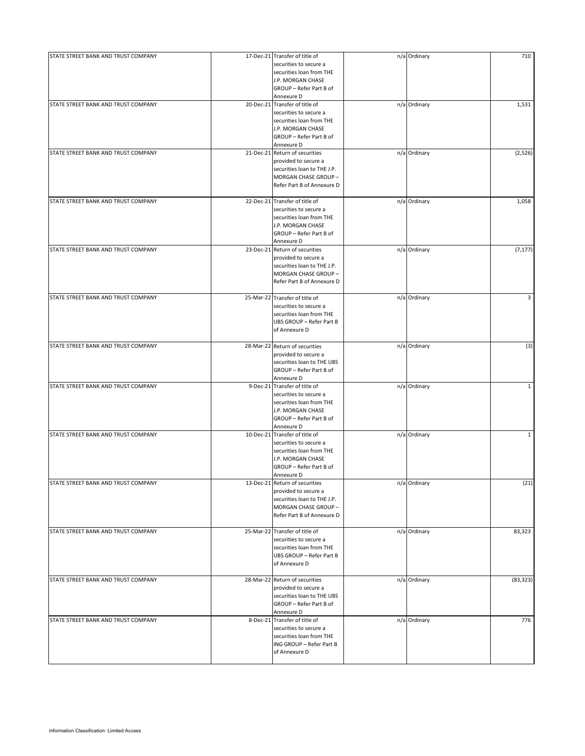| | | | | | |
|---|---|---|---|---|---|
| STATE STREET BANK AND TRUST COMPANY | 17-Dec-21 | Transfer of title of securities to secure a securities loan from THE J.P. MORGAN CHASE GROUP – Refer Part B of Annexure D | n/a | Ordinary | 710 |
| STATE STREET BANK AND TRUST COMPANY | 20-Dec-21 | Transfer of title of securities to secure a securities loan from THE J.P. MORGAN CHASE GROUP – Refer Part B of Annexure D | n/a | Ordinary | 1,531 |
| STATE STREET BANK AND TRUST COMPANY | 21-Dec-21 | Return of securities provided to secure a securities loan to THE J.P. MORGAN CHASE GROUP – Refer Part B of Annexure D | n/a | Ordinary | (2,526) |
| STATE STREET BANK AND TRUST COMPANY | 22-Dec-21 | Transfer of title of securities to secure a securities loan from THE J.P. MORGAN CHASE GROUP – Refer Part B of Annexure D | n/a | Ordinary | 1,058 |
| STATE STREET BANK AND TRUST COMPANY | 23-Dec-21 | Return of securities provided to secure a securities loan to THE J.P. MORGAN CHASE GROUP – Refer Part B of Annexure D | n/a | Ordinary | (7,177) |
| STATE STREET BANK AND TRUST COMPANY | 25-Mar-22 | Transfer of title of securities to secure a securities loan from THE UBS GROUP – Refer Part B of Annexure D | n/a | Ordinary | 3 |
| STATE STREET BANK AND TRUST COMPANY | 28-Mar-22 | Return of securities provided to secure a securities loan to THE UBS GROUP – Refer Part B of Annexure D | n/a | Ordinary | (3) |
| STATE STREET BANK AND TRUST COMPANY | 9-Dec-21 | Transfer of title of securities to secure a securities loan from THE J.P. MORGAN CHASE GROUP – Refer Part B of Annexure D | n/a | Ordinary | 1 |
| STATE STREET BANK AND TRUST COMPANY | 10-Dec-21 | Transfer of title of securities to secure a securities loan from THE J.P. MORGAN CHASE GROUP – Refer Part B of Annexure D | n/a | Ordinary | 1 |
| STATE STREET BANK AND TRUST COMPANY | 13-Dec-21 | Return of securities provided to secure a securities loan to THE J.P. MORGAN CHASE GROUP – Refer Part B of Annexure D | n/a | Ordinary | (21) |
| STATE STREET BANK AND TRUST COMPANY | 25-Mar-22 | Transfer of title of securities to secure a securities loan from THE UBS GROUP – Refer Part B of Annexure D | n/a | Ordinary | 83,323 |
| STATE STREET BANK AND TRUST COMPANY | 28-Mar-22 | Return of securities provided to secure a securities loan to THE UBS GROUP – Refer Part B of Annexure D | n/a | Ordinary | (83,323) |
| STATE STREET BANK AND TRUST COMPANY | 8-Dec-21 | Transfer of title of securities to secure a securities loan from THE ING GROUP – Refer Part B of Annexure D | n/a | Ordinary | 776 |

Information Classification: Limited Access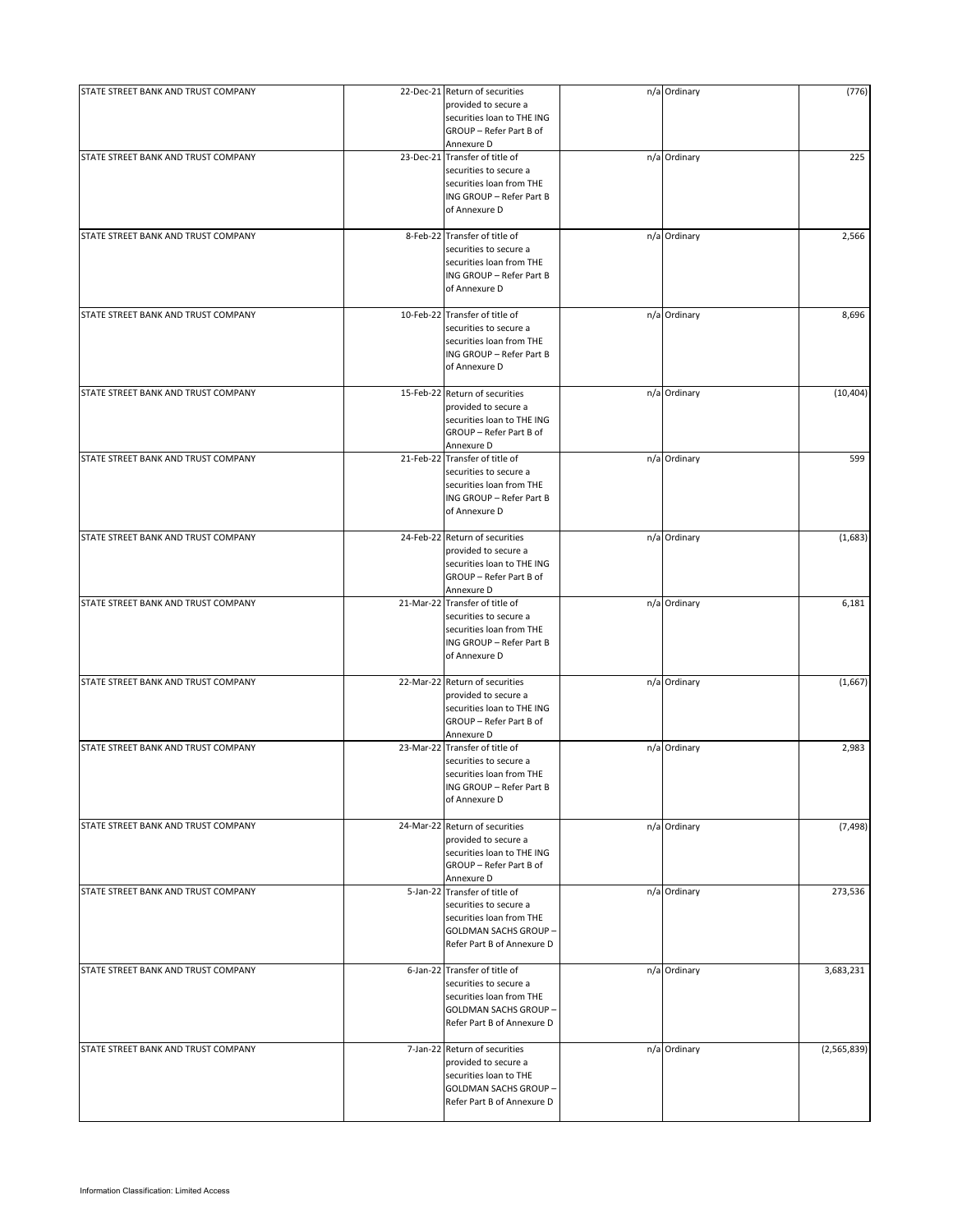| | | | | | |
|---|---|---|---|---|---|
| STATE STREET BANK AND TRUST COMPANY | 22-Dec-21 | Return of securities provided to secure a securities loan to THE ING GROUP – Refer Part B of Annexure D | n/a | Ordinary | (776) |
| STATE STREET BANK AND TRUST COMPANY | 23-Dec-21 | Transfer of title of securities to secure a securities loan from THE ING GROUP – Refer Part B of Annexure D | n/a | Ordinary | 225 |
| STATE STREET BANK AND TRUST COMPANY | 8-Feb-22 | Transfer of title of securities to secure a securities loan from THE ING GROUP – Refer Part B of Annexure D | n/a | Ordinary | 2,566 |
| STATE STREET BANK AND TRUST COMPANY | 10-Feb-22 | Transfer of title of securities to secure a securities loan from THE ING GROUP – Refer Part B of Annexure D | n/a | Ordinary | 8,696 |
| STATE STREET BANK AND TRUST COMPANY | 15-Feb-22 | Return of securities provided to secure a securities loan to THE ING GROUP – Refer Part B of Annexure D | n/a | Ordinary | (10,404) |
| STATE STREET BANK AND TRUST COMPANY | 21-Feb-22 | Transfer of title of securities to secure a securities loan from THE ING GROUP – Refer Part B of Annexure D | n/a | Ordinary | 599 |
| STATE STREET BANK AND TRUST COMPANY | 24-Feb-22 | Return of securities provided to secure a securities loan to THE ING GROUP – Refer Part B of Annexure D | n/a | Ordinary | (1,683) |
| STATE STREET BANK AND TRUST COMPANY | 21-Mar-22 | Transfer of title of securities to secure a securities loan from THE ING GROUP – Refer Part B of Annexure D | n/a | Ordinary | 6,181 |
| STATE STREET BANK AND TRUST COMPANY | 22-Mar-22 | Return of securities provided to secure a securities loan to THE ING GROUP – Refer Part B of Annexure D | n/a | Ordinary | (1,667) |
| STATE STREET BANK AND TRUST COMPANY | 23-Mar-22 | Transfer of title of securities to secure a securities loan from THE ING GROUP – Refer Part B of Annexure D | n/a | Ordinary | 2,983 |
| STATE STREET BANK AND TRUST COMPANY | 24-Mar-22 | Return of securities provided to secure a securities loan to THE ING GROUP – Refer Part B of Annexure D | n/a | Ordinary | (7,498) |
| STATE STREET BANK AND TRUST COMPANY | 5-Jan-22 | Transfer of title of securities to secure a securities loan from THE GOLDMAN SACHS GROUP – Refer Part B of Annexure D | n/a | Ordinary | 273,536 |
| STATE STREET BANK AND TRUST COMPANY | 6-Jan-22 | Transfer of title of securities to secure a securities loan from THE GOLDMAN SACHS GROUP – Refer Part B of Annexure D | n/a | Ordinary | 3,683,231 |
| STATE STREET BANK AND TRUST COMPANY | 7-Jan-22 | Return of securities provided to secure a securities loan to THE GOLDMAN SACHS GROUP – Refer Part B of Annexure D | n/a | Ordinary | (2,565,839) |

Information Classification: Limited Access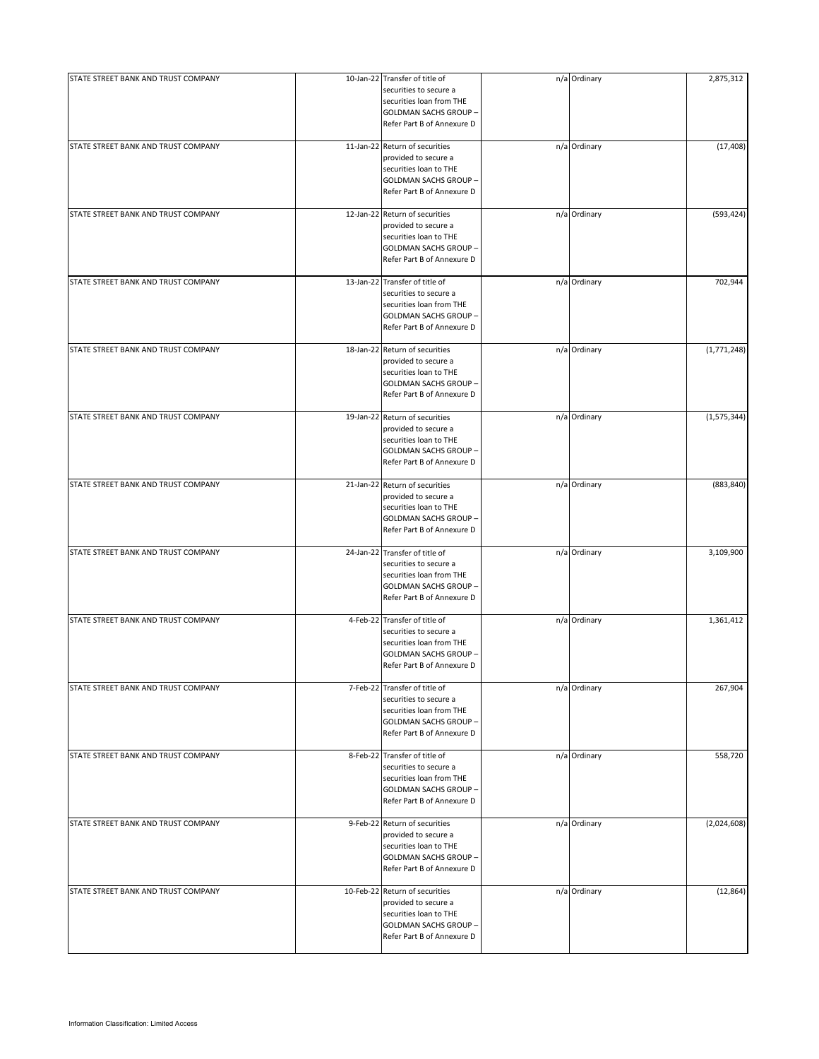| | | | | | |
|---|---|---|---|---|---|
| STATE STREET BANK AND TRUST COMPANY | 10-Jan-22 | Transfer of title of securities to secure a securities loan from THE GOLDMAN SACHS GROUP – Refer Part B of Annexure D | n/a | Ordinary | 2,875,312 |
| STATE STREET BANK AND TRUST COMPANY | 11-Jan-22 | Return of securities provided to secure a securities loan to THE GOLDMAN SACHS GROUP – Refer Part B of Annexure D | n/a | Ordinary | (17,408) |
| STATE STREET BANK AND TRUST COMPANY | 12-Jan-22 | Return of securities provided to secure a securities loan to THE GOLDMAN SACHS GROUP – Refer Part B of Annexure D | n/a | Ordinary | (593,424) |
| STATE STREET BANK AND TRUST COMPANY | 13-Jan-22 | Transfer of title of securities to secure a securities loan from THE GOLDMAN SACHS GROUP – Refer Part B of Annexure D | n/a | Ordinary | 702,944 |
| STATE STREET BANK AND TRUST COMPANY | 18-Jan-22 | Return of securities provided to secure a securities loan to THE GOLDMAN SACHS GROUP – Refer Part B of Annexure D | n/a | Ordinary | (1,771,248) |
| STATE STREET BANK AND TRUST COMPANY | 19-Jan-22 | Return of securities provided to secure a securities loan to THE GOLDMAN SACHS GROUP – Refer Part B of Annexure D | n/a | Ordinary | (1,575,344) |
| STATE STREET BANK AND TRUST COMPANY | 21-Jan-22 | Return of securities provided to secure a securities loan to THE GOLDMAN SACHS GROUP – Refer Part B of Annexure D | n/a | Ordinary | (883,840) |
| STATE STREET BANK AND TRUST COMPANY | 24-Jan-22 | Transfer of title of securities to secure a securities loan from THE GOLDMAN SACHS GROUP – Refer Part B of Annexure D | n/a | Ordinary | 3,109,900 |
| STATE STREET BANK AND TRUST COMPANY | 4-Feb-22 | Transfer of title of securities to secure a securities loan from THE GOLDMAN SACHS GROUP – Refer Part B of Annexure D | n/a | Ordinary | 1,361,412 |
| STATE STREET BANK AND TRUST COMPANY | 7-Feb-22 | Transfer of title of securities to secure a securities loan from THE GOLDMAN SACHS GROUP – Refer Part B of Annexure D | n/a | Ordinary | 267,904 |
| STATE STREET BANK AND TRUST COMPANY | 8-Feb-22 | Transfer of title of securities to secure a securities loan from THE GOLDMAN SACHS GROUP – Refer Part B of Annexure D | n/a | Ordinary | 558,720 |
| STATE STREET BANK AND TRUST COMPANY | 9-Feb-22 | Return of securities provided to secure a securities loan to THE GOLDMAN SACHS GROUP – Refer Part B of Annexure D | n/a | Ordinary | (2,024,608) |
| STATE STREET BANK AND TRUST COMPANY | 10-Feb-22 | Return of securities provided to secure a securities loan to THE GOLDMAN SACHS GROUP – Refer Part B of Annexure D | n/a | Ordinary | (12,864) |

Information Classification: Limited Access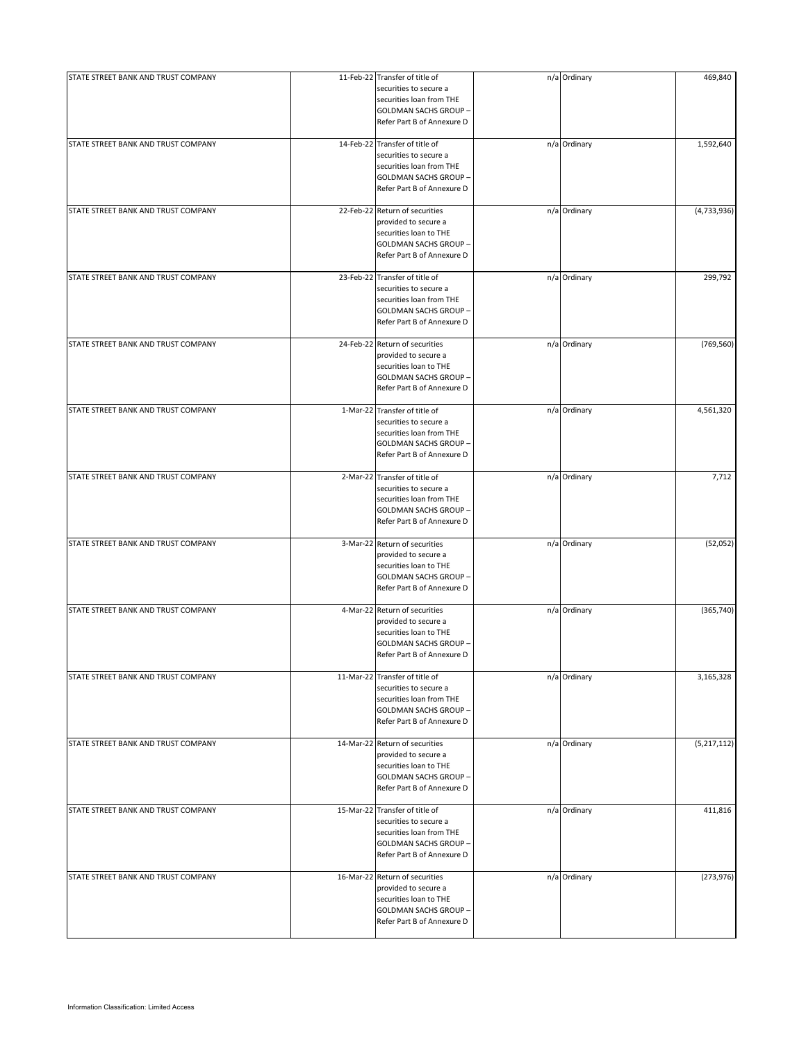| | | | | | |
|---|---|---|---|---|---|
| STATE STREET BANK AND TRUST COMPANY | 11-Feb-22 | Transfer of title of securities to secure a securities loan from THE GOLDMAN SACHS GROUP – Refer Part B of Annexure D | n/a | Ordinary | 469,840 |
| STATE STREET BANK AND TRUST COMPANY | 14-Feb-22 | Transfer of title of securities to secure a securities loan from THE GOLDMAN SACHS GROUP – Refer Part B of Annexure D | n/a | Ordinary | 1,592,640 |
| STATE STREET BANK AND TRUST COMPANY | 22-Feb-22 | Return of securities provided to secure a securities loan to THE GOLDMAN SACHS GROUP – Refer Part B of Annexure D | n/a | Ordinary | (4,733,936) |
| STATE STREET BANK AND TRUST COMPANY | 23-Feb-22 | Transfer of title of securities to secure a securities loan from THE GOLDMAN SACHS GROUP – Refer Part B of Annexure D | n/a | Ordinary | 299,792 |
| STATE STREET BANK AND TRUST COMPANY | 24-Feb-22 | Return of securities provided to secure a securities loan to THE GOLDMAN SACHS GROUP – Refer Part B of Annexure D | n/a | Ordinary | (769,560) |
| STATE STREET BANK AND TRUST COMPANY | 1-Mar-22 | Transfer of title of securities to secure a securities loan from THE GOLDMAN SACHS GROUP – Refer Part B of Annexure D | n/a | Ordinary | 4,561,320 |
| STATE STREET BANK AND TRUST COMPANY | 2-Mar-22 | Transfer of title of securities to secure a securities loan from THE GOLDMAN SACHS GROUP – Refer Part B of Annexure D | n/a | Ordinary | 7,712 |
| STATE STREET BANK AND TRUST COMPANY | 3-Mar-22 | Return of securities provided to secure a securities loan to THE GOLDMAN SACHS GROUP – Refer Part B of Annexure D | n/a | Ordinary | (52,052) |
| STATE STREET BANK AND TRUST COMPANY | 4-Mar-22 | Return of securities provided to secure a securities loan to THE GOLDMAN SACHS GROUP – Refer Part B of Annexure D | n/a | Ordinary | (365,740) |
| STATE STREET BANK AND TRUST COMPANY | 11-Mar-22 | Transfer of title of securities to secure a securities loan from THE GOLDMAN SACHS GROUP – Refer Part B of Annexure D | n/a | Ordinary | 3,165,328 |
| STATE STREET BANK AND TRUST COMPANY | 14-Mar-22 | Return of securities provided to secure a securities loan to THE GOLDMAN SACHS GROUP – Refer Part B of Annexure D | n/a | Ordinary | (5,217,112) |
| STATE STREET BANK AND TRUST COMPANY | 15-Mar-22 | Transfer of title of securities to secure a securities loan from THE GOLDMAN SACHS GROUP – Refer Part B of Annexure D | n/a | Ordinary | 411,816 |
| STATE STREET BANK AND TRUST COMPANY | 16-Mar-22 | Return of securities provided to secure a securities loan to THE GOLDMAN SACHS GROUP – Refer Part B of Annexure D | n/a | Ordinary | (273,976) |

Information Classification: Limited Access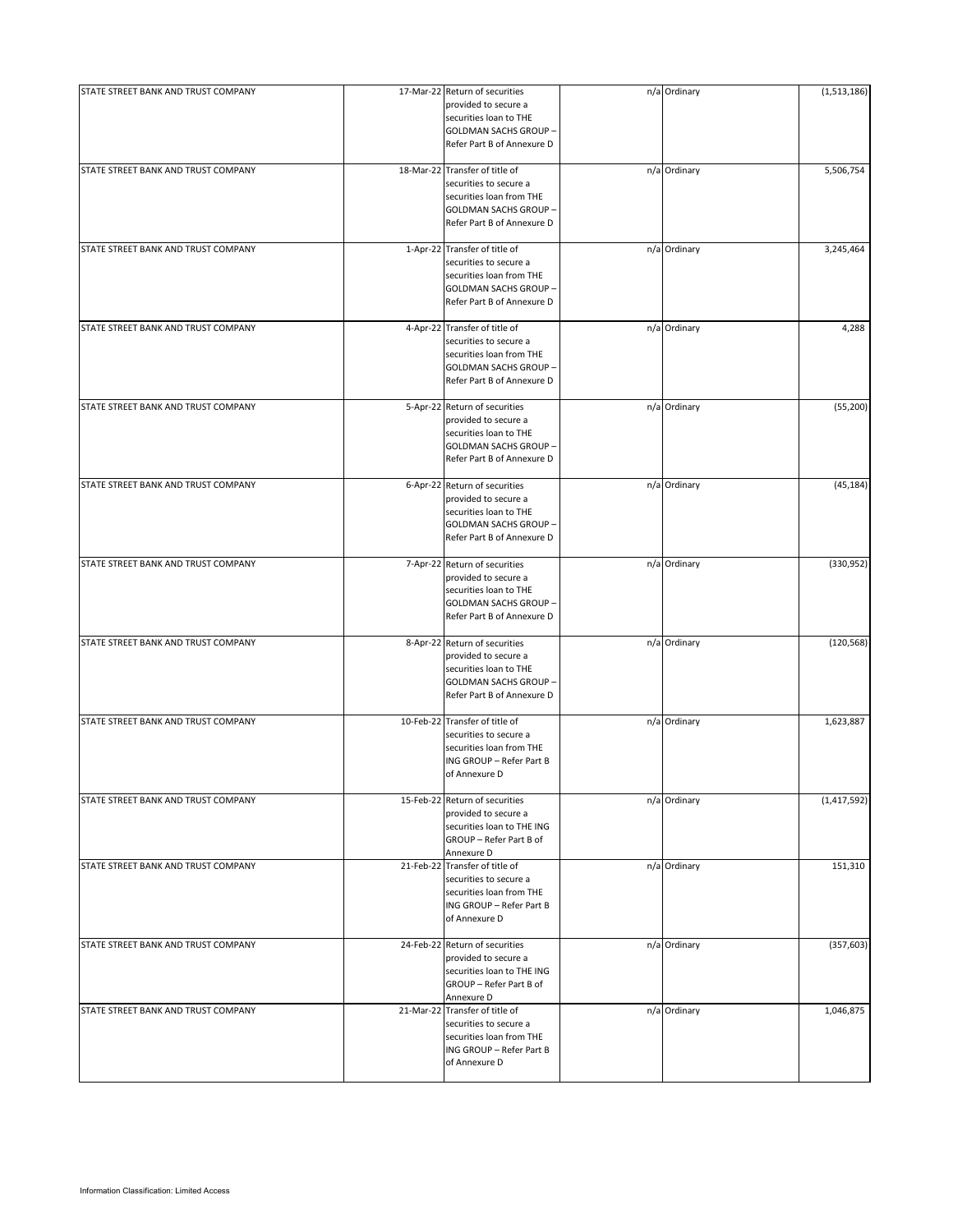| | | | | | |
|---|---|---|---|---|---|
| STATE STREET BANK AND TRUST COMPANY | 17-Mar-22 | Return of securities provided to secure a securities loan to THE GOLDMAN SACHS GROUP – Refer Part B of Annexure D | n/a | Ordinary | (1,513,186) |
| STATE STREET BANK AND TRUST COMPANY | 18-Mar-22 | Transfer of title of securities to secure a securities loan from THE GOLDMAN SACHS GROUP – Refer Part B of Annexure D | n/a | Ordinary | 5,506,754 |
| STATE STREET BANK AND TRUST COMPANY | 1-Apr-22 | Transfer of title of securities to secure a securities loan from THE GOLDMAN SACHS GROUP – Refer Part B of Annexure D | n/a | Ordinary | 3,245,464 |
| STATE STREET BANK AND TRUST COMPANY | 4-Apr-22 | Transfer of title of securities to secure a securities loan from THE GOLDMAN SACHS GROUP – Refer Part B of Annexure D | n/a | Ordinary | 4,288 |
| STATE STREET BANK AND TRUST COMPANY | 5-Apr-22 | Return of securities provided to secure a securities loan to THE GOLDMAN SACHS GROUP – Refer Part B of Annexure D | n/a | Ordinary | (55,200) |
| STATE STREET BANK AND TRUST COMPANY | 6-Apr-22 | Return of securities provided to secure a securities loan to THE GOLDMAN SACHS GROUP – Refer Part B of Annexure D | n/a | Ordinary | (45,184) |
| STATE STREET BANK AND TRUST COMPANY | 7-Apr-22 | Return of securities provided to secure a securities loan to THE GOLDMAN SACHS GROUP – Refer Part B of Annexure D | n/a | Ordinary | (330,952) |
| STATE STREET BANK AND TRUST COMPANY | 8-Apr-22 | Return of securities provided to secure a securities loan to THE GOLDMAN SACHS GROUP – Refer Part B of Annexure D | n/a | Ordinary | (120,568) |
| STATE STREET BANK AND TRUST COMPANY | 10-Feb-22 | Transfer of title of securities to secure a securities loan from THE ING GROUP – Refer Part B of Annexure D | n/a | Ordinary | 1,623,887 |
| STATE STREET BANK AND TRUST COMPANY | 15-Feb-22 | Return of securities provided to secure a securities loan to THE ING GROUP – Refer Part B of Annexure D | n/a | Ordinary | (1,417,592) |
| STATE STREET BANK AND TRUST COMPANY | 21-Feb-22 | Transfer of title of securities to secure a securities loan from THE ING GROUP – Refer Part B of Annexure D | n/a | Ordinary | 151,310 |
| STATE STREET BANK AND TRUST COMPANY | 24-Feb-22 | Return of securities provided to secure a securities loan to THE ING GROUP – Refer Part B of Annexure D | n/a | Ordinary | (357,603) |
| STATE STREET BANK AND TRUST COMPANY | 21-Mar-22 | Transfer of title of securities to secure a securities loan from THE ING GROUP – Refer Part B of Annexure D | n/a | Ordinary | 1,046,875 |

Information Classification: Limited Access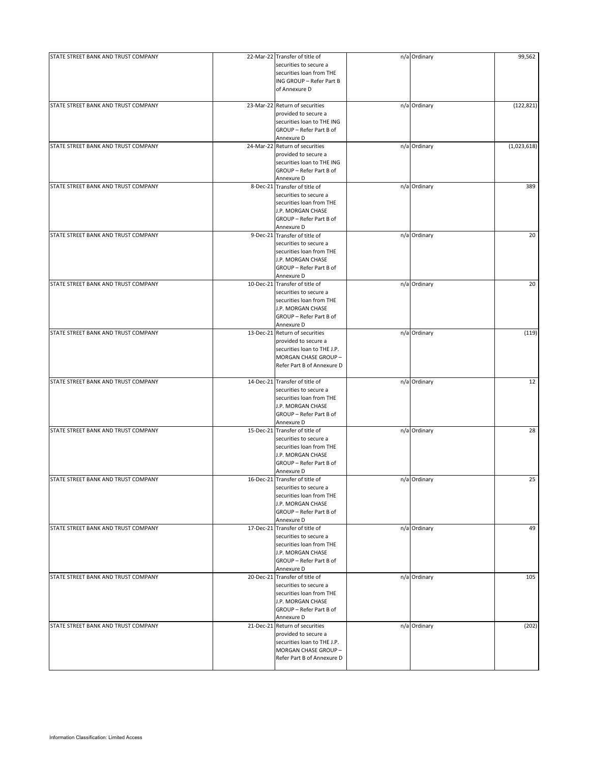| | | | | | |
|---|---|---|---|---|---|
| STATE STREET BANK AND TRUST COMPANY | 22-Mar-22 | Transfer of title of securities to secure a securities loan from THE ING GROUP – Refer Part B of Annexure D | n/a | Ordinary | 99,562 |
| STATE STREET BANK AND TRUST COMPANY | 23-Mar-22 | Return of securities provided to secure a securities loan to THE ING GROUP – Refer Part B of Annexure D | n/a | Ordinary | (122,821) |
| STATE STREET BANK AND TRUST COMPANY | 24-Mar-22 | Return of securities provided to secure a securities loan to THE ING GROUP – Refer Part B of Annexure D | n/a | Ordinary | (1,023,618) |
| STATE STREET BANK AND TRUST COMPANY | 8-Dec-21 | Transfer of title of securities to secure a securities loan from THE J.P. MORGAN CHASE GROUP – Refer Part B of Annexure D | n/a | Ordinary | 389 |
| STATE STREET BANK AND TRUST COMPANY | 9-Dec-21 | Transfer of title of securities to secure a securities loan from THE J.P. MORGAN CHASE GROUP – Refer Part B of Annexure D | n/a | Ordinary | 20 |
| STATE STREET BANK AND TRUST COMPANY | 10-Dec-21 | Transfer of title of securities to secure a securities loan from THE J.P. MORGAN CHASE GROUP – Refer Part B of Annexure D | n/a | Ordinary | 20 |
| STATE STREET BANK AND TRUST COMPANY | 13-Dec-21 | Return of securities provided to secure a securities loan to THE J.P. MORGAN CHASE GROUP – Refer Part B of Annexure D | n/a | Ordinary | (119) |
| STATE STREET BANK AND TRUST COMPANY | 14-Dec-21 | Transfer of title of securities to secure a securities loan from THE J.P. MORGAN CHASE GROUP – Refer Part B of Annexure D | n/a | Ordinary | 12 |
| STATE STREET BANK AND TRUST COMPANY | 15-Dec-21 | Transfer of title of securities to secure a securities loan from THE J.P. MORGAN CHASE GROUP – Refer Part B of Annexure D | n/a | Ordinary | 28 |
| STATE STREET BANK AND TRUST COMPANY | 16-Dec-21 | Transfer of title of securities to secure a securities loan from THE J.P. MORGAN CHASE GROUP – Refer Part B of Annexure D | n/a | Ordinary | 25 |
| STATE STREET BANK AND TRUST COMPANY | 17-Dec-21 | Transfer of title of securities to secure a securities loan from THE J.P. MORGAN CHASE GROUP – Refer Part B of Annexure D | n/a | Ordinary | 49 |
| STATE STREET BANK AND TRUST COMPANY | 20-Dec-21 | Transfer of title of securities to secure a securities loan from THE J.P. MORGAN CHASE GROUP – Refer Part B of Annexure D | n/a | Ordinary | 105 |
| STATE STREET BANK AND TRUST COMPANY | 21-Dec-21 | Return of securities provided to secure a securities loan to THE J.P. MORGAN CHASE GROUP – Refer Part B of Annexure D | n/a | Ordinary | (202) |

Information Classification: Limited Access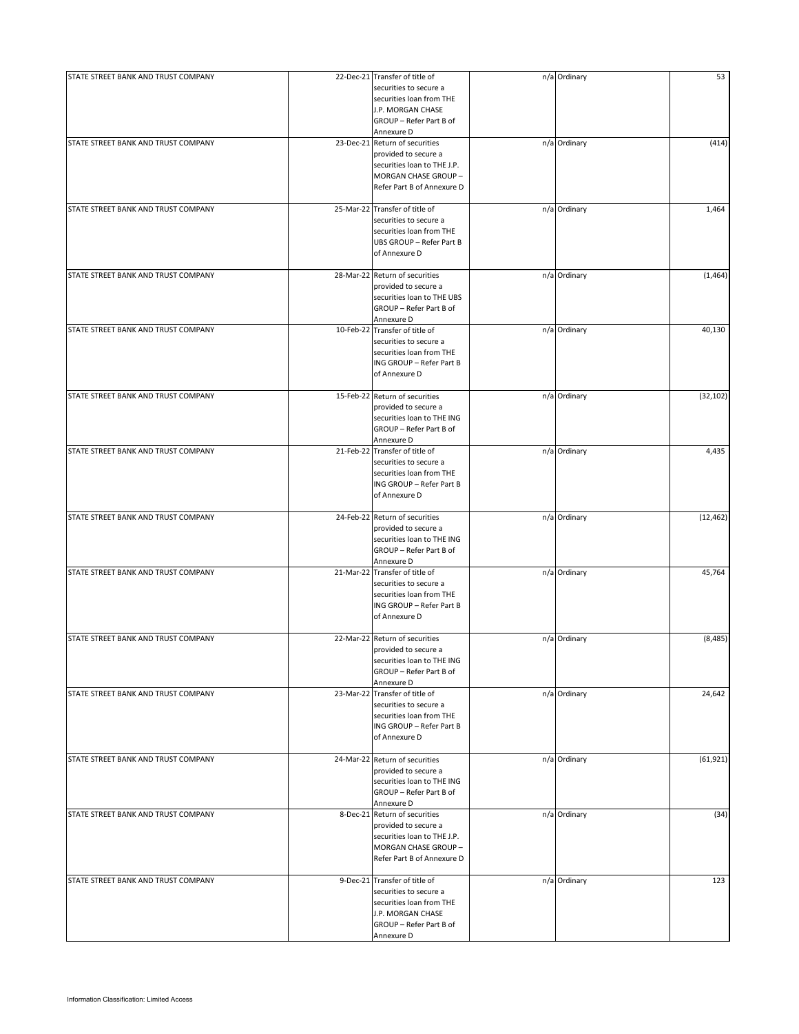| | | | | | |
|---|---|---|---|---|---|
| STATE STREET BANK AND TRUST COMPANY | 22-Dec-21 | Transfer of title of securities to secure a securities loan from THE J.P. MORGAN CHASE GROUP – Refer Part B of Annexure D | n/a | Ordinary | 53 |
| STATE STREET BANK AND TRUST COMPANY | 23-Dec-21 | Return of securities provided to secure a securities loan to THE J.P. MORGAN CHASE GROUP – Refer Part B of Annexure D | n/a | Ordinary | (414) |
| STATE STREET BANK AND TRUST COMPANY | 25-Mar-22 | Transfer of title of securities to secure a securities loan from THE UBS GROUP – Refer Part B of Annexure D | n/a | Ordinary | 1,464 |
| STATE STREET BANK AND TRUST COMPANY | 28-Mar-22 | Return of securities provided to secure a securities loan to THE UBS GROUP – Refer Part B of Annexure D | n/a | Ordinary | (1,464) |
| STATE STREET BANK AND TRUST COMPANY | 10-Feb-22 | Transfer of title of securities to secure a securities loan from THE ING GROUP – Refer Part B of Annexure D | n/a | Ordinary | 40,130 |
| STATE STREET BANK AND TRUST COMPANY | 15-Feb-22 | Return of securities provided to secure a securities loan to THE ING GROUP – Refer Part B of Annexure D | n/a | Ordinary | (32,102) |
| STATE STREET BANK AND TRUST COMPANY | 21-Feb-22 | Transfer of title of securities to secure a securities loan from THE ING GROUP – Refer Part B of Annexure D | n/a | Ordinary | 4,435 |
| STATE STREET BANK AND TRUST COMPANY | 24-Feb-22 | Return of securities provided to secure a securities loan to THE ING GROUP – Refer Part B of Annexure D | n/a | Ordinary | (12,462) |
| STATE STREET BANK AND TRUST COMPANY | 21-Mar-22 | Transfer of title of securities to secure a securities loan from THE ING GROUP – Refer Part B of Annexure D | n/a | Ordinary | 45,764 |
| STATE STREET BANK AND TRUST COMPANY | 22-Mar-22 | Return of securities provided to secure a securities loan to THE ING GROUP – Refer Part B of Annexure D | n/a | Ordinary | (8,485) |
| STATE STREET BANK AND TRUST COMPANY | 23-Mar-22 | Transfer of title of securities to secure a securities loan from THE ING GROUP – Refer Part B of Annexure D | n/a | Ordinary | 24,642 |
| STATE STREET BANK AND TRUST COMPANY | 24-Mar-22 | Return of securities provided to secure a securities loan to THE ING GROUP – Refer Part B of Annexure D | n/a | Ordinary | (61,921) |
| STATE STREET BANK AND TRUST COMPANY | 8-Dec-21 | Return of securities provided to secure a securities loan to THE J.P. MORGAN CHASE GROUP – Refer Part B of Annexure D | n/a | Ordinary | (34) |
| STATE STREET BANK AND TRUST COMPANY | 9-Dec-21 | Transfer of title of securities to secure a securities loan from THE J.P. MORGAN CHASE GROUP – Refer Part B of Annexure D | n/a | Ordinary | 123 |

Information Classification: Limited Access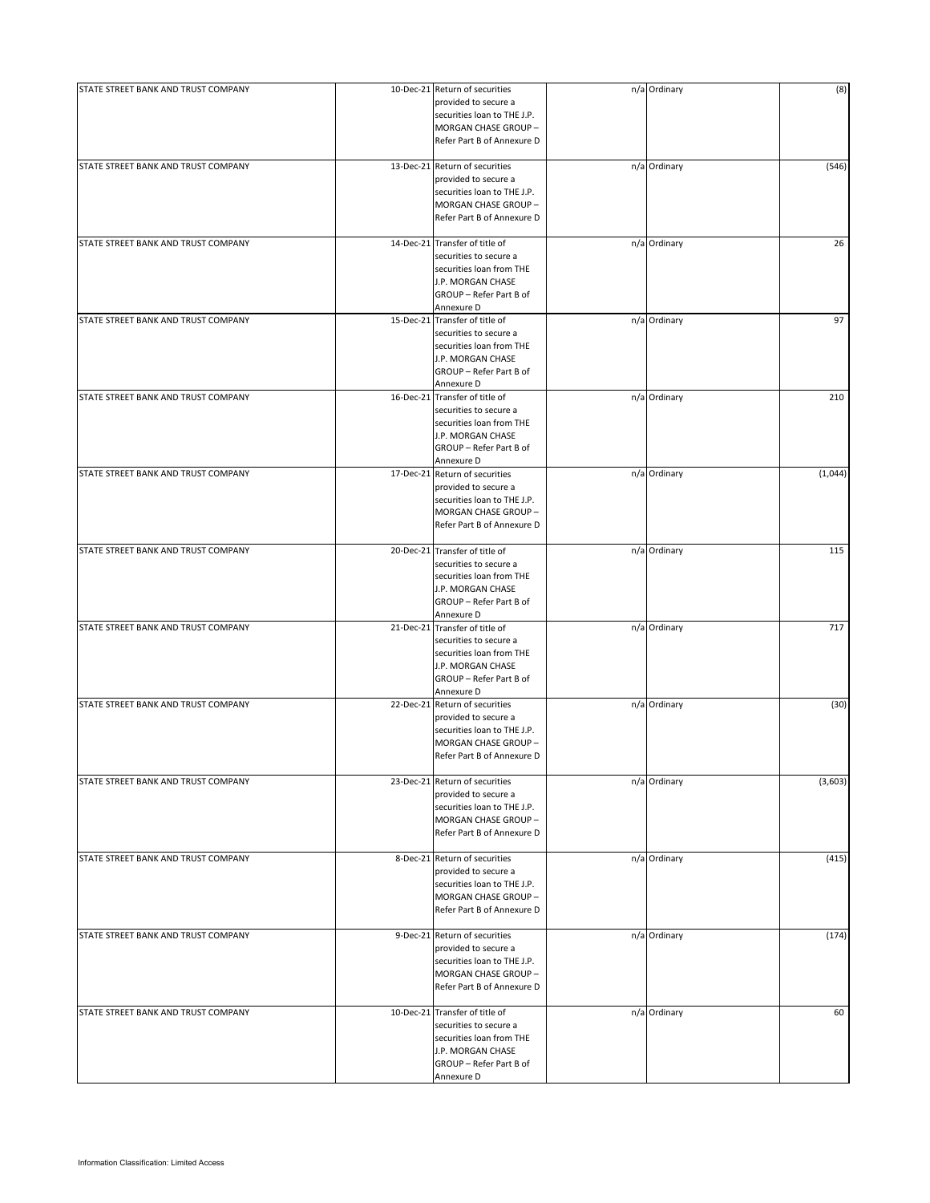| | | | | | |
|---|---|---|---|---|---|
| STATE STREET BANK AND TRUST COMPANY | 10-Dec-21 | Return of securities provided to secure a securities loan to THE J.P. MORGAN CHASE GROUP – Refer Part B of Annexure D | n/a | Ordinary | (8) |
| STATE STREET BANK AND TRUST COMPANY | 13-Dec-21 | Return of securities provided to secure a securities loan to THE J.P. MORGAN CHASE GROUP – Refer Part B of Annexure D | n/a | Ordinary | (546) |
| STATE STREET BANK AND TRUST COMPANY | 14-Dec-21 | Transfer of title of securities to secure a securities loan from THE J.P. MORGAN CHASE GROUP – Refer Part B of Annexure D | n/a | Ordinary | 26 |
| STATE STREET BANK AND TRUST COMPANY | 15-Dec-21 | Transfer of title of securities to secure a securities loan from THE J.P. MORGAN CHASE GROUP – Refer Part B of Annexure D | n/a | Ordinary | 97 |
| STATE STREET BANK AND TRUST COMPANY | 16-Dec-21 | Transfer of title of securities to secure a securities loan from THE J.P. MORGAN CHASE GROUP – Refer Part B of Annexure D | n/a | Ordinary | 210 |
| STATE STREET BANK AND TRUST COMPANY | 17-Dec-21 | Return of securities provided to secure a securities loan to THE J.P. MORGAN CHASE GROUP – Refer Part B of Annexure D | n/a | Ordinary | (1,044) |
| STATE STREET BANK AND TRUST COMPANY | 20-Dec-21 | Transfer of title of securities to secure a securities loan from THE J.P. MORGAN CHASE GROUP – Refer Part B of Annexure D | n/a | Ordinary | 115 |
| STATE STREET BANK AND TRUST COMPANY | 21-Dec-21 | Transfer of title of securities to secure a securities loan from THE J.P. MORGAN CHASE GROUP – Refer Part B of Annexure D | n/a | Ordinary | 717 |
| STATE STREET BANK AND TRUST COMPANY | 22-Dec-21 | Return of securities provided to secure a securities loan to THE J.P. MORGAN CHASE GROUP – Refer Part B of Annexure D | n/a | Ordinary | (30) |
| STATE STREET BANK AND TRUST COMPANY | 23-Dec-21 | Return of securities provided to secure a securities loan to THE J.P. MORGAN CHASE GROUP – Refer Part B of Annexure D | n/a | Ordinary | (3,603) |
| STATE STREET BANK AND TRUST COMPANY | 8-Dec-21 | Return of securities provided to secure a securities loan to THE J.P. MORGAN CHASE GROUP – Refer Part B of Annexure D | n/a | Ordinary | (415) |
| STATE STREET BANK AND TRUST COMPANY | 9-Dec-21 | Return of securities provided to secure a securities loan to THE J.P. MORGAN CHASE GROUP – Refer Part B of Annexure D | n/a | Ordinary | (174) |
| STATE STREET BANK AND TRUST COMPANY | 10-Dec-21 | Transfer of title of securities to secure a securities loan from THE J.P. MORGAN CHASE GROUP – Refer Part B of Annexure D | n/a | Ordinary | 60 |

Information Classification: Limited Access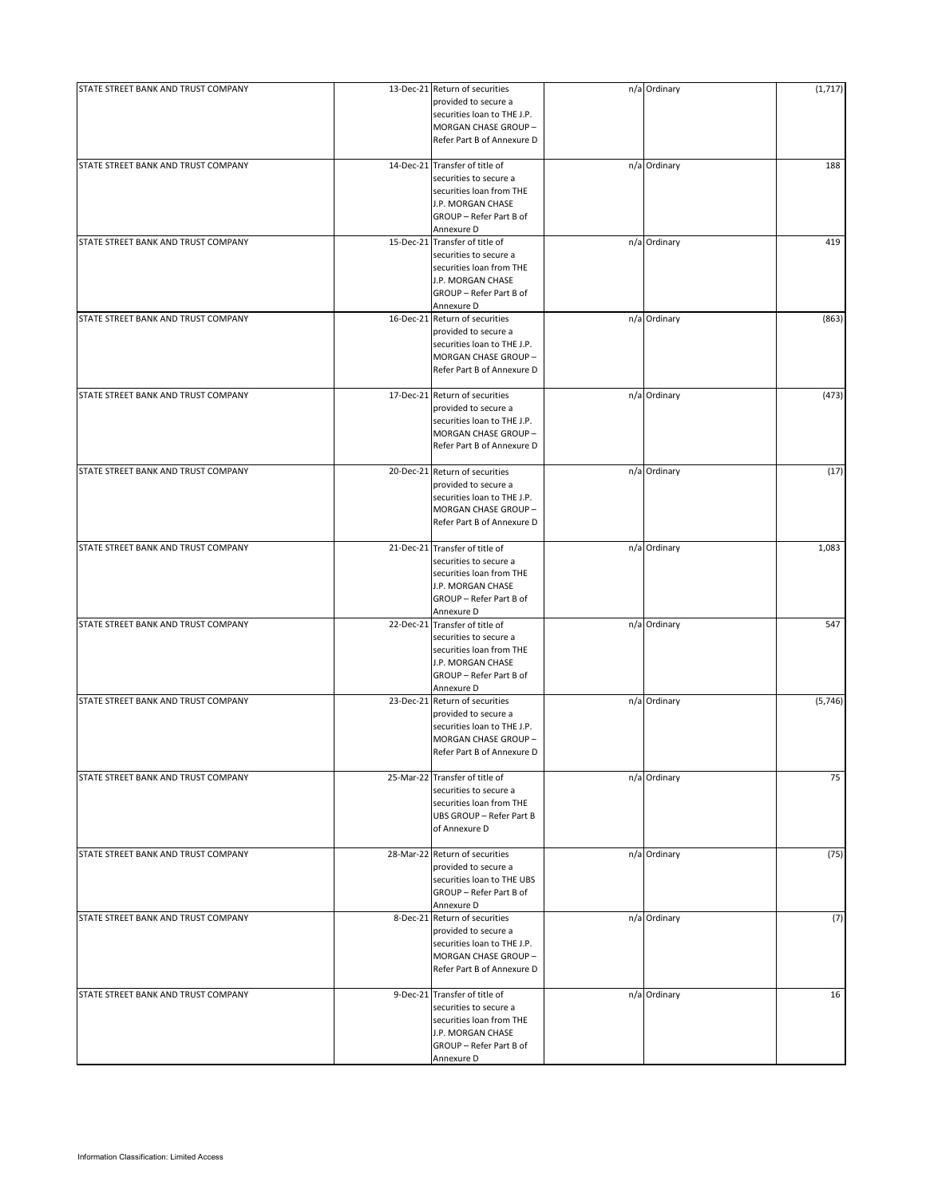| | | | | | |
|---|---|---|---|---|---|
| STATE STREET BANK AND TRUST COMPANY | 13-Dec-21 | Return of securities provided to secure a securities loan to THE J.P. MORGAN CHASE GROUP – Refer Part B of Annexure D | n/a | Ordinary | (1,717) |
| STATE STREET BANK AND TRUST COMPANY | 14-Dec-21 | Transfer of title of securities to secure a securities loan from THE J.P. MORGAN CHASE GROUP – Refer Part B of Annexure D | n/a | Ordinary | 188 |
| STATE STREET BANK AND TRUST COMPANY | 15-Dec-21 | Transfer of title of securities to secure a securities loan from THE J.P. MORGAN CHASE GROUP – Refer Part B of Annexure D | n/a | Ordinary | 419 |
| STATE STREET BANK AND TRUST COMPANY | 16-Dec-21 | Return of securities provided to secure a securities loan to THE J.P. MORGAN CHASE GROUP – Refer Part B of Annexure D | n/a | Ordinary | (863) |
| STATE STREET BANK AND TRUST COMPANY | 17-Dec-21 | Return of securities provided to secure a securities loan to THE J.P. MORGAN CHASE GROUP – Refer Part B of Annexure D | n/a | Ordinary | (473) |
| STATE STREET BANK AND TRUST COMPANY | 20-Dec-21 | Return of securities provided to secure a securities loan to THE J.P. MORGAN CHASE GROUP – Refer Part B of Annexure D | n/a | Ordinary | (17) |
| STATE STREET BANK AND TRUST COMPANY | 21-Dec-21 | Transfer of title of securities to secure a securities loan from THE J.P. MORGAN CHASE GROUP – Refer Part B of Annexure D | n/a | Ordinary | 1,083 |
| STATE STREET BANK AND TRUST COMPANY | 22-Dec-21 | Transfer of title of securities to secure a securities loan from THE J.P. MORGAN CHASE GROUP – Refer Part B of Annexure D | n/a | Ordinary | 547 |
| STATE STREET BANK AND TRUST COMPANY | 23-Dec-21 | Return of securities provided to secure a securities loan to THE J.P. MORGAN CHASE GROUP – Refer Part B of Annexure D | n/a | Ordinary | (5,746) |
| STATE STREET BANK AND TRUST COMPANY | 25-Mar-22 | Transfer of title of securities to secure a securities loan from THE UBS GROUP – Refer Part B of Annexure D | n/a | Ordinary | 75 |
| STATE STREET BANK AND TRUST COMPANY | 28-Mar-22 | Return of securities provided to secure a securities loan to THE UBS GROUP – Refer Part B of Annexure D | n/a | Ordinary | (75) |
| STATE STREET BANK AND TRUST COMPANY | 8-Dec-21 | Return of securities provided to secure a securities loan to THE J.P. MORGAN CHASE GROUP – Refer Part B of Annexure D | n/a | Ordinary | (7) |
| STATE STREET BANK AND TRUST COMPANY | 9-Dec-21 | Transfer of title of securities to secure a securities loan from THE J.P. MORGAN CHASE GROUP – Refer Part B of Annexure D | n/a | Ordinary | 16 |

Information Classification: Limited Access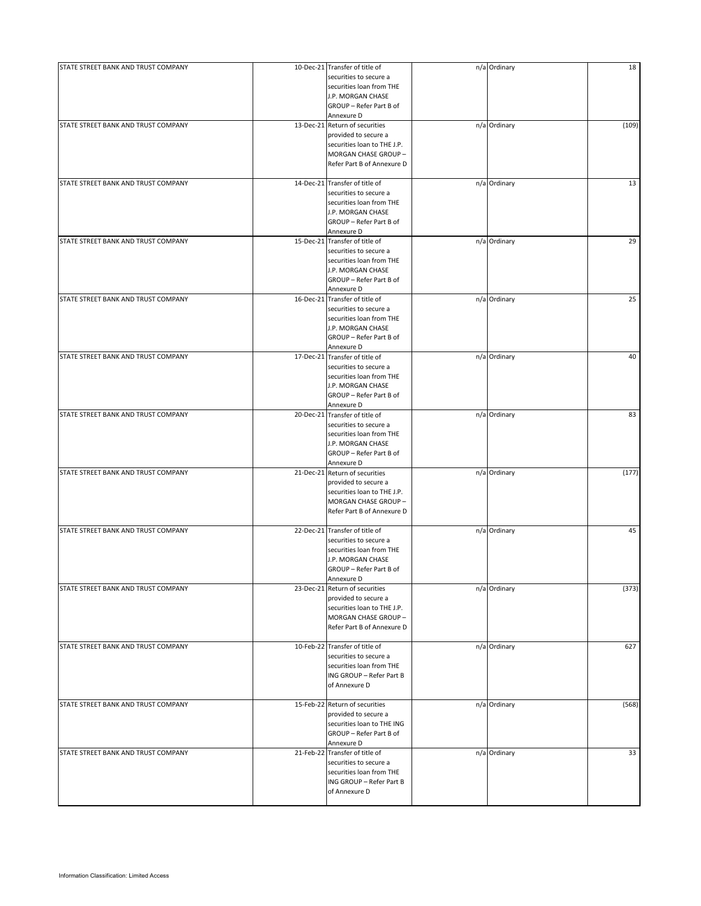| | | | | | |
|---|---|---|---|---|---|
| STATE STREET BANK AND TRUST COMPANY | 10-Dec-21 | Transfer of title of securities to secure a securities loan from THE J.P. MORGAN CHASE GROUP – Refer Part B of Annexure D | n/a | Ordinary | 18 |
| STATE STREET BANK AND TRUST COMPANY | 13-Dec-21 | Return of securities provided to secure a securities loan to THE J.P. MORGAN CHASE GROUP – Refer Part B of Annexure D | n/a | Ordinary | (109) |
| STATE STREET BANK AND TRUST COMPANY | 14-Dec-21 | Transfer of title of securities to secure a securities loan from THE J.P. MORGAN CHASE GROUP – Refer Part B of Annexure D | n/a | Ordinary | 13 |
| STATE STREET BANK AND TRUST COMPANY | 15-Dec-21 | Transfer of title of securities to secure a securities loan from THE J.P. MORGAN CHASE GROUP – Refer Part B of Annexure D | n/a | Ordinary | 29 |
| STATE STREET BANK AND TRUST COMPANY | 16-Dec-21 | Transfer of title of securities to secure a securities loan from THE J.P. MORGAN CHASE GROUP – Refer Part B of Annexure D | n/a | Ordinary | 25 |
| STATE STREET BANK AND TRUST COMPANY | 17-Dec-21 | Transfer of title of securities to secure a securities loan from THE J.P. MORGAN CHASE GROUP – Refer Part B of Annexure D | n/a | Ordinary | 40 |
| STATE STREET BANK AND TRUST COMPANY | 20-Dec-21 | Transfer of title of securities to secure a securities loan from THE J.P. MORGAN CHASE GROUP – Refer Part B of Annexure D | n/a | Ordinary | 83 |
| STATE STREET BANK AND TRUST COMPANY | 21-Dec-21 | Return of securities provided to secure a securities loan to THE J.P. MORGAN CHASE GROUP – Refer Part B of Annexure D | n/a | Ordinary | (177) |
| STATE STREET BANK AND TRUST COMPANY | 22-Dec-21 | Transfer of title of securities to secure a securities loan from THE J.P. MORGAN CHASE GROUP – Refer Part B of Annexure D | n/a | Ordinary | 45 |
| STATE STREET BANK AND TRUST COMPANY | 23-Dec-21 | Return of securities provided to secure a securities loan to THE J.P. MORGAN CHASE GROUP – Refer Part B of Annexure D | n/a | Ordinary | (373) |
| STATE STREET BANK AND TRUST COMPANY | 10-Feb-22 | Transfer of title of securities to secure a securities loan from THE ING GROUP – Refer Part B of Annexure D | n/a | Ordinary | 627 |
| STATE STREET BANK AND TRUST COMPANY | 15-Feb-22 | Return of securities provided to secure a securities loan to THE ING GROUP – Refer Part B of Annexure D | n/a | Ordinary | (568) |
| STATE STREET BANK AND TRUST COMPANY | 21-Feb-22 | Transfer of title of securities to secure a securities loan from THE ING GROUP – Refer Part B of Annexure D | n/a | Ordinary | 33 |

Information Classification: Limited Access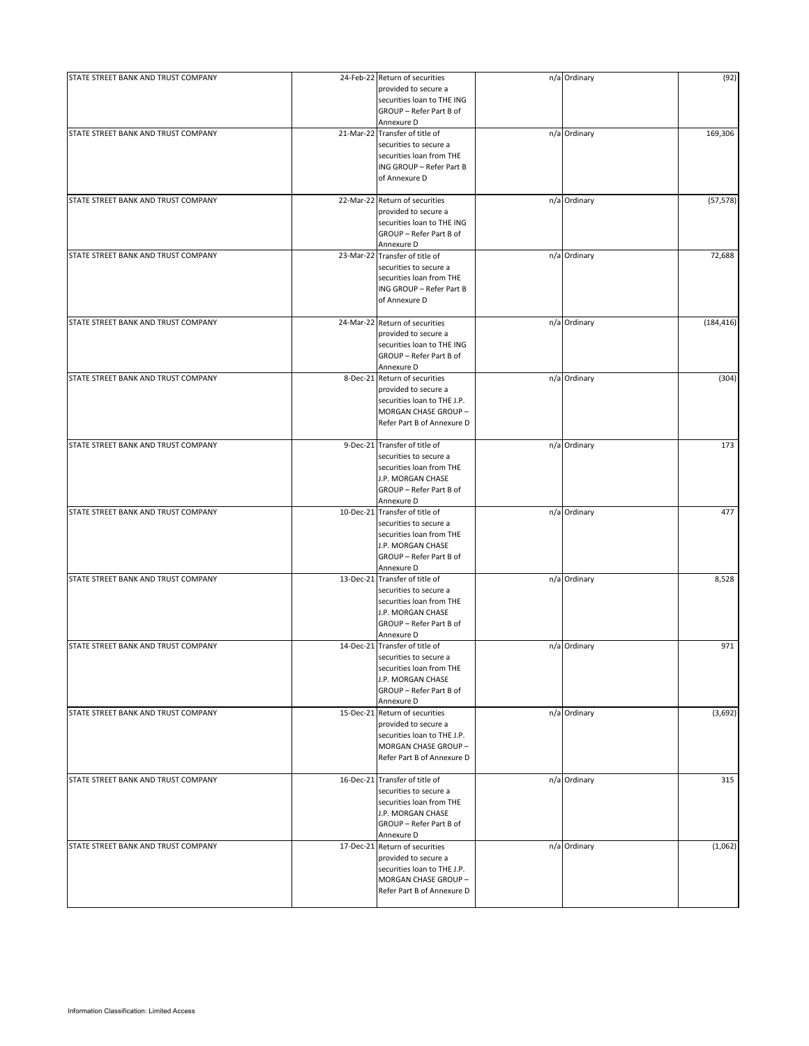| | | | | | |
|---|---|---|---|---|---|
| STATE STREET BANK AND TRUST COMPANY | 24-Feb-22 | Return of securities provided to secure a securities loan to THE ING GROUP – Refer Part B of Annexure D | n/a | Ordinary | (92) |
| STATE STREET BANK AND TRUST COMPANY | 21-Mar-22 | Transfer of title of securities to secure a securities loan from THE ING GROUP – Refer Part B of Annexure D | n/a | Ordinary | 169,306 |
| STATE STREET BANK AND TRUST COMPANY | 22-Mar-22 | Return of securities provided to secure a securities loan to THE ING GROUP – Refer Part B of Annexure D | n/a | Ordinary | (57,578) |
| STATE STREET BANK AND TRUST COMPANY | 23-Mar-22 | Transfer of title of securities to secure a securities loan from THE ING GROUP – Refer Part B of Annexure D | n/a | Ordinary | 72,688 |
| STATE STREET BANK AND TRUST COMPANY | 24-Mar-22 | Return of securities provided to secure a securities loan to THE ING GROUP – Refer Part B of Annexure D | n/a | Ordinary | (184,416) |
| STATE STREET BANK AND TRUST COMPANY | 8-Dec-21 | Return of securities provided to secure a securities loan to THE J.P. MORGAN CHASE GROUP – Refer Part B of Annexure D | n/a | Ordinary | (304) |
| STATE STREET BANK AND TRUST COMPANY | 9-Dec-21 | Transfer of title of securities to secure a securities loan from THE J.P. MORGAN CHASE GROUP – Refer Part B of Annexure D | n/a | Ordinary | 173 |
| STATE STREET BANK AND TRUST COMPANY | 10-Dec-21 | Transfer of title of securities to secure a securities loan from THE J.P. MORGAN CHASE GROUP – Refer Part B of Annexure D | n/a | Ordinary | 477 |
| STATE STREET BANK AND TRUST COMPANY | 13-Dec-21 | Transfer of title of securities to secure a securities loan from THE J.P. MORGAN CHASE GROUP – Refer Part B of Annexure D | n/a | Ordinary | 8,528 |
| STATE STREET BANK AND TRUST COMPANY | 14-Dec-21 | Transfer of title of securities to secure a securities loan from THE J.P. MORGAN CHASE GROUP – Refer Part B of Annexure D | n/a | Ordinary | 971 |
| STATE STREET BANK AND TRUST COMPANY | 15-Dec-21 | Return of securities provided to secure a securities loan to THE J.P. MORGAN CHASE GROUP – Refer Part B of Annexure D | n/a | Ordinary | (3,692) |
| STATE STREET BANK AND TRUST COMPANY | 16-Dec-21 | Transfer of title of securities to secure a securities loan from THE J.P. MORGAN CHASE GROUP – Refer Part B of Annexure D | n/a | Ordinary | 315 |
| STATE STREET BANK AND TRUST COMPANY | 17-Dec-21 | Return of securities provided to secure a securities loan to THE J.P. MORGAN CHASE GROUP – Refer Part B of Annexure D | n/a | Ordinary | (1,062) |

Information Classification: Limited Access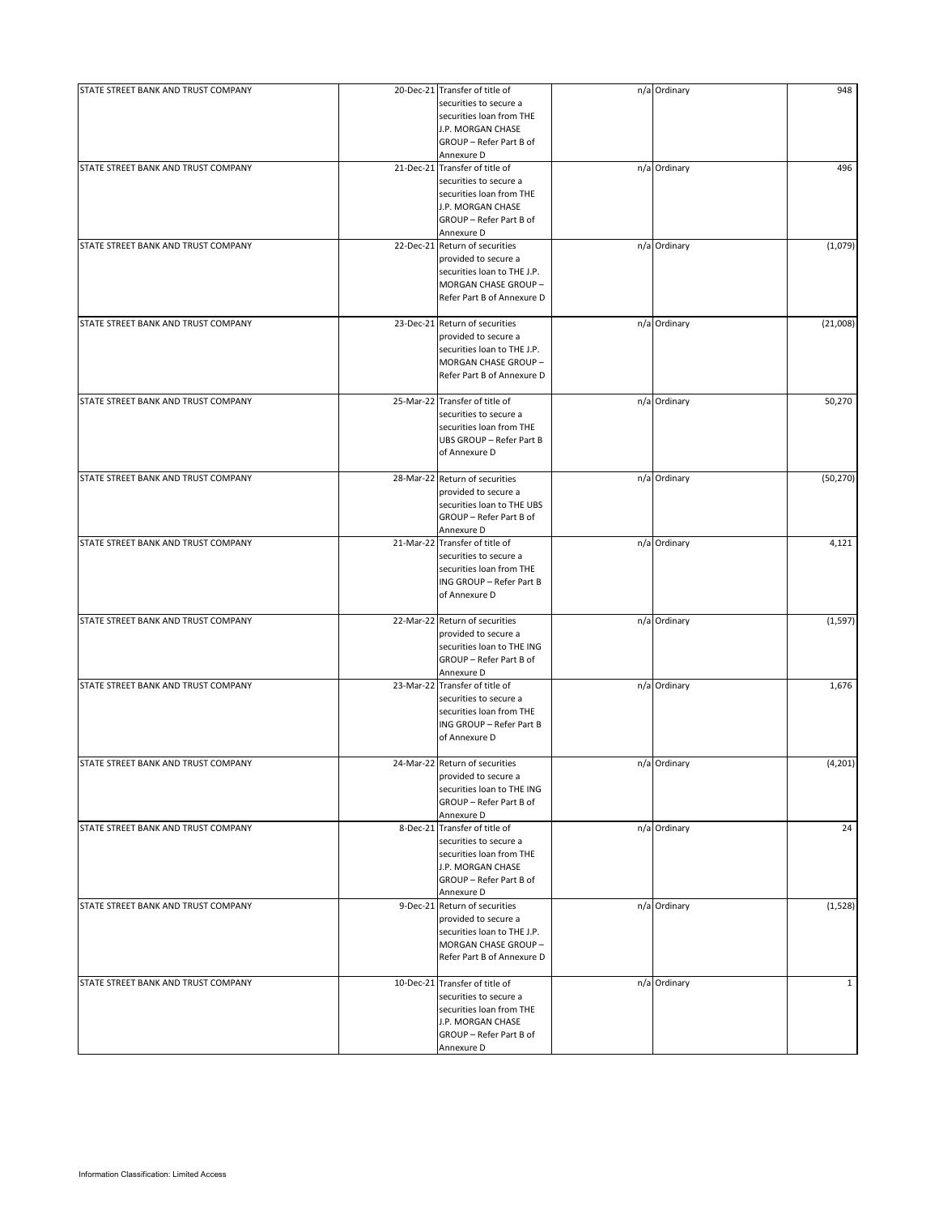| | | | | | |
|---|---|---|---|---|---|
| STATE STREET BANK AND TRUST COMPANY | 20-Dec-21 | Transfer of title of securities to secure a securities loan from THE J.P. MORGAN CHASE GROUP – Refer Part B of Annexure D | n/a | Ordinary | 948 |
| STATE STREET BANK AND TRUST COMPANY | 21-Dec-21 | Transfer of title of securities to secure a securities loan from THE J.P. MORGAN CHASE GROUP – Refer Part B of Annexure D | n/a | Ordinary | 496 |
| STATE STREET BANK AND TRUST COMPANY | 22-Dec-21 | Return of securities provided to secure a securities loan to THE J.P. MORGAN CHASE GROUP – Refer Part B of Annexure D | n/a | Ordinary | (1,079) |
| STATE STREET BANK AND TRUST COMPANY | 23-Dec-21 | Return of securities provided to secure a securities loan to THE J.P. MORGAN CHASE GROUP – Refer Part B of Annexure D | n/a | Ordinary | (21,008) |
| STATE STREET BANK AND TRUST COMPANY | 25-Mar-22 | Transfer of title of securities to secure a securities loan from THE UBS GROUP – Refer Part B of Annexure D | n/a | Ordinary | 50,270 |
| STATE STREET BANK AND TRUST COMPANY | 28-Mar-22 | Return of securities provided to secure a securities loan to THE UBS GROUP – Refer Part B of Annexure D | n/a | Ordinary | (50,270) |
| STATE STREET BANK AND TRUST COMPANY | 21-Mar-22 | Transfer of title of securities to secure a securities loan from THE ING GROUP – Refer Part B of Annexure D | n/a | Ordinary | 4,121 |
| STATE STREET BANK AND TRUST COMPANY | 22-Mar-22 | Return of securities provided to secure a securities loan to THE ING GROUP – Refer Part B of Annexure D | n/a | Ordinary | (1,597) |
| STATE STREET BANK AND TRUST COMPANY | 23-Mar-22 | Transfer of title of securities to secure a securities loan from THE ING GROUP – Refer Part B of Annexure D | n/a | Ordinary | 1,676 |
| STATE STREET BANK AND TRUST COMPANY | 24-Mar-22 | Return of securities provided to secure a securities loan to THE ING GROUP – Refer Part B of Annexure D | n/a | Ordinary | (4,201) |
| STATE STREET BANK AND TRUST COMPANY | 8-Dec-21 | Transfer of title of securities to secure a securities loan from THE J.P. MORGAN CHASE GROUP – Refer Part B of Annexure D | n/a | Ordinary | 24 |
| STATE STREET BANK AND TRUST COMPANY | 9-Dec-21 | Return of securities provided to secure a securities loan to THE J.P. MORGAN CHASE GROUP – Refer Part B of Annexure D | n/a | Ordinary | (1,528) |
| STATE STREET BANK AND TRUST COMPANY | 10-Dec-21 | Transfer of title of securities to secure a securities loan from THE J.P. MORGAN CHASE GROUP – Refer Part B of Annexure D | n/a | Ordinary | 1 |

Information Classification: Limited Access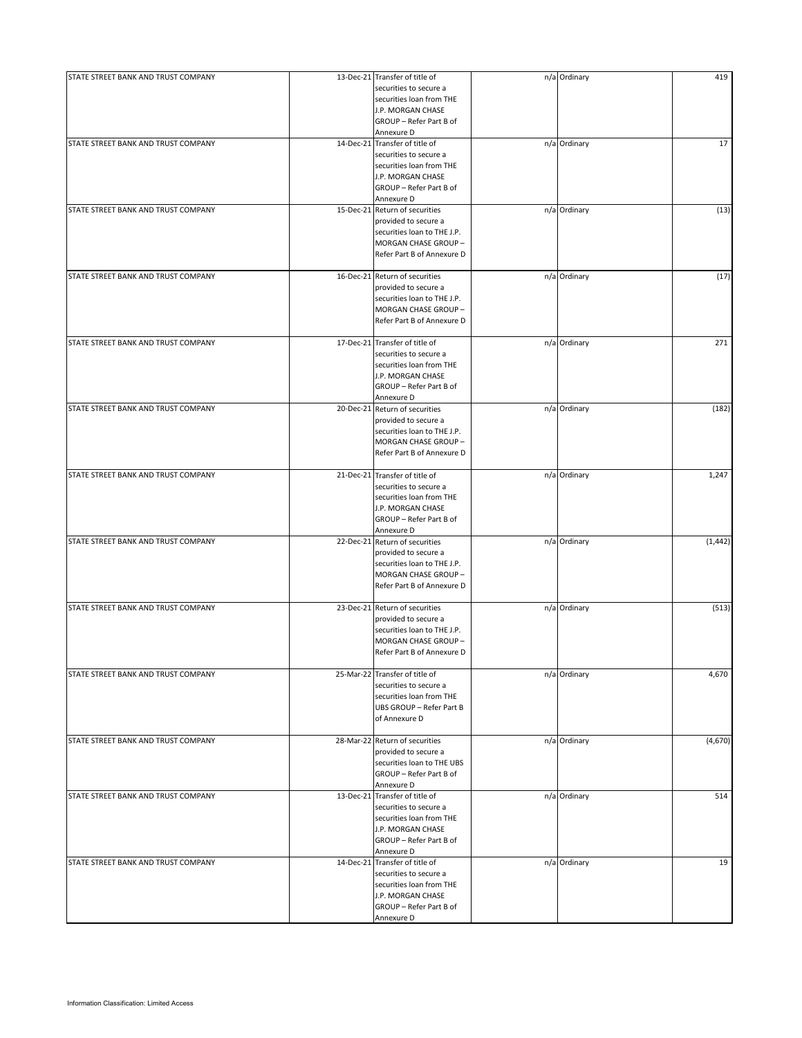| | | | | | |
|---|---|---|---|---|---|
| STATE STREET BANK AND TRUST COMPANY | 13-Dec-21 | Transfer of title of securities to secure a securities loan from THE J.P. MORGAN CHASE GROUP – Refer Part B of Annexure D | n/a | Ordinary | 419 |
| STATE STREET BANK AND TRUST COMPANY | 14-Dec-21 | Transfer of title of securities to secure a securities loan from THE J.P. MORGAN CHASE GROUP – Refer Part B of Annexure D | n/a | Ordinary | 17 |
| STATE STREET BANK AND TRUST COMPANY | 15-Dec-21 | Return of securities provided to secure a securities loan to THE J.P. MORGAN CHASE GROUP – Refer Part B of Annexure D | n/a | Ordinary | (13) |
| STATE STREET BANK AND TRUST COMPANY | 16-Dec-21 | Return of securities provided to secure a securities loan to THE J.P. MORGAN CHASE GROUP – Refer Part B of Annexure D | n/a | Ordinary | (17) |
| STATE STREET BANK AND TRUST COMPANY | 17-Dec-21 | Transfer of title of securities to secure a securities loan from THE J.P. MORGAN CHASE GROUP – Refer Part B of Annexure D | n/a | Ordinary | 271 |
| STATE STREET BANK AND TRUST COMPANY | 20-Dec-21 | Return of securities provided to secure a securities loan to THE J.P. MORGAN CHASE GROUP – Refer Part B of Annexure D | n/a | Ordinary | (182) |
| STATE STREET BANK AND TRUST COMPANY | 21-Dec-21 | Transfer of title of securities to secure a securities loan from THE J.P. MORGAN CHASE GROUP – Refer Part B of Annexure D | n/a | Ordinary | 1,247 |
| STATE STREET BANK AND TRUST COMPANY | 22-Dec-21 | Return of securities provided to secure a securities loan to THE J.P. MORGAN CHASE GROUP – Refer Part B of Annexure D | n/a | Ordinary | (1,442) |
| STATE STREET BANK AND TRUST COMPANY | 23-Dec-21 | Return of securities provided to secure a securities loan to THE J.P. MORGAN CHASE GROUP – Refer Part B of Annexure D | n/a | Ordinary | (513) |
| STATE STREET BANK AND TRUST COMPANY | 25-Mar-22 | Transfer of title of securities to secure a securities loan from THE UBS GROUP – Refer Part B of Annexure D | n/a | Ordinary | 4,670 |
| STATE STREET BANK AND TRUST COMPANY | 28-Mar-22 | Return of securities provided to secure a securities loan to THE UBS GROUP – Refer Part B of Annexure D | n/a | Ordinary | (4,670) |
| STATE STREET BANK AND TRUST COMPANY | 13-Dec-21 | Transfer of title of securities to secure a securities loan from THE J.P. MORGAN CHASE GROUP – Refer Part B of Annexure D | n/a | Ordinary | 514 |
| STATE STREET BANK AND TRUST COMPANY | 14-Dec-21 | Transfer of title of securities to secure a securities loan from THE J.P. MORGAN CHASE GROUP – Refer Part B of Annexure D | n/a | Ordinary | 19 |

Information Classification: Limited Access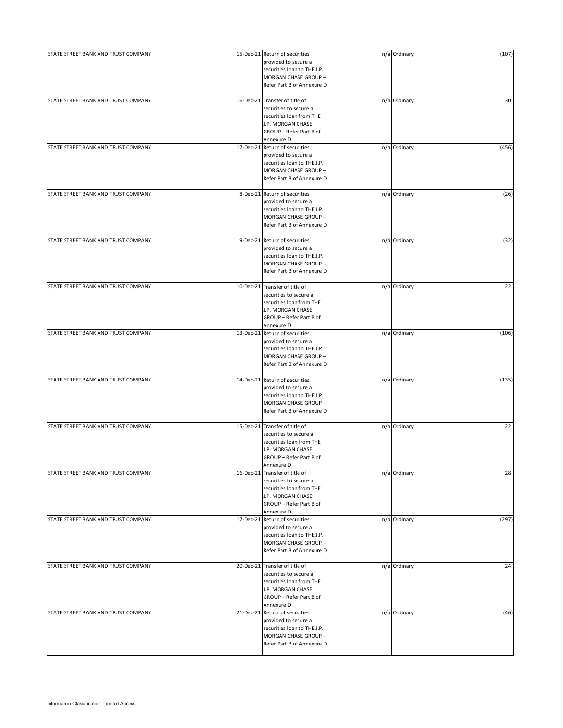| STATE STREET BANK AND TRUST COMPANY | 15-Dec-21 | Return of securities provided to secure a securities loan to THE J.P. MORGAN CHASE GROUP – Refer Part B of Annexure D | n/a | Ordinary | (107) |
|---|---|---|---|---|---|
| STATE STREET BANK AND TRUST COMPANY | 16-Dec-21 | Transfer of title of securities to secure a securities loan from THE J.P. MORGAN CHASE GROUP – Refer Part B of Annexure D | n/a | Ordinary | 30 |
| STATE STREET BANK AND TRUST COMPANY | 17-Dec-21 | Return of securities provided to secure a securities loan to THE J.P. MORGAN CHASE GROUP – Refer Part B of Annexure D | n/a | Ordinary | (456) |
| STATE STREET BANK AND TRUST COMPANY | 8-Dec-21 | Return of securities provided to secure a securities loan to THE J.P. MORGAN CHASE GROUP – Refer Part B of Annexure D | n/a | Ordinary | (26) |
| STATE STREET BANK AND TRUST COMPANY | 9-Dec-21 | Return of securities provided to secure a securities loan to THE J.P. MORGAN CHASE GROUP – Refer Part B of Annexure D | n/a | Ordinary | (32) |
| STATE STREET BANK AND TRUST COMPANY | 10-Dec-21 | Transfer of title of securities to secure a securities loan from THE J.P. MORGAN CHASE GROUP – Refer Part B of Annexure D | n/a | Ordinary | 22 |
| STATE STREET BANK AND TRUST COMPANY | 13-Dec-21 | Return of securities provided to secure a securities loan to THE J.P. MORGAN CHASE GROUP – Refer Part B of Annexure D | n/a | Ordinary | (106) |
| STATE STREET BANK AND TRUST COMPANY | 14-Dec-21 | Return of securities provided to secure a securities loan to THE J.P. MORGAN CHASE GROUP – Refer Part B of Annexure D | n/a | Ordinary | (135) |
| STATE STREET BANK AND TRUST COMPANY | 15-Dec-21 | Transfer of title of securities to secure a securities loan from THE J.P. MORGAN CHASE GROUP – Refer Part B of Annexure D | n/a | Ordinary | 22 |
| STATE STREET BANK AND TRUST COMPANY | 16-Dec-21 | Transfer of title of securities to secure a securities loan from THE J.P. MORGAN CHASE GROUP – Refer Part B of Annexure D | n/a | Ordinary | 28 |
| STATE STREET BANK AND TRUST COMPANY | 17-Dec-21 | Return of securities provided to secure a securities loan to THE J.P. MORGAN CHASE GROUP – Refer Part B of Annexure D | n/a | Ordinary | (297) |
| STATE STREET BANK AND TRUST COMPANY | 20-Dec-21 | Transfer of title of securities to secure a securities loan from THE J.P. MORGAN CHASE GROUP – Refer Part B of Annexure D | n/a | Ordinary | 24 |
| STATE STREET BANK AND TRUST COMPANY | 21-Dec-21 | Return of securities provided to secure a securities loan to THE J.P. MORGAN CHASE GROUP – Refer Part B of Annexure D | n/a | Ordinary | (46) |

Information Classification: Limited Access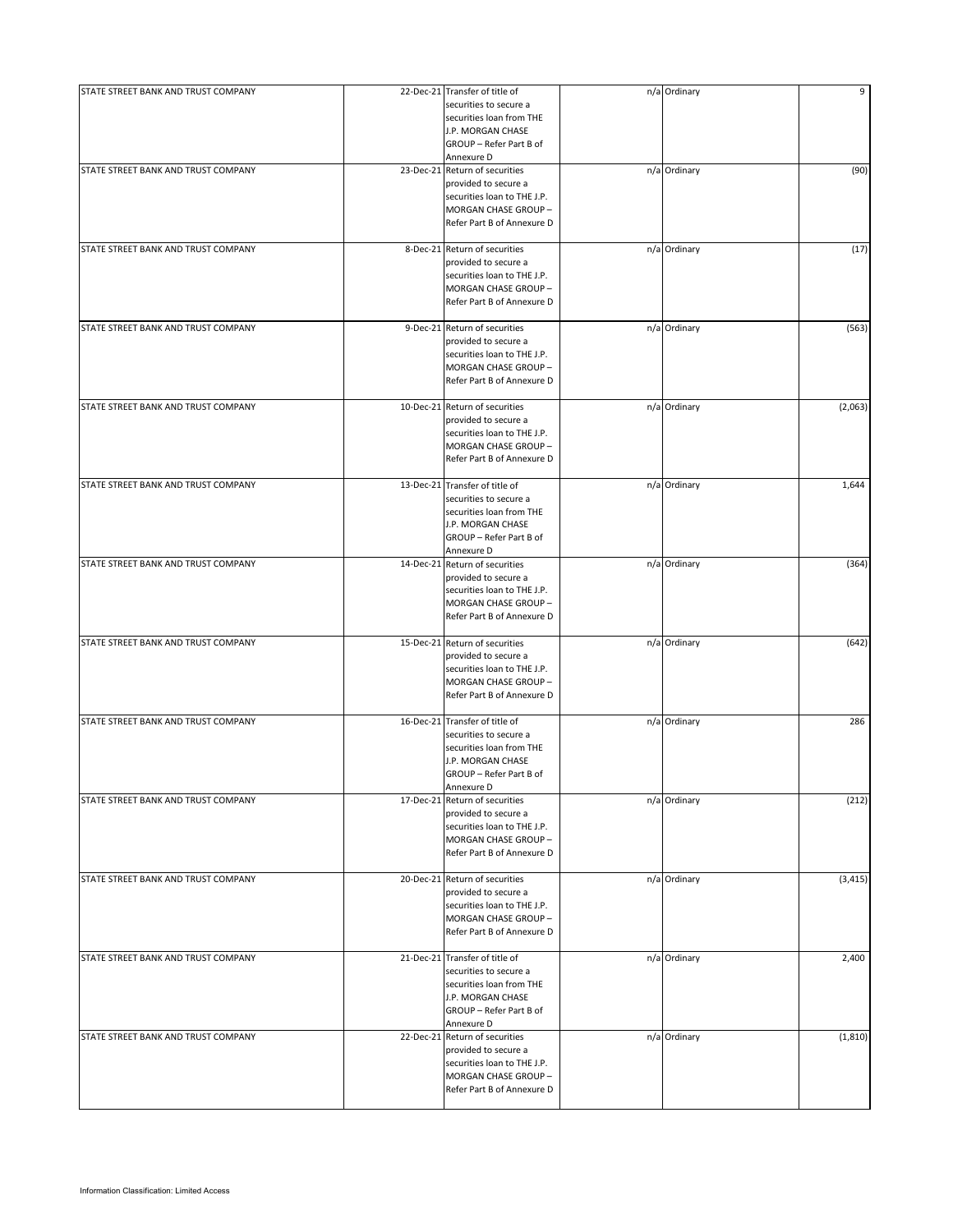| | | | | | |
|---|---|---|---|---|---|
| STATE STREET BANK AND TRUST COMPANY | 22-Dec-21 | Transfer of title of securities to secure a securities loan from THE J.P. MORGAN CHASE GROUP – Refer Part B of Annexure D | n/a | Ordinary | 9 |
| STATE STREET BANK AND TRUST COMPANY | 23-Dec-21 | Return of securities provided to secure a securities loan to THE J.P. MORGAN CHASE GROUP – Refer Part B of Annexure D | n/a | Ordinary | (90) |
| STATE STREET BANK AND TRUST COMPANY | 8-Dec-21 | Return of securities provided to secure a securities loan to THE J.P. MORGAN CHASE GROUP – Refer Part B of Annexure D | n/a | Ordinary | (17) |
| STATE STREET BANK AND TRUST COMPANY | 9-Dec-21 | Return of securities provided to secure a securities loan to THE J.P. MORGAN CHASE GROUP – Refer Part B of Annexure D | n/a | Ordinary | (563) |
| STATE STREET BANK AND TRUST COMPANY | 10-Dec-21 | Return of securities provided to secure a securities loan to THE J.P. MORGAN CHASE GROUP – Refer Part B of Annexure D | n/a | Ordinary | (2,063) |
| STATE STREET BANK AND TRUST COMPANY | 13-Dec-21 | Transfer of title of securities to secure a securities loan from THE J.P. MORGAN CHASE GROUP – Refer Part B of Annexure D | n/a | Ordinary | 1,644 |
| STATE STREET BANK AND TRUST COMPANY | 14-Dec-21 | Return of securities provided to secure a securities loan to THE J.P. MORGAN CHASE GROUP – Refer Part B of Annexure D | n/a | Ordinary | (364) |
| STATE STREET BANK AND TRUST COMPANY | 15-Dec-21 | Return of securities provided to secure a securities loan to THE J.P. MORGAN CHASE GROUP – Refer Part B of Annexure D | n/a | Ordinary | (642) |
| STATE STREET BANK AND TRUST COMPANY | 16-Dec-21 | Transfer of title of securities to secure a securities loan from THE J.P. MORGAN CHASE GROUP – Refer Part B of Annexure D | n/a | Ordinary | 286 |
| STATE STREET BANK AND TRUST COMPANY | 17-Dec-21 | Return of securities provided to secure a securities loan to THE J.P. MORGAN CHASE GROUP – Refer Part B of Annexure D | n/a | Ordinary | (212) |
| STATE STREET BANK AND TRUST COMPANY | 20-Dec-21 | Return of securities provided to secure a securities loan to THE J.P. MORGAN CHASE GROUP – Refer Part B of Annexure D | n/a | Ordinary | (3,415) |
| STATE STREET BANK AND TRUST COMPANY | 21-Dec-21 | Transfer of title of securities to secure a securities loan from THE J.P. MORGAN CHASE GROUP – Refer Part B of Annexure D | n/a | Ordinary | 2,400 |
| STATE STREET BANK AND TRUST COMPANY | 22-Dec-21 | Return of securities provided to secure a securities loan to THE J.P. MORGAN CHASE GROUP – Refer Part B of Annexure D | n/a | Ordinary | (1,810) |

Information Classification: Limited Access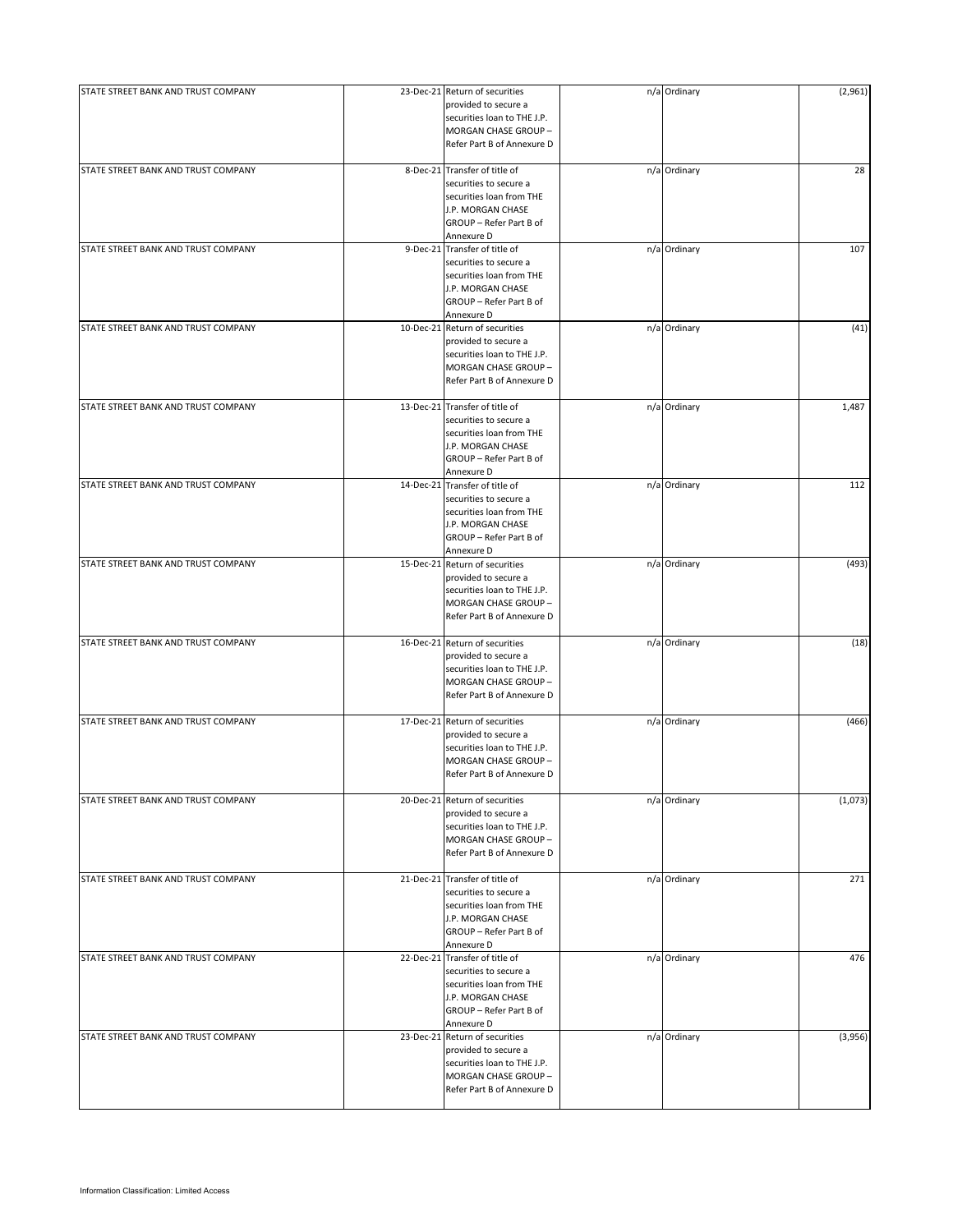| | | | | | |
|---|---|---|---|---|---|
| STATE STREET BANK AND TRUST COMPANY | 23-Dec-21 | Return of securities provided to secure a securities loan to THE J.P. MORGAN CHASE GROUP – Refer Part B of Annexure D | n/a | Ordinary | (2,961) |
| STATE STREET BANK AND TRUST COMPANY | 8-Dec-21 | Transfer of title of securities to secure a securities loan from THE J.P. MORGAN CHASE GROUP – Refer Part B of Annexure D | n/a | Ordinary | 28 |
| STATE STREET BANK AND TRUST COMPANY | 9-Dec-21 | Transfer of title of securities to secure a securities loan from THE J.P. MORGAN CHASE GROUP – Refer Part B of Annexure D | n/a | Ordinary | 107 |
| STATE STREET BANK AND TRUST COMPANY | 10-Dec-21 | Return of securities provided to secure a securities loan to THE J.P. MORGAN CHASE GROUP – Refer Part B of Annexure D | n/a | Ordinary | (41) |
| STATE STREET BANK AND TRUST COMPANY | 13-Dec-21 | Transfer of title of securities to secure a securities loan from THE J.P. MORGAN CHASE GROUP – Refer Part B of Annexure D | n/a | Ordinary | 1,487 |
| STATE STREET BANK AND TRUST COMPANY | 14-Dec-21 | Transfer of title of securities to secure a securities loan from THE J.P. MORGAN CHASE GROUP – Refer Part B of Annexure D | n/a | Ordinary | 112 |
| STATE STREET BANK AND TRUST COMPANY | 15-Dec-21 | Return of securities provided to secure a securities loan to THE J.P. MORGAN CHASE GROUP – Refer Part B of Annexure D | n/a | Ordinary | (493) |
| STATE STREET BANK AND TRUST COMPANY | 16-Dec-21 | Return of securities provided to secure a securities loan to THE J.P. MORGAN CHASE GROUP – Refer Part B of Annexure D | n/a | Ordinary | (18) |
| STATE STREET BANK AND TRUST COMPANY | 17-Dec-21 | Return of securities provided to secure a securities loan to THE J.P. MORGAN CHASE GROUP – Refer Part B of Annexure D | n/a | Ordinary | (466) |
| STATE STREET BANK AND TRUST COMPANY | 20-Dec-21 | Return of securities provided to secure a securities loan to THE J.P. MORGAN CHASE GROUP – Refer Part B of Annexure D | n/a | Ordinary | (1,073) |
| STATE STREET BANK AND TRUST COMPANY | 21-Dec-21 | Transfer of title of securities to secure a securities loan from THE J.P. MORGAN CHASE GROUP – Refer Part B of Annexure D | n/a | Ordinary | 271 |
| STATE STREET BANK AND TRUST COMPANY | 22-Dec-21 | Transfer of title of securities to secure a securities loan from THE J.P. MORGAN CHASE GROUP – Refer Part B of Annexure D | n/a | Ordinary | 476 |
| STATE STREET BANK AND TRUST COMPANY | 23-Dec-21 | Return of securities provided to secure a securities loan to THE J.P. MORGAN CHASE GROUP – Refer Part B of Annexure D | n/a | Ordinary | (3,956) |

Information Classification: Limited Access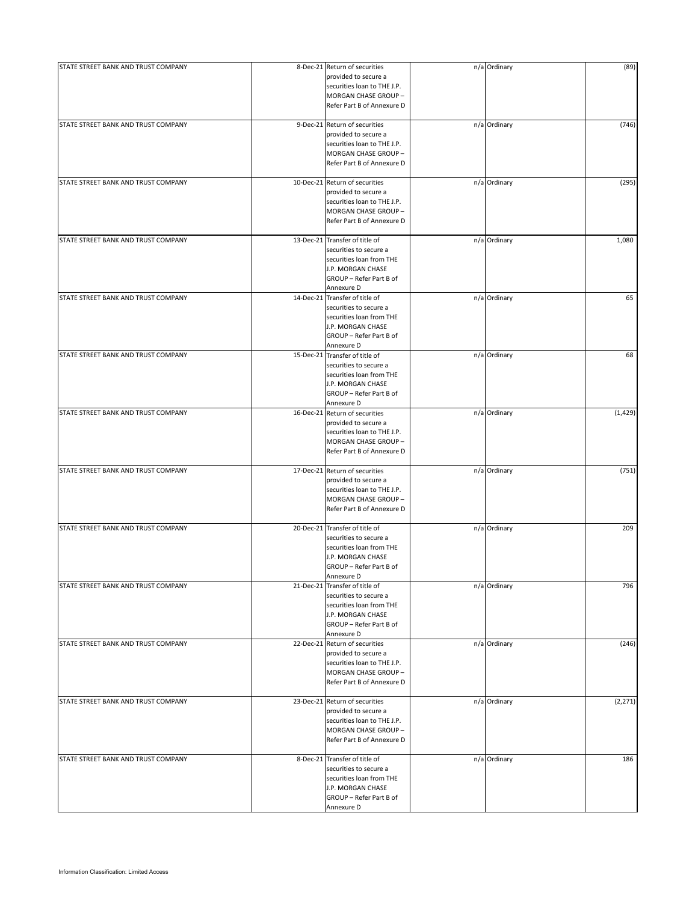| | | | | | |
|---|---|---|---|---|---|
| STATE STREET BANK AND TRUST COMPANY | 8-Dec-21 | Return of securities provided to secure a securities loan to THE J.P. MORGAN CHASE GROUP – Refer Part B of Annexure D | n/a | Ordinary | (89) |
| STATE STREET BANK AND TRUST COMPANY | 9-Dec-21 | Return of securities provided to secure a securities loan to THE J.P. MORGAN CHASE GROUP – Refer Part B of Annexure D | n/a | Ordinary | (746) |
| STATE STREET BANK AND TRUST COMPANY | 10-Dec-21 | Return of securities provided to secure a securities loan to THE J.P. MORGAN CHASE GROUP – Refer Part B of Annexure D | n/a | Ordinary | (295) |
| STATE STREET BANK AND TRUST COMPANY | 13-Dec-21 | Transfer of title of securities to secure a securities loan from THE J.P. MORGAN CHASE GROUP – Refer Part B of Annexure D | n/a | Ordinary | 1,080 |
| STATE STREET BANK AND TRUST COMPANY | 14-Dec-21 | Transfer of title of securities to secure a securities loan from THE J.P. MORGAN CHASE GROUP – Refer Part B of Annexure D | n/a | Ordinary | 65 |
| STATE STREET BANK AND TRUST COMPANY | 15-Dec-21 | Transfer of title of securities to secure a securities loan from THE J.P. MORGAN CHASE GROUP – Refer Part B of Annexure D | n/a | Ordinary | 68 |
| STATE STREET BANK AND TRUST COMPANY | 16-Dec-21 | Return of securities provided to secure a securities loan to THE J.P. MORGAN CHASE GROUP – Refer Part B of Annexure D | n/a | Ordinary | (1,429) |
| STATE STREET BANK AND TRUST COMPANY | 17-Dec-21 | Return of securities provided to secure a securities loan to THE J.P. MORGAN CHASE GROUP – Refer Part B of Annexure D | n/a | Ordinary | (751) |
| STATE STREET BANK AND TRUST COMPANY | 20-Dec-21 | Transfer of title of securities to secure a securities loan from THE J.P. MORGAN CHASE GROUP – Refer Part B of Annexure D | n/a | Ordinary | 209 |
| STATE STREET BANK AND TRUST COMPANY | 21-Dec-21 | Transfer of title of securities to secure a securities loan from THE J.P. MORGAN CHASE GROUP – Refer Part B of Annexure D | n/a | Ordinary | 796 |
| STATE STREET BANK AND TRUST COMPANY | 22-Dec-21 | Return of securities provided to secure a securities loan to THE J.P. MORGAN CHASE GROUP – Refer Part B of Annexure D | n/a | Ordinary | (246) |
| STATE STREET BANK AND TRUST COMPANY | 23-Dec-21 | Return of securities provided to secure a securities loan to THE J.P. MORGAN CHASE GROUP – Refer Part B of Annexure D | n/a | Ordinary | (2,271) |
| STATE STREET BANK AND TRUST COMPANY | 8-Dec-21 | Transfer of title of securities to secure a securities loan from THE J.P. MORGAN CHASE GROUP – Refer Part B of Annexure D | n/a | Ordinary | 186 |

Information Classification: Limited Access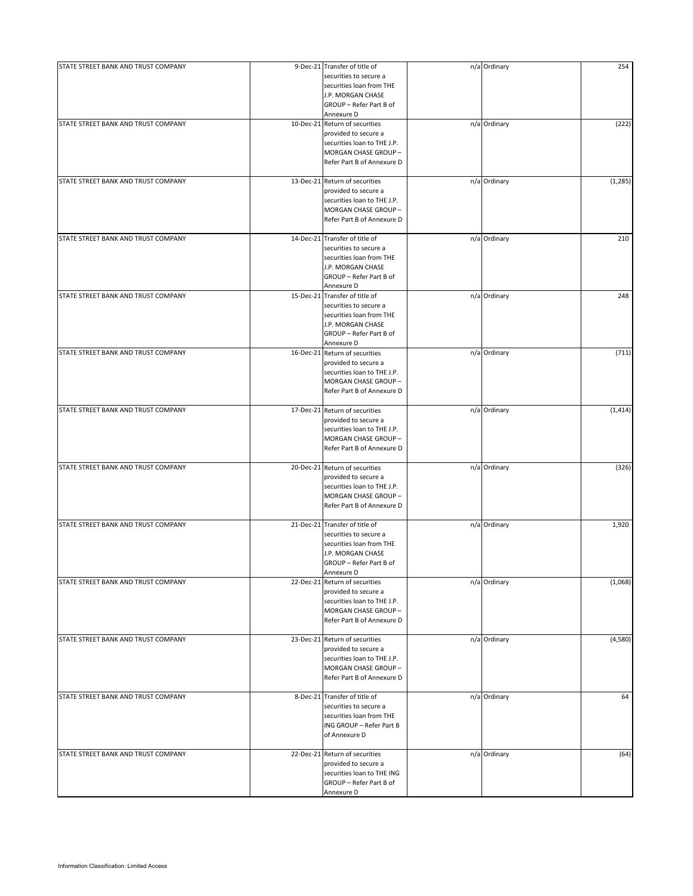| | | | | | |
|---|---|---|---|---|---|
| STATE STREET BANK AND TRUST COMPANY | 9-Dec-21 | Transfer of title of securities to secure a securities loan from THE J.P. MORGAN CHASE GROUP – Refer Part B of Annexure D | n/a | Ordinary | 254 |
| STATE STREET BANK AND TRUST COMPANY | 10-Dec-21 | Return of securities provided to secure a securities loan to THE J.P. MORGAN CHASE GROUP – Refer Part B of Annexure D | n/a | Ordinary | (222) |
| STATE STREET BANK AND TRUST COMPANY | 13-Dec-21 | Return of securities provided to secure a securities loan to THE J.P. MORGAN CHASE GROUP – Refer Part B of Annexure D | n/a | Ordinary | (1,285) |
| STATE STREET BANK AND TRUST COMPANY | 14-Dec-21 | Transfer of title of securities to secure a securities loan from THE J.P. MORGAN CHASE GROUP – Refer Part B of Annexure D | n/a | Ordinary | 210 |
| STATE STREET BANK AND TRUST COMPANY | 15-Dec-21 | Transfer of title of securities to secure a securities loan from THE J.P. MORGAN CHASE GROUP – Refer Part B of Annexure D | n/a | Ordinary | 248 |
| STATE STREET BANK AND TRUST COMPANY | 16-Dec-21 | Return of securities provided to secure a securities loan to THE J.P. MORGAN CHASE GROUP – Refer Part B of Annexure D | n/a | Ordinary | (711) |
| STATE STREET BANK AND TRUST COMPANY | 17-Dec-21 | Return of securities provided to secure a securities loan to THE J.P. MORGAN CHASE GROUP – Refer Part B of Annexure D | n/a | Ordinary | (1,414) |
| STATE STREET BANK AND TRUST COMPANY | 20-Dec-21 | Return of securities provided to secure a securities loan to THE J.P. MORGAN CHASE GROUP – Refer Part B of Annexure D | n/a | Ordinary | (326) |
| STATE STREET BANK AND TRUST COMPANY | 21-Dec-21 | Transfer of title of securities to secure a securities loan from THE J.P. MORGAN CHASE GROUP – Refer Part B of Annexure D | n/a | Ordinary | 1,920 |
| STATE STREET BANK AND TRUST COMPANY | 22-Dec-21 | Return of securities provided to secure a securities loan to THE J.P. MORGAN CHASE GROUP – Refer Part B of Annexure D | n/a | Ordinary | (1,068) |
| STATE STREET BANK AND TRUST COMPANY | 23-Dec-21 | Return of securities provided to secure a securities loan to THE J.P. MORGAN CHASE GROUP – Refer Part B of Annexure D | n/a | Ordinary | (4,580) |
| STATE STREET BANK AND TRUST COMPANY | 8-Dec-21 | Transfer of title of securities to secure a securities loan from THE ING GROUP – Refer Part B of Annexure D | n/a | Ordinary | 64 |
| STATE STREET BANK AND TRUST COMPANY | 22-Dec-21 | Return of securities provided to secure a securities loan to THE ING GROUP – Refer Part B of Annexure D | n/a | Ordinary | (64) |

Information Classification: Limited Access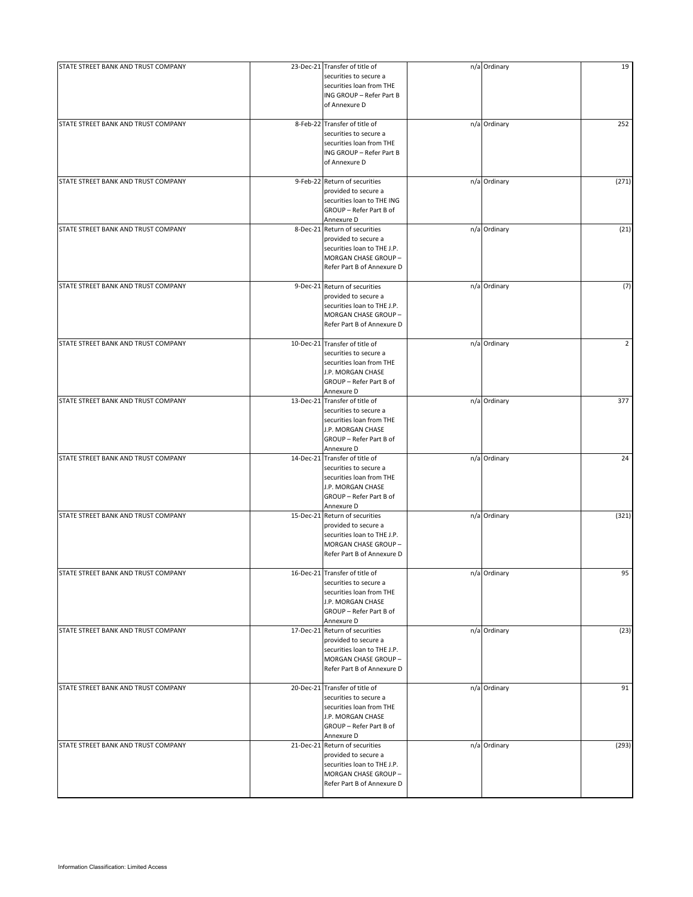| | | | | | |
|---|---|---|---|---|---|
| STATE STREET BANK AND TRUST COMPANY | 23-Dec-21 | Transfer of title of securities to secure a securities loan from THE ING GROUP – Refer Part B of Annexure D | n/a | Ordinary | 19 |
| STATE STREET BANK AND TRUST COMPANY | 8-Feb-22 | Transfer of title of securities to secure a securities loan from THE ING GROUP – Refer Part B of Annexure D | n/a | Ordinary | 252 |
| STATE STREET BANK AND TRUST COMPANY | 9-Feb-22 | Return of securities provided to secure a securities loan to THE ING GROUP – Refer Part B of Annexure D | n/a | Ordinary | (271) |
| STATE STREET BANK AND TRUST COMPANY | 8-Dec-21 | Return of securities provided to secure a securities loan to THE J.P. MORGAN CHASE GROUP – Refer Part B of Annexure D | n/a | Ordinary | (21) |
| STATE STREET BANK AND TRUST COMPANY | 9-Dec-21 | Return of securities provided to secure a securities loan to THE J.P. MORGAN CHASE GROUP – Refer Part B of Annexure D | n/a | Ordinary | (7) |
| STATE STREET BANK AND TRUST COMPANY | 10-Dec-21 | Transfer of title of securities to secure a securities loan from THE J.P. MORGAN CHASE GROUP – Refer Part B of Annexure D | n/a | Ordinary | 2 |
| STATE STREET BANK AND TRUST COMPANY | 13-Dec-21 | Transfer of title of securities to secure a securities loan from THE J.P. MORGAN CHASE GROUP – Refer Part B of Annexure D | n/a | Ordinary | 377 |
| STATE STREET BANK AND TRUST COMPANY | 14-Dec-21 | Transfer of title of securities to secure a securities loan from THE J.P. MORGAN CHASE GROUP – Refer Part B of Annexure D | n/a | Ordinary | 24 |
| STATE STREET BANK AND TRUST COMPANY | 15-Dec-21 | Return of securities provided to secure a securities loan to THE J.P. MORGAN CHASE GROUP – Refer Part B of Annexure D | n/a | Ordinary | (321) |
| STATE STREET BANK AND TRUST COMPANY | 16-Dec-21 | Transfer of title of securities to secure a securities loan from THE J.P. MORGAN CHASE GROUP – Refer Part B of Annexure D | n/a | Ordinary | 95 |
| STATE STREET BANK AND TRUST COMPANY | 17-Dec-21 | Return of securities provided to secure a securities loan to THE J.P. MORGAN CHASE GROUP – Refer Part B of Annexure D | n/a | Ordinary | (23) |
| STATE STREET BANK AND TRUST COMPANY | 20-Dec-21 | Transfer of title of securities to secure a securities loan from THE J.P. MORGAN CHASE GROUP – Refer Part B of Annexure D | n/a | Ordinary | 91 |
| STATE STREET BANK AND TRUST COMPANY | 21-Dec-21 | Return of securities provided to secure a securities loan to THE J.P. MORGAN CHASE GROUP – Refer Part B of Annexure D | n/a | Ordinary | (293) |

Information Classification: Limited Access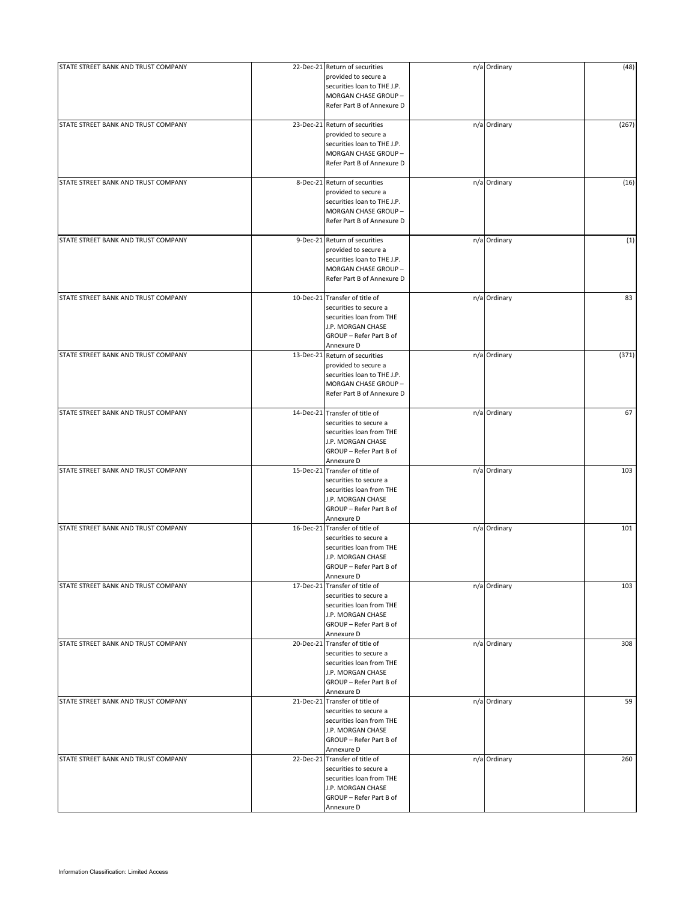| | | | | | |
|---|---|---|---|---|---|
| STATE STREET BANK AND TRUST COMPANY | 22-Dec-21 | Return of securities provided to secure a securities loan to THE J.P. MORGAN CHASE GROUP – Refer Part B of Annexure D | n/a | Ordinary | (48) |
| STATE STREET BANK AND TRUST COMPANY | 23-Dec-21 | Return of securities provided to secure a securities loan to THE J.P. MORGAN CHASE GROUP – Refer Part B of Annexure D | n/a | Ordinary | (267) |
| STATE STREET BANK AND TRUST COMPANY | 8-Dec-21 | Return of securities provided to secure a securities loan to THE J.P. MORGAN CHASE GROUP – Refer Part B of Annexure D | n/a | Ordinary | (16) |
| STATE STREET BANK AND TRUST COMPANY | 9-Dec-21 | Return of securities provided to secure a securities loan to THE J.P. MORGAN CHASE GROUP – Refer Part B of Annexure D | n/a | Ordinary | (1) |
| STATE STREET BANK AND TRUST COMPANY | 10-Dec-21 | Transfer of title of securities to secure a securities loan from THE J.P. MORGAN CHASE GROUP – Refer Part B of Annexure D | n/a | Ordinary | 83 |
| STATE STREET BANK AND TRUST COMPANY | 13-Dec-21 | Return of securities provided to secure a securities loan to THE J.P. MORGAN CHASE GROUP – Refer Part B of Annexure D | n/a | Ordinary | (371) |
| STATE STREET BANK AND TRUST COMPANY | 14-Dec-21 | Transfer of title of securities to secure a securities loan from THE J.P. MORGAN CHASE GROUP – Refer Part B of Annexure D | n/a | Ordinary | 67 |
| STATE STREET BANK AND TRUST COMPANY | 15-Dec-21 | Transfer of title of securities to secure a securities loan from THE J.P. MORGAN CHASE GROUP – Refer Part B of Annexure D | n/a | Ordinary | 103 |
| STATE STREET BANK AND TRUST COMPANY | 16-Dec-21 | Transfer of title of securities to secure a securities loan from THE J.P. MORGAN CHASE GROUP – Refer Part B of Annexure D | n/a | Ordinary | 101 |
| STATE STREET BANK AND TRUST COMPANY | 17-Dec-21 | Transfer of title of securities to secure a securities loan from THE J.P. MORGAN CHASE GROUP – Refer Part B of Annexure D | n/a | Ordinary | 103 |
| STATE STREET BANK AND TRUST COMPANY | 20-Dec-21 | Transfer of title of securities to secure a securities loan from THE J.P. MORGAN CHASE GROUP – Refer Part B of Annexure D | n/a | Ordinary | 308 |
| STATE STREET BANK AND TRUST COMPANY | 21-Dec-21 | Transfer of title of securities to secure a securities loan from THE J.P. MORGAN CHASE GROUP – Refer Part B of Annexure D | n/a | Ordinary | 59 |
| STATE STREET BANK AND TRUST COMPANY | 22-Dec-21 | Transfer of title of securities to secure a securities loan from THE J.P. MORGAN CHASE GROUP – Refer Part B of Annexure D | n/a | Ordinary | 260 |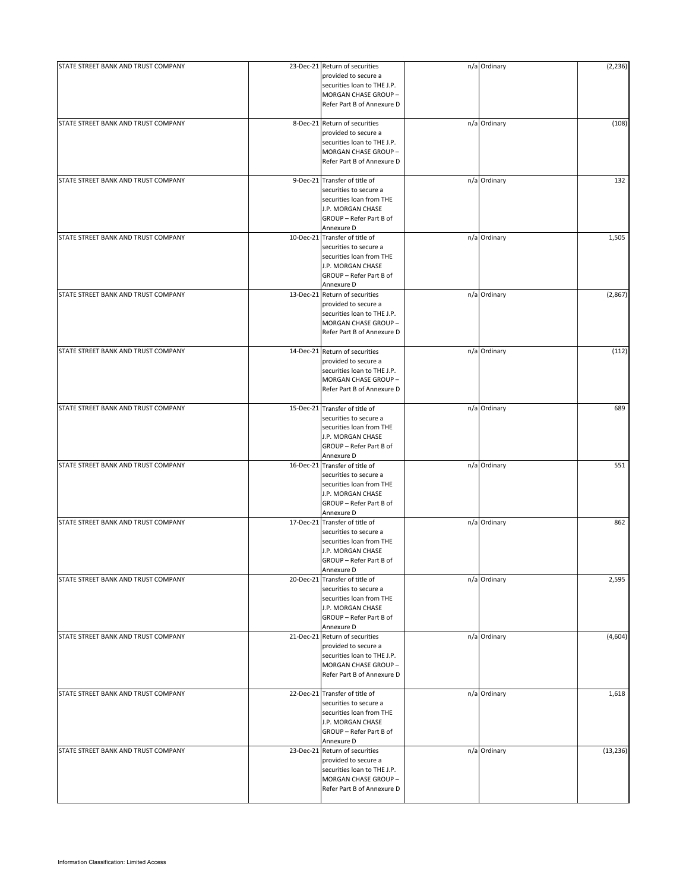| | | | | | |
|---|---|---|---|---|---|
| STATE STREET BANK AND TRUST COMPANY | 23-Dec-21 | Return of securities provided to secure a securities loan to THE J.P. MORGAN CHASE GROUP – Refer Part B of Annexure D | n/a | Ordinary | (2,236) |
| STATE STREET BANK AND TRUST COMPANY | 8-Dec-21 | Return of securities provided to secure a securities loan to THE J.P. MORGAN CHASE GROUP – Refer Part B of Annexure D | n/a | Ordinary | (108) |
| STATE STREET BANK AND TRUST COMPANY | 9-Dec-21 | Transfer of title of securities to secure a securities loan from THE J.P. MORGAN CHASE GROUP – Refer Part B of Annexure D | n/a | Ordinary | 132 |
| STATE STREET BANK AND TRUST COMPANY | 10-Dec-21 | Transfer of title of securities to secure a securities loan from THE J.P. MORGAN CHASE GROUP – Refer Part B of Annexure D | n/a | Ordinary | 1,505 |
| STATE STREET BANK AND TRUST COMPANY | 13-Dec-21 | Return of securities provided to secure a securities loan to THE J.P. MORGAN CHASE GROUP – Refer Part B of Annexure D | n/a | Ordinary | (2,867) |
| STATE STREET BANK AND TRUST COMPANY | 14-Dec-21 | Return of securities provided to secure a securities loan to THE J.P. MORGAN CHASE GROUP – Refer Part B of Annexure D | n/a | Ordinary | (112) |
| STATE STREET BANK AND TRUST COMPANY | 15-Dec-21 | Transfer of title of securities to secure a securities loan from THE J.P. MORGAN CHASE GROUP – Refer Part B of Annexure D | n/a | Ordinary | 689 |
| STATE STREET BANK AND TRUST COMPANY | 16-Dec-21 | Transfer of title of securities to secure a securities loan from THE J.P. MORGAN CHASE GROUP – Refer Part B of Annexure D | n/a | Ordinary | 551 |
| STATE STREET BANK AND TRUST COMPANY | 17-Dec-21 | Transfer of title of securities to secure a securities loan from THE J.P. MORGAN CHASE GROUP – Refer Part B of Annexure D | n/a | Ordinary | 862 |
| STATE STREET BANK AND TRUST COMPANY | 20-Dec-21 | Transfer of title of securities to secure a securities loan from THE J.P. MORGAN CHASE GROUP – Refer Part B of Annexure D | n/a | Ordinary | 2,595 |
| STATE STREET BANK AND TRUST COMPANY | 21-Dec-21 | Return of securities provided to secure a securities loan to THE J.P. MORGAN CHASE GROUP – Refer Part B of Annexure D | n/a | Ordinary | (4,604) |
| STATE STREET BANK AND TRUST COMPANY | 22-Dec-21 | Transfer of title of securities to secure a securities loan from THE J.P. MORGAN CHASE GROUP – Refer Part B of Annexure D | n/a | Ordinary | 1,618 |
| STATE STREET BANK AND TRUST COMPANY | 23-Dec-21 | Return of securities provided to secure a securities loan to THE J.P. MORGAN CHASE GROUP – Refer Part B of Annexure D | n/a | Ordinary | (13,236) |

Information Classification: Limited Access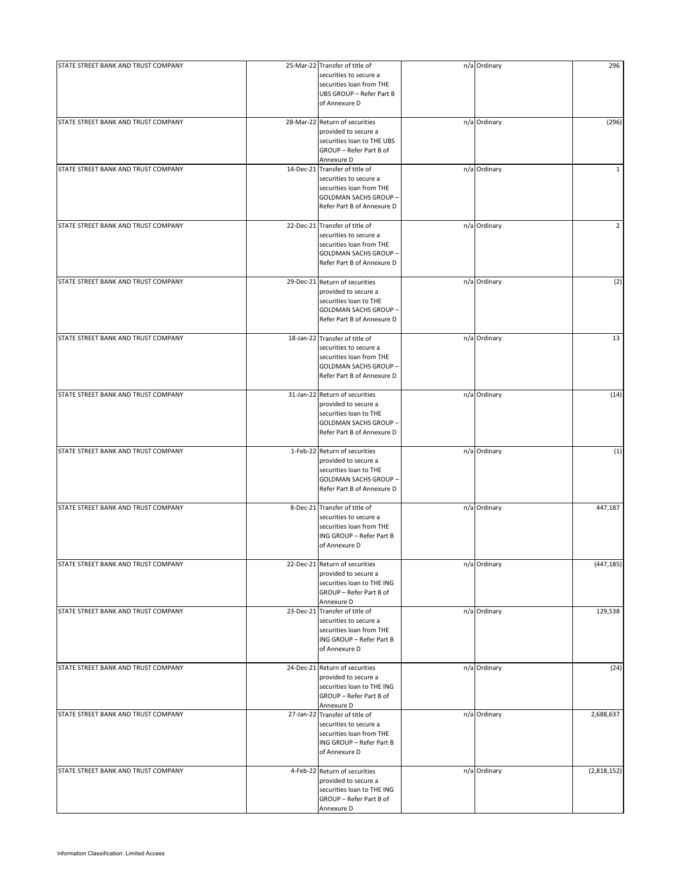| | | | | | |
|---|---|---|---|---|---|
| STATE STREET BANK AND TRUST COMPANY | 25-Mar-22 | Transfer of title of securities to secure a securities loan from THE UBS GROUP – Refer Part B of Annexure D | n/a | Ordinary | 296 |
| STATE STREET BANK AND TRUST COMPANY | 28-Mar-22 | Return of securities provided to secure a securities loan to THE UBS GROUP – Refer Part B of Annexure D | n/a | Ordinary | (296) |
| STATE STREET BANK AND TRUST COMPANY | 14-Dec-21 | Transfer of title of securities to secure a securities loan from THE GOLDMAN SACHS GROUP – Refer Part B of Annexure D | n/a | Ordinary | 1 |
| STATE STREET BANK AND TRUST COMPANY | 22-Dec-21 | Transfer of title of securities to secure a securities loan from THE GOLDMAN SACHS GROUP – Refer Part B of Annexure D | n/a | Ordinary | 2 |
| STATE STREET BANK AND TRUST COMPANY | 29-Dec-21 | Return of securities provided to secure a securities loan to THE GOLDMAN SACHS GROUP – Refer Part B of Annexure D | n/a | Ordinary | (2) |
| STATE STREET BANK AND TRUST COMPANY | 18-Jan-22 | Transfer of title of securities to secure a securities loan from THE GOLDMAN SACHS GROUP – Refer Part B of Annexure D | n/a | Ordinary | 13 |
| STATE STREET BANK AND TRUST COMPANY | 31-Jan-22 | Return of securities provided to secure a securities loan to THE GOLDMAN SACHS GROUP – Refer Part B of Annexure D | n/a | Ordinary | (14) |
| STATE STREET BANK AND TRUST COMPANY | 1-Feb-22 | Return of securities provided to secure a securities loan to THE GOLDMAN SACHS GROUP – Refer Part B of Annexure D | n/a | Ordinary | (1) |
| STATE STREET BANK AND TRUST COMPANY | 8-Dec-21 | Transfer of title of securities to secure a securities loan from THE ING GROUP – Refer Part B of Annexure D | n/a | Ordinary | 447,187 |
| STATE STREET BANK AND TRUST COMPANY | 22-Dec-21 | Return of securities provided to secure a securities loan to THE ING GROUP – Refer Part B of Annexure D | n/a | Ordinary | (447,185) |
| STATE STREET BANK AND TRUST COMPANY | 23-Dec-21 | Transfer of title of securities to secure a securities loan from THE ING GROUP – Refer Part B of Annexure D | n/a | Ordinary | 129,538 |
| STATE STREET BANK AND TRUST COMPANY | 24-Dec-21 | Return of securities provided to secure a securities loan to THE ING GROUP – Refer Part B of Annexure D | n/a | Ordinary | (24) |
| STATE STREET BANK AND TRUST COMPANY | 27-Jan-22 | Transfer of title of securities to secure a securities loan from THE ING GROUP – Refer Part B of Annexure D | n/a | Ordinary | 2,688,637 |
| STATE STREET BANK AND TRUST COMPANY | 4-Feb-22 | Return of securities provided to secure a securities loan to THE ING GROUP – Refer Part B of Annexure D | n/a | Ordinary | (2,818,152) |

Information Classification: Limited Access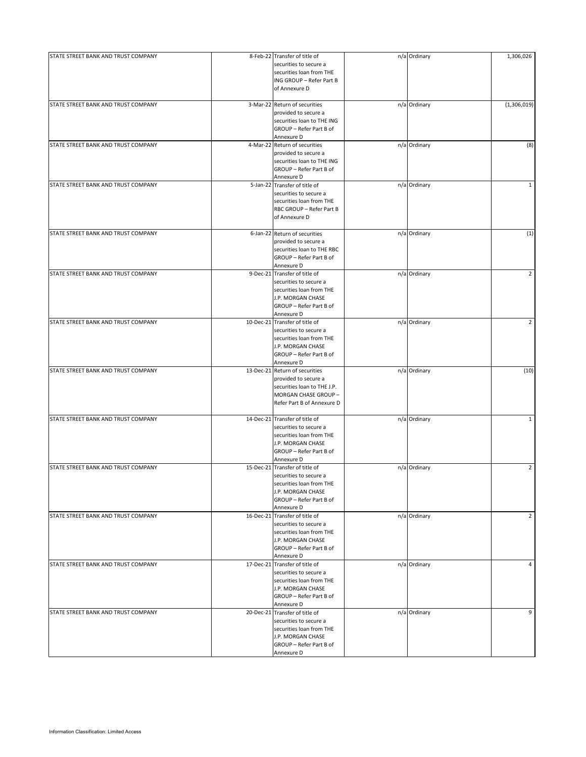| | | | | | |
|---|---|---|---|---|---|
| STATE STREET BANK AND TRUST COMPANY | 8-Feb-22 | Transfer of title of securities to secure a securities loan from THE ING GROUP – Refer Part B of Annexure D | n/a | Ordinary | 1,306,026 |
| STATE STREET BANK AND TRUST COMPANY | 3-Mar-22 | Return of securities provided to secure a securities loan to THE ING GROUP – Refer Part B of Annexure D | n/a | Ordinary | (1,306,019) |
| STATE STREET BANK AND TRUST COMPANY | 4-Mar-22 | Return of securities provided to secure a securities loan to THE ING GROUP – Refer Part B of Annexure D | n/a | Ordinary | (8) |
| STATE STREET BANK AND TRUST COMPANY | 5-Jan-22 | Transfer of title of securities to secure a securities loan from THE RBC GROUP – Refer Part B of Annexure D | n/a | Ordinary | 1 |
| STATE STREET BANK AND TRUST COMPANY | 6-Jan-22 | Return of securities provided to secure a securities loan to THE RBC GROUP – Refer Part B of Annexure D | n/a | Ordinary | (1) |
| STATE STREET BANK AND TRUST COMPANY | 9-Dec-21 | Transfer of title of securities to secure a securities loan from THE J.P. MORGAN CHASE GROUP – Refer Part B of Annexure D | n/a | Ordinary | 2 |
| STATE STREET BANK AND TRUST COMPANY | 10-Dec-21 | Transfer of title of securities to secure a securities loan from THE J.P. MORGAN CHASE GROUP – Refer Part B of Annexure D | n/a | Ordinary | 2 |
| STATE STREET BANK AND TRUST COMPANY | 13-Dec-21 | Return of securities provided to secure a securities loan to THE J.P. MORGAN CHASE GROUP – Refer Part B of Annexure D | n/a | Ordinary | (10) |
| STATE STREET BANK AND TRUST COMPANY | 14-Dec-21 | Transfer of title of securities to secure a securities loan from THE J.P. MORGAN CHASE GROUP – Refer Part B of Annexure D | n/a | Ordinary | 1 |
| STATE STREET BANK AND TRUST COMPANY | 15-Dec-21 | Transfer of title of securities to secure a securities loan from THE J.P. MORGAN CHASE GROUP – Refer Part B of Annexure D | n/a | Ordinary | 2 |
| STATE STREET BANK AND TRUST COMPANY | 16-Dec-21 | Transfer of title of securities to secure a securities loan from THE J.P. MORGAN CHASE GROUP – Refer Part B of Annexure D | n/a | Ordinary | 2 |
| STATE STREET BANK AND TRUST COMPANY | 17-Dec-21 | Transfer of title of securities to secure a securities loan from THE J.P. MORGAN CHASE GROUP – Refer Part B of Annexure D | n/a | Ordinary | 4 |
| STATE STREET BANK AND TRUST COMPANY | 20-Dec-21 | Transfer of title of securities to secure a securities loan from THE J.P. MORGAN CHASE GROUP – Refer Part B of Annexure D | n/a | Ordinary | 9 |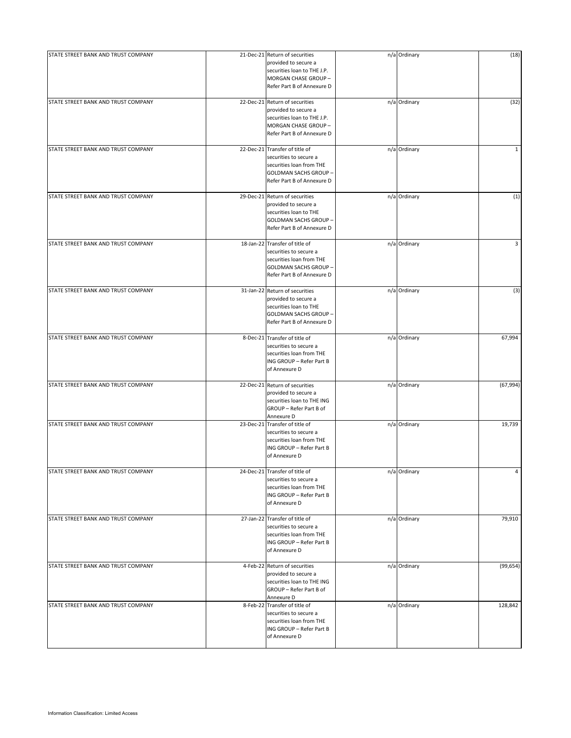| | | | | | |
|---|---|---|---|---|---|
| STATE STREET BANK AND TRUST COMPANY | 21-Dec-21 | Return of securities provided to secure a securities loan to THE J.P. MORGAN CHASE GROUP – Refer Part B of Annexure D | n/a | Ordinary | (18) |
| STATE STREET BANK AND TRUST COMPANY | 22-Dec-21 | Return of securities provided to secure a securities loan to THE J.P. MORGAN CHASE GROUP – Refer Part B of Annexure D | n/a | Ordinary | (32) |
| STATE STREET BANK AND TRUST COMPANY | 22-Dec-21 | Transfer of title of securities to secure a securities loan from THE GOLDMAN SACHS GROUP – Refer Part B of Annexure D | n/a | Ordinary | 1 |
| STATE STREET BANK AND TRUST COMPANY | 29-Dec-21 | Return of securities provided to secure a securities loan to THE GOLDMAN SACHS GROUP – Refer Part B of Annexure D | n/a | Ordinary | (1) |
| STATE STREET BANK AND TRUST COMPANY | 18-Jan-22 | Transfer of title of securities to secure a securities loan from THE GOLDMAN SACHS GROUP – Refer Part B of Annexure D | n/a | Ordinary | 3 |
| STATE STREET BANK AND TRUST COMPANY | 31-Jan-22 | Return of securities provided to secure a securities loan to THE GOLDMAN SACHS GROUP – Refer Part B of Annexure D | n/a | Ordinary | (3) |
| STATE STREET BANK AND TRUST COMPANY | 8-Dec-21 | Transfer of title of securities to secure a securities loan from THE ING GROUP – Refer Part B of Annexure D | n/a | Ordinary | 67,994 |
| STATE STREET BANK AND TRUST COMPANY | 22-Dec-21 | Return of securities provided to secure a securities loan to THE ING GROUP – Refer Part B of Annexure D | n/a | Ordinary | (67,994) |
| STATE STREET BANK AND TRUST COMPANY | 23-Dec-21 | Transfer of title of securities to secure a securities loan from THE ING GROUP – Refer Part B of Annexure D | n/a | Ordinary | 19,739 |
| STATE STREET BANK AND TRUST COMPANY | 24-Dec-21 | Transfer of title of securities to secure a securities loan from THE ING GROUP – Refer Part B of Annexure D | n/a | Ordinary | 4 |
| STATE STREET BANK AND TRUST COMPANY | 27-Jan-22 | Transfer of title of securities to secure a securities loan from THE ING GROUP – Refer Part B of Annexure D | n/a | Ordinary | 79,910 |
| STATE STREET BANK AND TRUST COMPANY | 4-Feb-22 | Return of securities provided to secure a securities loan to THE ING GROUP – Refer Part B of Annexure D | n/a | Ordinary | (99,654) |
| STATE STREET BANK AND TRUST COMPANY | 8-Feb-22 | Transfer of title of securities to secure a securities loan from THE ING GROUP – Refer Part B of Annexure D | n/a | Ordinary | 128,842 |

Information Classification: Limited Access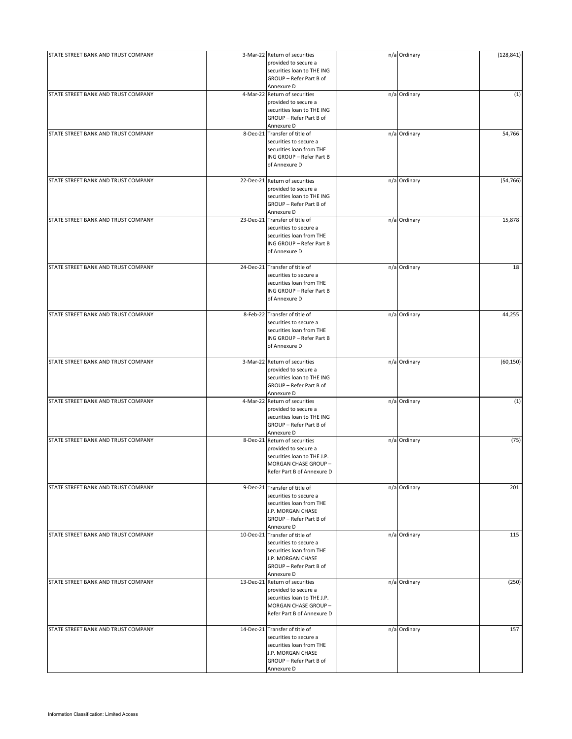| | | | | | |
|---|---|---|---|---|---|
| STATE STREET BANK AND TRUST COMPANY | 3-Mar-22 | Return of securities provided to secure a securities loan to THE ING GROUP – Refer Part B of Annexure D | n/a | Ordinary | (128,841) |
| STATE STREET BANK AND TRUST COMPANY | 4-Mar-22 | Return of securities provided to secure a securities loan to THE ING GROUP – Refer Part B of Annexure D | n/a | Ordinary | (1) |
| STATE STREET BANK AND TRUST COMPANY | 8-Dec-21 | Transfer of title of securities to secure a securities loan from THE ING GROUP – Refer Part B of Annexure D | n/a | Ordinary | 54,766 |
| STATE STREET BANK AND TRUST COMPANY | 22-Dec-21 | Return of securities provided to secure a securities loan to THE ING GROUP – Refer Part B of Annexure D | n/a | Ordinary | (54,766) |
| STATE STREET BANK AND TRUST COMPANY | 23-Dec-21 | Transfer of title of securities to secure a securities loan from THE ING GROUP – Refer Part B of Annexure D | n/a | Ordinary | 15,878 |
| STATE STREET BANK AND TRUST COMPANY | 24-Dec-21 | Transfer of title of securities to secure a securities loan from THE ING GROUP – Refer Part B of Annexure D | n/a | Ordinary | 18 |
| STATE STREET BANK AND TRUST COMPANY | 8-Feb-22 | Transfer of title of securities to secure a securities loan from THE ING GROUP – Refer Part B of Annexure D | n/a | Ordinary | 44,255 |
| STATE STREET BANK AND TRUST COMPANY | 3-Mar-22 | Return of securities provided to secure a securities loan to THE ING GROUP – Refer Part B of Annexure D | n/a | Ordinary | (60,150) |
| STATE STREET BANK AND TRUST COMPANY | 4-Mar-22 | Return of securities provided to secure a securities loan to THE ING GROUP – Refer Part B of Annexure D | n/a | Ordinary | (1) |
| STATE STREET BANK AND TRUST COMPANY | 8-Dec-21 | Return of securities provided to secure a securities loan to THE J.P. MORGAN CHASE GROUP – Refer Part B of Annexure D | n/a | Ordinary | (75) |
| STATE STREET BANK AND TRUST COMPANY | 9-Dec-21 | Transfer of title of securities to secure a securities loan from THE J.P. MORGAN CHASE GROUP – Refer Part B of Annexure D | n/a | Ordinary | 201 |
| STATE STREET BANK AND TRUST COMPANY | 10-Dec-21 | Transfer of title of securities to secure a securities loan from THE J.P. MORGAN CHASE GROUP – Refer Part B of Annexure D | n/a | Ordinary | 115 |
| STATE STREET BANK AND TRUST COMPANY | 13-Dec-21 | Return of securities provided to secure a securities loan to THE J.P. MORGAN CHASE GROUP – Refer Part B of Annexure D | n/a | Ordinary | (250) |
| STATE STREET BANK AND TRUST COMPANY | 14-Dec-21 | Transfer of title of securities to secure a securities loan from THE J.P. MORGAN CHASE GROUP – Refer Part B of Annexure D | n/a | Ordinary | 157 |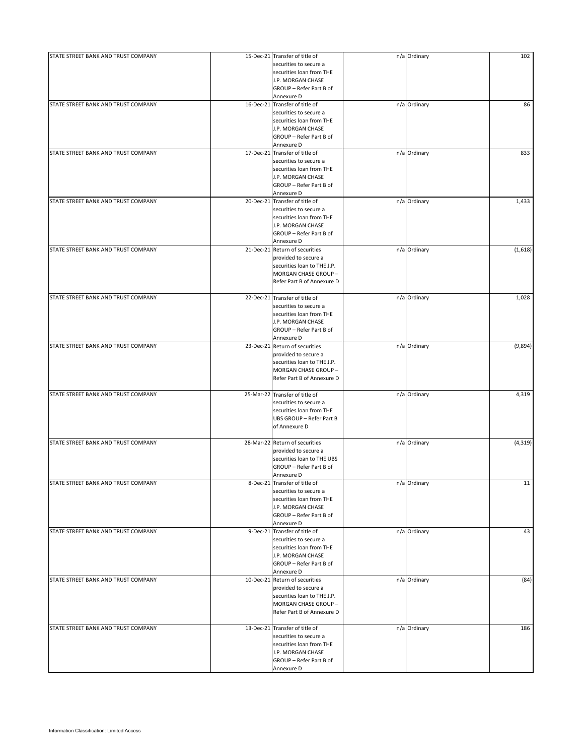| | | | | | |
|---|---|---|---|---|---|
| STATE STREET BANK AND TRUST COMPANY | 15-Dec-21 | Transfer of title of securities to secure a securities loan from THE J.P. MORGAN CHASE GROUP – Refer Part B of Annexure D | n/a | Ordinary | 102 |
| STATE STREET BANK AND TRUST COMPANY | 16-Dec-21 | Transfer of title of securities to secure a securities loan from THE J.P. MORGAN CHASE GROUP – Refer Part B of Annexure D | n/a | Ordinary | 86 |
| STATE STREET BANK AND TRUST COMPANY | 17-Dec-21 | Transfer of title of securities to secure a securities loan from THE J.P. MORGAN CHASE GROUP – Refer Part B of Annexure D | n/a | Ordinary | 833 |
| STATE STREET BANK AND TRUST COMPANY | 20-Dec-21 | Transfer of title of securities to secure a securities loan from THE J.P. MORGAN CHASE GROUP – Refer Part B of Annexure D | n/a | Ordinary | 1,433 |
| STATE STREET BANK AND TRUST COMPANY | 21-Dec-21 | Return of securities provided to secure a securities loan to THE J.P. MORGAN CHASE GROUP – Refer Part B of Annexure D | n/a | Ordinary | (1,618) |
| STATE STREET BANK AND TRUST COMPANY | 22-Dec-21 | Transfer of title of securities to secure a securities loan from THE J.P. MORGAN CHASE GROUP – Refer Part B of Annexure D | n/a | Ordinary | 1,028 |
| STATE STREET BANK AND TRUST COMPANY | 23-Dec-21 | Return of securities provided to secure a securities loan to THE J.P. MORGAN CHASE GROUP – Refer Part B of Annexure D | n/a | Ordinary | (9,894) |
| STATE STREET BANK AND TRUST COMPANY | 25-Mar-22 | Transfer of title of securities to secure a securities loan from THE UBS GROUP – Refer Part B of Annexure D | n/a | Ordinary | 4,319 |
| STATE STREET BANK AND TRUST COMPANY | 28-Mar-22 | Return of securities provided to secure a securities loan to THE UBS GROUP – Refer Part B of Annexure D | n/a | Ordinary | (4,319) |
| STATE STREET BANK AND TRUST COMPANY | 8-Dec-21 | Transfer of title of securities to secure a securities loan from THE J.P. MORGAN CHASE GROUP – Refer Part B of Annexure D | n/a | Ordinary | 11 |
| STATE STREET BANK AND TRUST COMPANY | 9-Dec-21 | Transfer of title of securities to secure a securities loan from THE J.P. MORGAN CHASE GROUP – Refer Part B of Annexure D | n/a | Ordinary | 43 |
| STATE STREET BANK AND TRUST COMPANY | 10-Dec-21 | Return of securities provided to secure a securities loan to THE J.P. MORGAN CHASE GROUP – Refer Part B of Annexure D | n/a | Ordinary | (84) |
| STATE STREET BANK AND TRUST COMPANY | 13-Dec-21 | Transfer of title of securities to secure a securities loan from THE J.P. MORGAN CHASE GROUP – Refer Part B of Annexure D | n/a | Ordinary | 186 |

Information Classification: Limited Access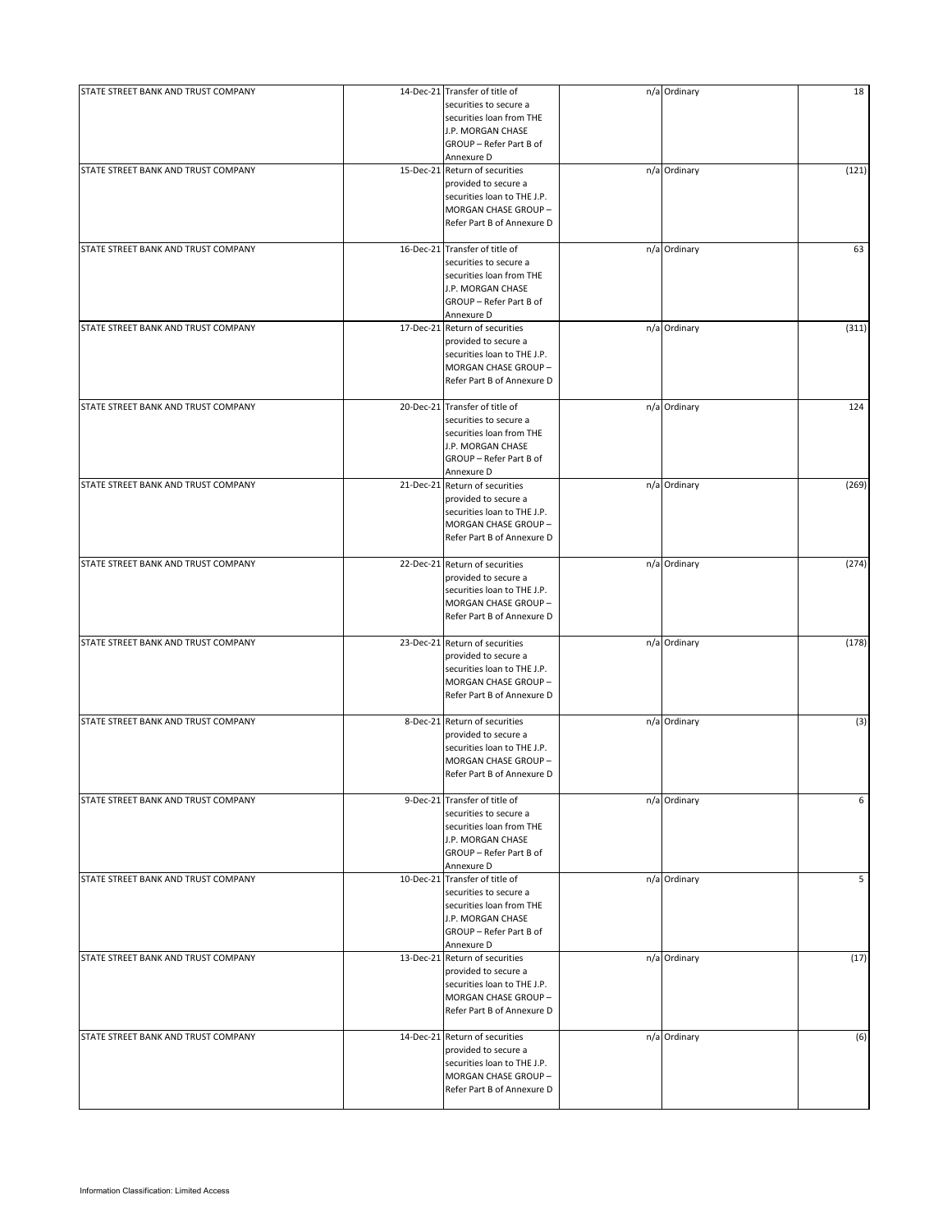| | | | | | |
|---|---|---|---|---|---|
| STATE STREET BANK AND TRUST COMPANY | 14-Dec-21 | Transfer of title of securities to secure a securities loan from THE J.P. MORGAN CHASE GROUP – Refer Part B of Annexure D | n/a | Ordinary | 18 |
| STATE STREET BANK AND TRUST COMPANY | 15-Dec-21 | Return of securities provided to secure a securities loan to THE J.P. MORGAN CHASE GROUP – Refer Part B of Annexure D | n/a | Ordinary | (121) |
| STATE STREET BANK AND TRUST COMPANY | 16-Dec-21 | Transfer of title of securities to secure a securities loan from THE J.P. MORGAN CHASE GROUP – Refer Part B of Annexure D | n/a | Ordinary | 63 |
| STATE STREET BANK AND TRUST COMPANY | 17-Dec-21 | Return of securities provided to secure a securities loan to THE J.P. MORGAN CHASE GROUP – Refer Part B of Annexure D | n/a | Ordinary | (311) |
| STATE STREET BANK AND TRUST COMPANY | 20-Dec-21 | Transfer of title of securities to secure a securities loan from THE J.P. MORGAN CHASE GROUP – Refer Part B of Annexure D | n/a | Ordinary | 124 |
| STATE STREET BANK AND TRUST COMPANY | 21-Dec-21 | Return of securities provided to secure a securities loan to THE J.P. MORGAN CHASE GROUP – Refer Part B of Annexure D | n/a | Ordinary | (269) |
| STATE STREET BANK AND TRUST COMPANY | 22-Dec-21 | Return of securities provided to secure a securities loan to THE J.P. MORGAN CHASE GROUP – Refer Part B of Annexure D | n/a | Ordinary | (274) |
| STATE STREET BANK AND TRUST COMPANY | 23-Dec-21 | Return of securities provided to secure a securities loan to THE J.P. MORGAN CHASE GROUP – Refer Part B of Annexure D | n/a | Ordinary | (178) |
| STATE STREET BANK AND TRUST COMPANY | 8-Dec-21 | Return of securities provided to secure a securities loan to THE J.P. MORGAN CHASE GROUP – Refer Part B of Annexure D | n/a | Ordinary | (3) |
| STATE STREET BANK AND TRUST COMPANY | 9-Dec-21 | Transfer of title of securities to secure a securities loan from THE J.P. MORGAN CHASE GROUP – Refer Part B of Annexure D | n/a | Ordinary | 6 |
| STATE STREET BANK AND TRUST COMPANY | 10-Dec-21 | Transfer of title of securities to secure a securities loan from THE J.P. MORGAN CHASE GROUP – Refer Part B of Annexure D | n/a | Ordinary | 5 |
| STATE STREET BANK AND TRUST COMPANY | 13-Dec-21 | Return of securities provided to secure a securities loan to THE J.P. MORGAN CHASE GROUP – Refer Part B of Annexure D | n/a | Ordinary | (17) |
| STATE STREET BANK AND TRUST COMPANY | 14-Dec-21 | Return of securities provided to secure a securities loan to THE J.P. MORGAN CHASE GROUP – Refer Part B of Annexure D | n/a | Ordinary | (6) |

Information Classification: Limited Access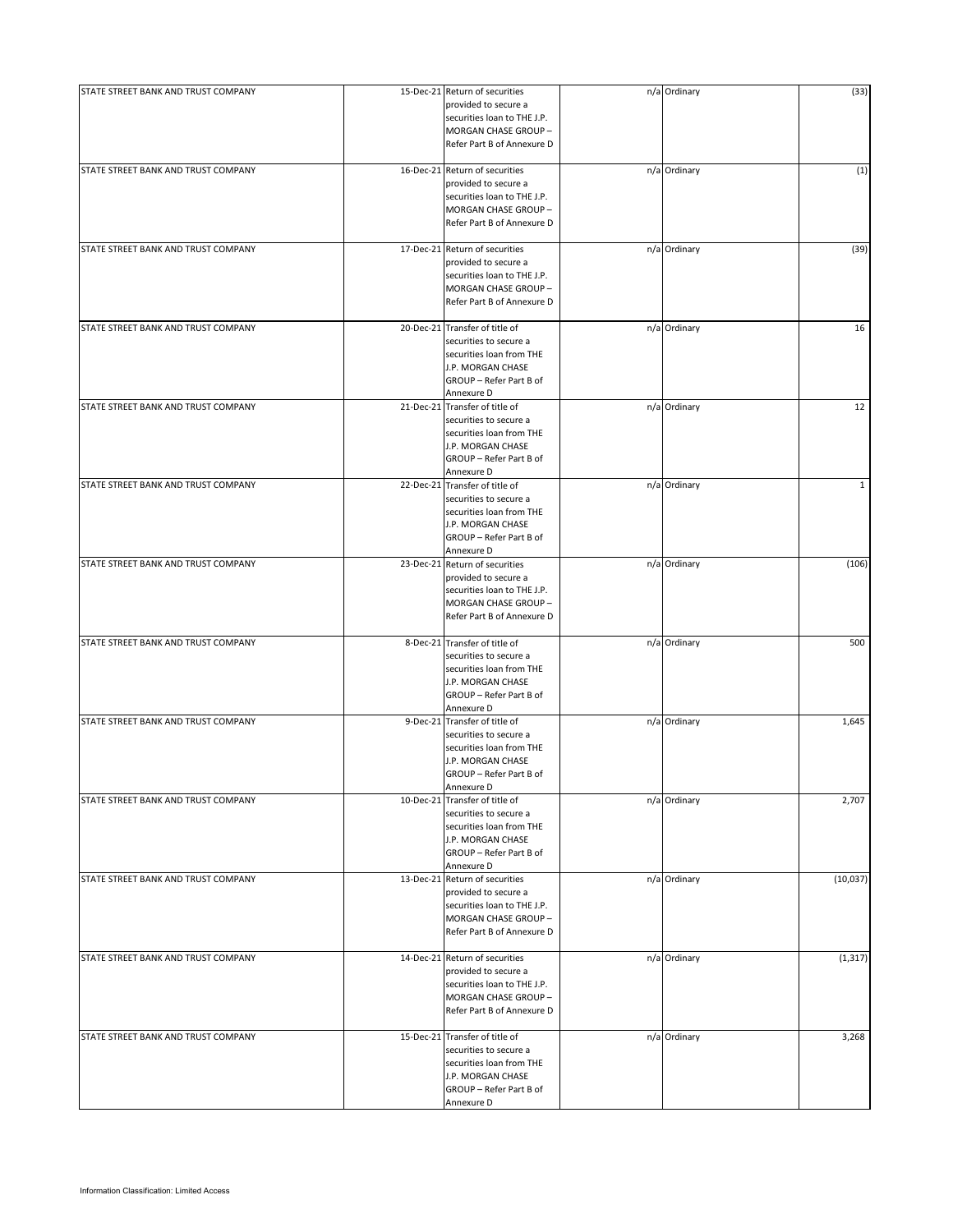| | | | | | |
|---|---|---|---|---|---|
| STATE STREET BANK AND TRUST COMPANY | 15-Dec-21 | Return of securities provided to secure a securities loan to THE J.P. MORGAN CHASE GROUP – Refer Part B of Annexure D | n/a | Ordinary | (33) |
| STATE STREET BANK AND TRUST COMPANY | 16-Dec-21 | Return of securities provided to secure a securities loan to THE J.P. MORGAN CHASE GROUP – Refer Part B of Annexure D | n/a | Ordinary | (1) |
| STATE STREET BANK AND TRUST COMPANY | 17-Dec-21 | Return of securities provided to secure a securities loan to THE J.P. MORGAN CHASE GROUP – Refer Part B of Annexure D | n/a | Ordinary | (39) |
| STATE STREET BANK AND TRUST COMPANY | 20-Dec-21 | Transfer of title of securities to secure a securities loan from THE J.P. MORGAN CHASE GROUP – Refer Part B of Annexure D | n/a | Ordinary | 16 |
| STATE STREET BANK AND TRUST COMPANY | 21-Dec-21 | Transfer of title of securities to secure a securities loan from THE J.P. MORGAN CHASE GROUP – Refer Part B of Annexure D | n/a | Ordinary | 12 |
| STATE STREET BANK AND TRUST COMPANY | 22-Dec-21 | Transfer of title of securities to secure a securities loan from THE J.P. MORGAN CHASE GROUP – Refer Part B of Annexure D | n/a | Ordinary | 1 |
| STATE STREET BANK AND TRUST COMPANY | 23-Dec-21 | Return of securities provided to secure a securities loan to THE J.P. MORGAN CHASE GROUP – Refer Part B of Annexure D | n/a | Ordinary | (106) |
| STATE STREET BANK AND TRUST COMPANY | 8-Dec-21 | Transfer of title of securities to secure a securities loan from THE J.P. MORGAN CHASE GROUP – Refer Part B of Annexure D | n/a | Ordinary | 500 |
| STATE STREET BANK AND TRUST COMPANY | 9-Dec-21 | Transfer of title of securities to secure a securities loan from THE J.P. MORGAN CHASE GROUP – Refer Part B of Annexure D | n/a | Ordinary | 1,645 |
| STATE STREET BANK AND TRUST COMPANY | 10-Dec-21 | Transfer of title of securities to secure a securities loan from THE J.P. MORGAN CHASE GROUP – Refer Part B of Annexure D | n/a | Ordinary | 2,707 |
| STATE STREET BANK AND TRUST COMPANY | 13-Dec-21 | Return of securities provided to secure a securities loan to THE J.P. MORGAN CHASE GROUP – Refer Part B of Annexure D | n/a | Ordinary | (10,037) |
| STATE STREET BANK AND TRUST COMPANY | 14-Dec-21 | Return of securities provided to secure a securities loan to THE J.P. MORGAN CHASE GROUP – Refer Part B of Annexure D | n/a | Ordinary | (1,317) |
| STATE STREET BANK AND TRUST COMPANY | 15-Dec-21 | Transfer of title of securities to secure a securities loan from THE J.P. MORGAN CHASE GROUP – Refer Part B of Annexure D | n/a | Ordinary | 3,268 |

Information Classification: Limited Access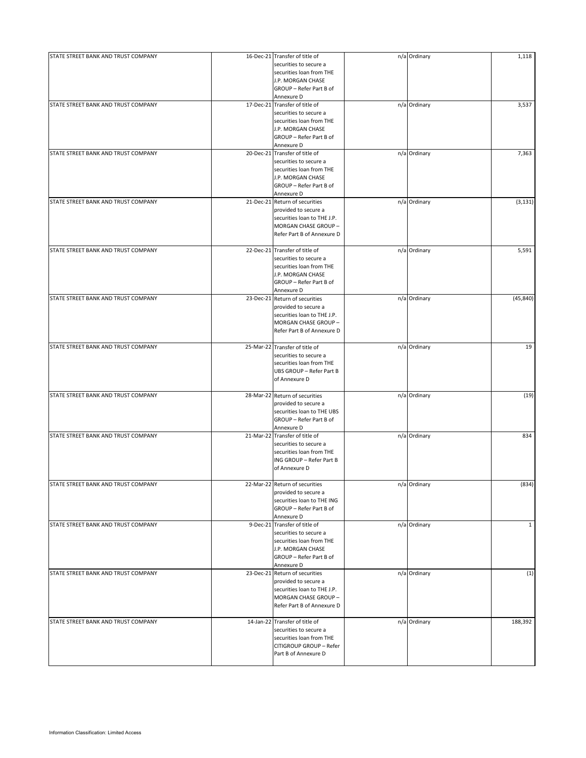| | | | | | |
|---|---|---|---|---|---|
| STATE STREET BANK AND TRUST COMPANY | 16-Dec-21 | Transfer of title of securities to secure a securities loan from THE J.P. MORGAN CHASE GROUP – Refer Part B of Annexure D | n/a | Ordinary | 1,118 |
| STATE STREET BANK AND TRUST COMPANY | 17-Dec-21 | Transfer of title of securities to secure a securities loan from THE J.P. MORGAN CHASE GROUP – Refer Part B of Annexure D | n/a | Ordinary | 3,537 |
| STATE STREET BANK AND TRUST COMPANY | 20-Dec-21 | Transfer of title of securities to secure a securities loan from THE J.P. MORGAN CHASE GROUP – Refer Part B of Annexure D | n/a | Ordinary | 7,363 |
| STATE STREET BANK AND TRUST COMPANY | 21-Dec-21 | Return of securities provided to secure a securities loan to THE J.P. MORGAN CHASE GROUP – Refer Part B of Annexure D | n/a | Ordinary | (3,131) |
| STATE STREET BANK AND TRUST COMPANY | 22-Dec-21 | Transfer of title of securities to secure a securities loan from THE J.P. MORGAN CHASE GROUP – Refer Part B of Annexure D | n/a | Ordinary | 5,591 |
| STATE STREET BANK AND TRUST COMPANY | 23-Dec-21 | Return of securities provided to secure a securities loan to THE J.P. MORGAN CHASE GROUP – Refer Part B of Annexure D | n/a | Ordinary | (45,840) |
| STATE STREET BANK AND TRUST COMPANY | 25-Mar-22 | Transfer of title of securities to secure a securities loan from THE UBS GROUP – Refer Part B of Annexure D | n/a | Ordinary | 19 |
| STATE STREET BANK AND TRUST COMPANY | 28-Mar-22 | Return of securities provided to secure a securities loan to THE UBS GROUP – Refer Part B of Annexure D | n/a | Ordinary | (19) |
| STATE STREET BANK AND TRUST COMPANY | 21-Mar-22 | Transfer of title of securities to secure a securities loan from THE ING GROUP – Refer Part B of Annexure D | n/a | Ordinary | 834 |
| STATE STREET BANK AND TRUST COMPANY | 22-Mar-22 | Return of securities provided to secure a securities loan to THE ING GROUP – Refer Part B of Annexure D | n/a | Ordinary | (834) |
| STATE STREET BANK AND TRUST COMPANY | 9-Dec-21 | Transfer of title of securities to secure a securities loan from THE J.P. MORGAN CHASE GROUP – Refer Part B of Annexure D | n/a | Ordinary | 1 |
| STATE STREET BANK AND TRUST COMPANY | 23-Dec-21 | Return of securities provided to secure a securities loan to THE J.P. MORGAN CHASE GROUP – Refer Part B of Annexure D | n/a | Ordinary | (1) |
| STATE STREET BANK AND TRUST COMPANY | 14-Jan-22 | Transfer of title of securities to secure a securities loan from THE CITIGROUP GROUP – Refer Part B of Annexure D | n/a | Ordinary | 188,392 |

Information Classification: Limited Access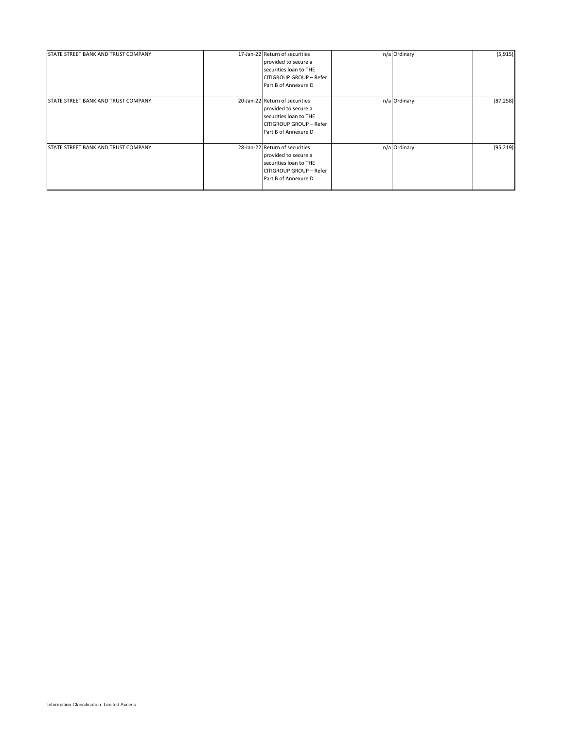| | | | | | |
|---|---|---|---|---|---|
| STATE STREET BANK AND TRUST COMPANY | 17-Jan-22 | Return of securities provided to secure a securities loan to THE CITIGROUP GROUP – Refer Part B of Annexure D | n/a | Ordinary | (5,915) |
| STATE STREET BANK AND TRUST COMPANY | 20-Jan-22 | Return of securities provided to secure a securities loan to THE CITIGROUP GROUP – Refer Part B of Annexure D | n/a | Ordinary | (87,258) |
| STATE STREET BANK AND TRUST COMPANY | 28-Jan-22 | Return of securities provided to secure a securities loan to THE CITIGROUP GROUP – Refer Part B of Annexure D | n/a | Ordinary | (95,219) |

Information Classification: Limited Access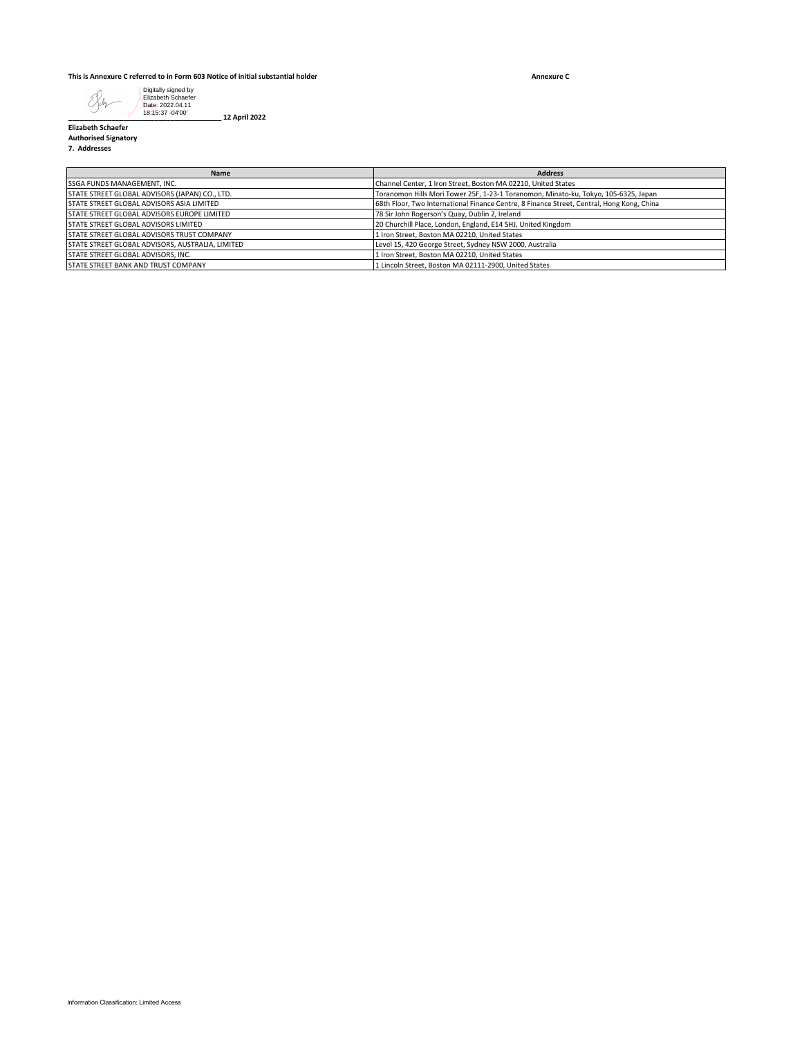**This is Annexure C referred to in Form 603 Notice of initial substantial holder**

**Annexure C**

Digitally signed by Elizabeth Schaefer
Date: 2022.04.11 18:15:37 -04'00'

_______________________________________ **12 April 2022**

**Elizabeth Schaefer**
**Authorised Signatory**

**7. Addresses**

| Name | Address |
|---|---|
| SSGA FUNDS MANAGEMENT, INC. | Channel Center, 1 Iron Street, Boston MA 02210, United States |
| STATE STREET GLOBAL ADVISORS (JAPAN) CO., LTD. | Toranomon Hills Mori Tower 25F, 1-23-1 Toranomon, Minato-ku, Tokyo, 105-6325, Japan |
| STATE STREET GLOBAL ADVISORS ASIA LIMITED | 68th Floor, Two International Finance Centre, 8 Finance Street, Central, Hong Kong, China |
| STATE STREET GLOBAL ADVISORS EUROPE LIMITED | 78 Sir John Rogerson's Quay, Dublin 2, Ireland |
| STATE STREET GLOBAL ADVISORS LIMITED | 20 Churchill Place, London, England, E14 5HJ, United Kingdom |
| STATE STREET GLOBAL ADVISORS TRUST COMPANY | 1 Iron Street, Boston MA 02210, United States |
| STATE STREET GLOBAL ADVISORS, AUSTRALIA, LIMITED | Level 15, 420 George Street, Sydney NSW 2000, Australia |
| STATE STREET GLOBAL ADVISORS, INC. | 1 Iron Street, Boston MA 02210, United States |
| STATE STREET BANK AND TRUST COMPANY | 1 Lincoln Street, Boston MA 02111-2900, United States |

Information Classification: Limited Access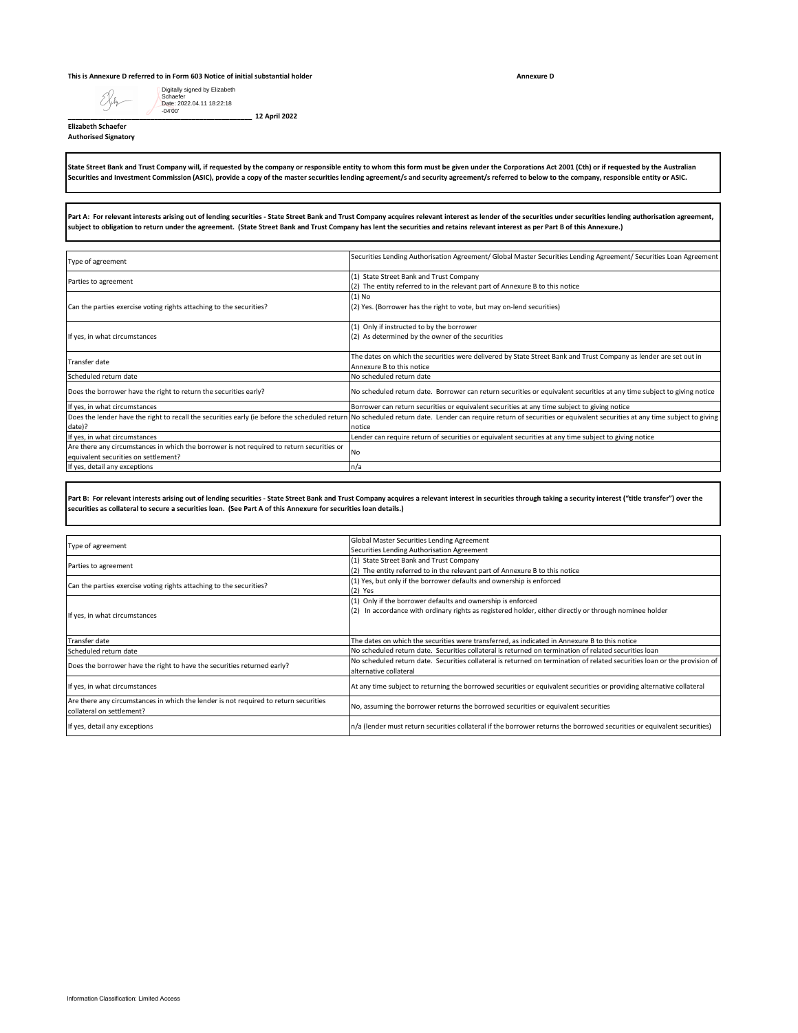**This is Annexure D referred to in Form 603 Notice of initial substantial holder** **Annexure D**

Digitally signed by Elizabeth Schaefer
Date: 2022.04.11 18:22:18 -04'00'

_______________________________________________ **12 April 2022**

**Elizabeth Schaefer**
**Authorised Signatory**

**State Street Bank and Trust Company will, if requested by the company or responsible entity to whom this form must be given under the Corporations Act 2001 (Cth) or if requested by the Australian Securities and Investment Commission (ASIC), provide a copy of the master securities lending agreement/s and security agreement/s referred to below to the company, responsible entity or ASIC.**

**Part A: For relevant interests arising out of lending securities - State Street Bank and Trust Company acquires relevant interest as lender of the securities under securities lending authorisation agreement, subject to obligation to return under the agreement. (State Street Bank and Trust Company has lent the securities and retains relevant interest as per Part B of this Annexure.)**

| | |
|---|---|
| Type of agreement | Securities Lending Authorisation Agreement/ Global Master Securities Lending Agreement/ Securities Loan Agreement |
| Parties to agreement | (1) State Street Bank and Trust Company<br>(2) The entity referred to in the relevant part of Annexure B to this notice |
| Can the parties exercise voting rights attaching to the securities? | (1) No<br>(2) Yes. (Borrower has the right to vote, but may on-lend securities) |
| If yes, in what circumstances | (1) Only if instructed to by the borrower<br>(2) As determined by the owner of the securities |
| Transfer date | The dates on which the securities were delivered by State Street Bank and Trust Company as lender are set out in Annexure B to this notice |
| Scheduled return date | No scheduled return date |
| Does the borrower have the right to return the securities early? | No scheduled return date. Borrower can return securities or equivalent securities at any time subject to giving notice |
| If yes, in what circumstances | Borrower can return securities or equivalent securities at any time subject to giving notice |
| Does the lender have the right to recall the securities early (ie before the scheduled return date)? | No scheduled return date. Lender can require return of securities or equivalent securities at any time subject to giving notice |
| If yes, in what circumstances | Lender can require return of securities or equivalent securities at any time subject to giving notice |
| Are there any circumstances in which the borrower is not required to return securities or equivalent securities on settlement? | No |
| If yes, detail any exceptions | n/a |

**Part B: For relevant interests arising out of lending securities - State Street Bank and Trust Company acquires a relevant interest in securities through taking a security interest ("title transfer") over the securities as collateral to secure a securities loan. (See Part A of this Annexure for securities loan details.)**

| | |
|---|---|
| Type of agreement | Global Master Securities Lending Agreement<br>Securities Lending Authorisation Agreement |
| Parties to agreement | (1) State Street Bank and Trust Company<br>(2) The entity referred to in the relevant part of Annexure B to this notice |
| Can the parties exercise voting rights attaching to the securities? | (1) Yes, but only if the borrower defaults and ownership is enforced<br>(2) Yes |
| If yes, in what circumstances | (1) Only if the borrower defaults and ownership is enforced<br>(2) In accordance with ordinary rights as registered holder, either directly or through nominee holder |
| Transfer date | The dates on which the securities were transferred, as indicated in Annexure B to this notice |
| Scheduled return date | No scheduled return date. Securities collateral is returned on termination of related securities loan |
| Does the borrower have the right to have the securities returned early? | No scheduled return date. Securities collateral is returned on termination of related securities loan or the provision of alternative collateral |
| If yes, in what circumstances | At any time subject to returning the borrowed securities or equivalent securities or providing alternative collateral |
| Are there any circumstances in which the lender is not required to return securities collateral on settlement? | No, assuming the borrower returns the borrowed securities or equivalent securities |
| If yes, detail any exceptions | n/a (lender must return securities collateral if the borrower returns the borrowed securities or equivalent securities) |

Information Classification: Limited Access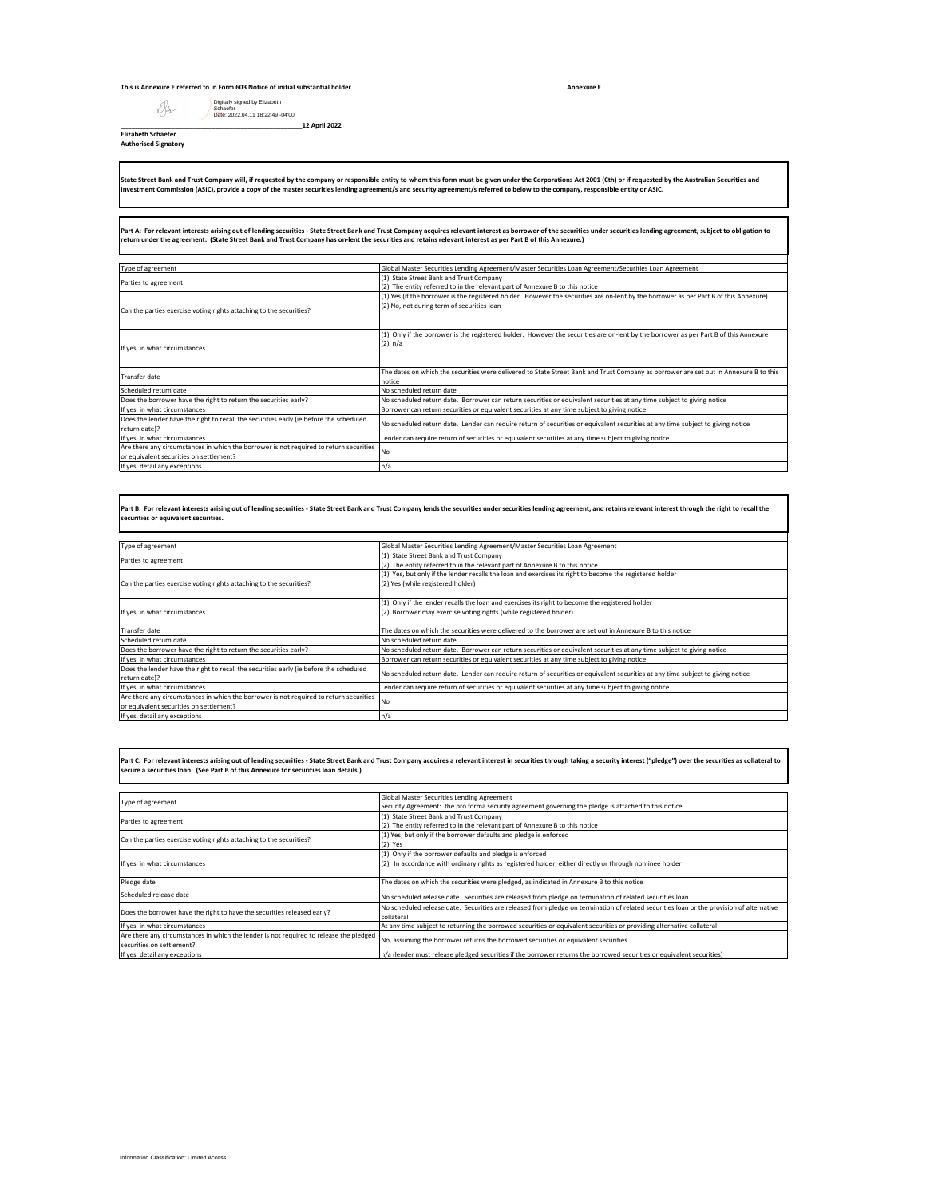**This is Annexure E referred to in Form 603 Notice of initial substantial holder**

**Annexure E**

Digitally signed by Elizabeth Schaefer
Date: 2022.04.11 18:22:49 -04'00'

_______________________________________ **12 April 2022**

**Elizabeth Schaefer**
**Authorised Signatory**

**State Street Bank and Trust Company will, if requested by the company or responsible entity to whom this form must be given under the Corporations Act 2001 (Cth) or if requested by the Australian Securities and Investment Commission (ASIC), provide a copy of the master securities lending agreement/s and security agreement/s referred to below to the company, responsible entity or ASIC.**

**Part A: For relevant interests arising out of lending securities - State Street Bank and Trust Company acquires relevant interest as borrower of the securities under securities lending agreement, subject to obligation to return under the agreement. (State Street Bank and Trust Company has on-lent the securities and retains relevant interest as per Part B of this Annexure.)**

| | |
|---|---|
| Type of agreement | Global Master Securities Lending Agreement/Master Securities Loan Agreement/Securities Loan Agreement |
| Parties to agreement | (1) State Street Bank and Trust Company<br>(2) The entity referred to in the relevant part of Annexure B to this notice |
| Can the parties exercise voting rights attaching to the securities? | (1) Yes (if the borrower is the registered holder. However the securities are on-lent by the borrower as per Part B of this Annexure)<br>(2) No, not during term of securities loan |
| If yes, in what circumstances | (1) Only if the borrower is the registered holder. However the securities are on-lent by the borrower as per Part B of this Annexure<br>(2) n/a |
| Transfer date | The dates on which the securities were delivered to State Street Bank and Trust Company as borrower are set out in Annexure B to this notice |
| Scheduled return date | No scheduled return date |
| Does the borrower have the right to return the securities early? | No scheduled return date. Borrower can return securities or equivalent securities at any time subject to giving notice |
| If yes, in what circumstances | Borrower can return securities or equivalent securities at any time subject to giving notice |
| Does the lender have the right to recall the securities early (ie before the scheduled return date)? | No scheduled return date. Lender can require return of securities or equivalent securities at any time subject to giving notice |
| If yes, in what circumstances | Lender can require return of securities or equivalent securities at any time subject to giving notice |
| Are there any circumstances in which the borrower is not required to return securities or equivalent securities on settlement? | No |
| If yes, detail any exceptions | n/a |

**Part B: For relevant interests arising out of lending securities - State Street Bank and Trust Company lends the securities under securities lending agreement, and retains relevant interest through the right to recall the securities or equivalent securities.**

| | |
|---|---|
| Type of agreement | Global Master Securities Lending Agreement/Master Securities Loan Agreement |
| Parties to agreement | (1) State Street Bank and Trust Company<br>(2) The entity referred to in the relevant part of Annexure B to this notice |
| Can the parties exercise voting rights attaching to the securities? | (1) Yes, but only if the lender recalls the loan and exercises its right to become the registered holder<br>(2) Yes (while registered holder) |
| If yes, in what circumstances | (1) Only if the lender recalls the loan and exercises its right to become the registered holder<br>(2) Borrower may exercise voting rights (while registered holder) |
| Transfer date | The dates on which the securities were delivered to the borrower are set out in Annexure B to this notice |
| Scheduled return date | No scheduled return date |
| Does the borrower have the right to return the securities early? | No scheduled return date. Borrower can return securities or equivalent securities at any time subject to giving notice |
| If yes, in what circumstances | Borrower can return securities or equivalent securities at any time subject to giving notice |
| Does the lender have the right to recall the securities early (ie before the scheduled return date)? | No scheduled return date. Lender can require return of securities or equivalent securities at any time subject to giving notice |
| If yes, in what circumstances | Lender can require return of securities or equivalent securities at any time subject to giving notice |
| Are there any circumstances in which the borrower is not required to return securities or equivalent securities on settlement? | No |
| If yes, detail any exceptions | n/a |

**Part C: For relevant interests arising out of lending securities - State Street Bank and Trust Company acquires a relevant interest in securities through taking a security interest ("pledge") over the securities as collateral to secure a securities loan. (See Part B of this Annexure for securities loan details.)**

| | |
|---|---|
| Type of agreement | Global Master Securities Lending Agreement<br>Security Agreement: the pro forma security agreement governing the pledge is attached to this notice |
| Parties to agreement | (1) State Street Bank and Trust Company<br>(2) The entity referred to in the relevant part of Annexure B to this notice |
| Can the parties exercise voting rights attaching to the securities? | (1) Yes, but only if the borrower defaults and pledge is enforced<br>(2) Yes |
| If yes, in what circumstances | (1) Only if the borrower defaults and pledge is enforced<br>(2) In accordance with ordinary rights as registered holder, either directly or through nominee holder |
| Pledge date | The dates on which the securities were pledged, as indicated in Annexure B to this notice |
| Scheduled release date | No scheduled release date. Securities are released from pledge on termination of related securities loan |
| Does the borrower have the right to have the securities released early? | No scheduled release date. Securities are released from pledge on termination of related securities loan or the provision of alternative collateral |
| If yes, in what circumstances | At any time subject to returning the borrowed securities or equivalent securities or providing alternative collateral |
| Are there any circumstances in which the lender is not required to release the pledged securities on settlement? | No, assuming the borrower returns the borrowed securities or equivalent securities |
| If yes, detail any exceptions | n/a (lender must release pledged securities if the borrower returns the borrowed securities or equivalent securities) |

Information Classification: Limited Access